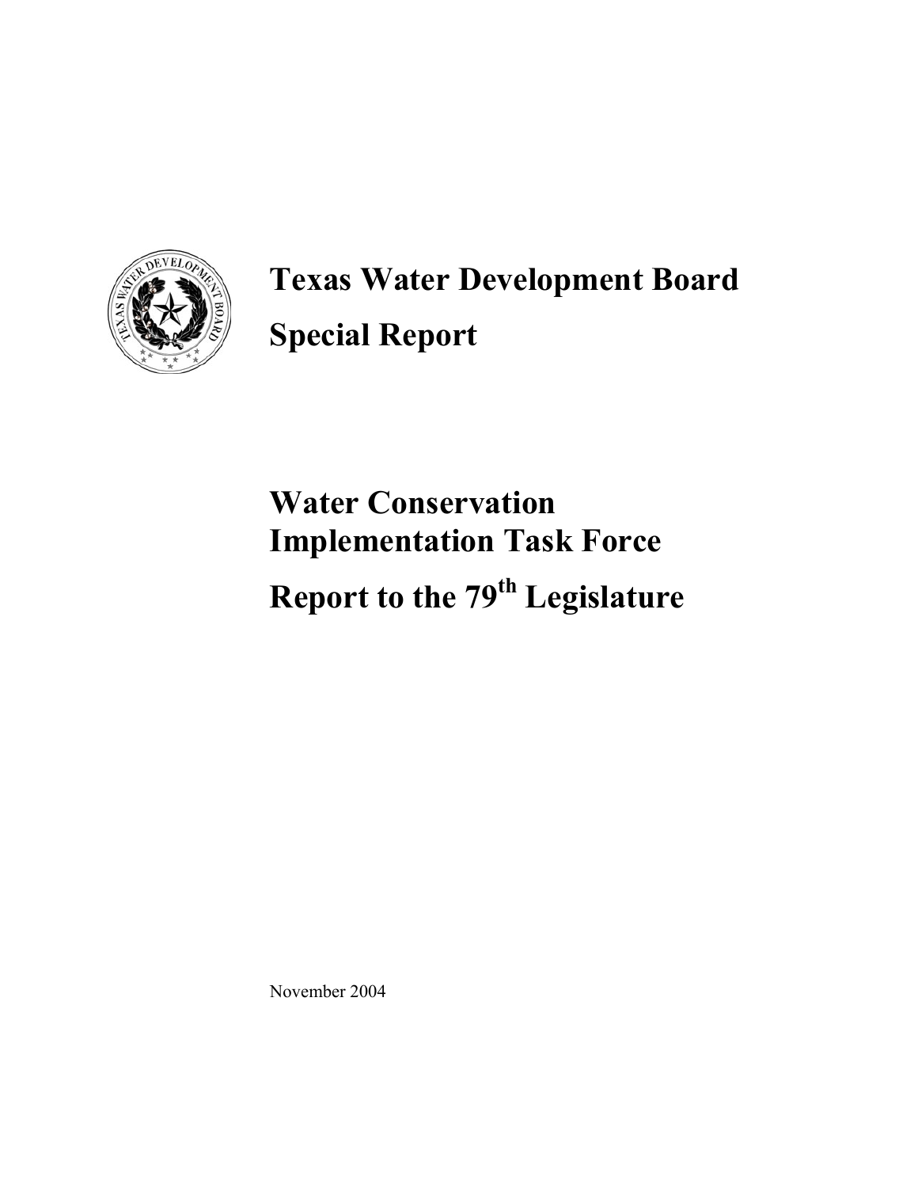# Texas Water Development Board

# Special Report

## Water Conservation Implementation Task Force

## Report to the 79th Legislature

November 2004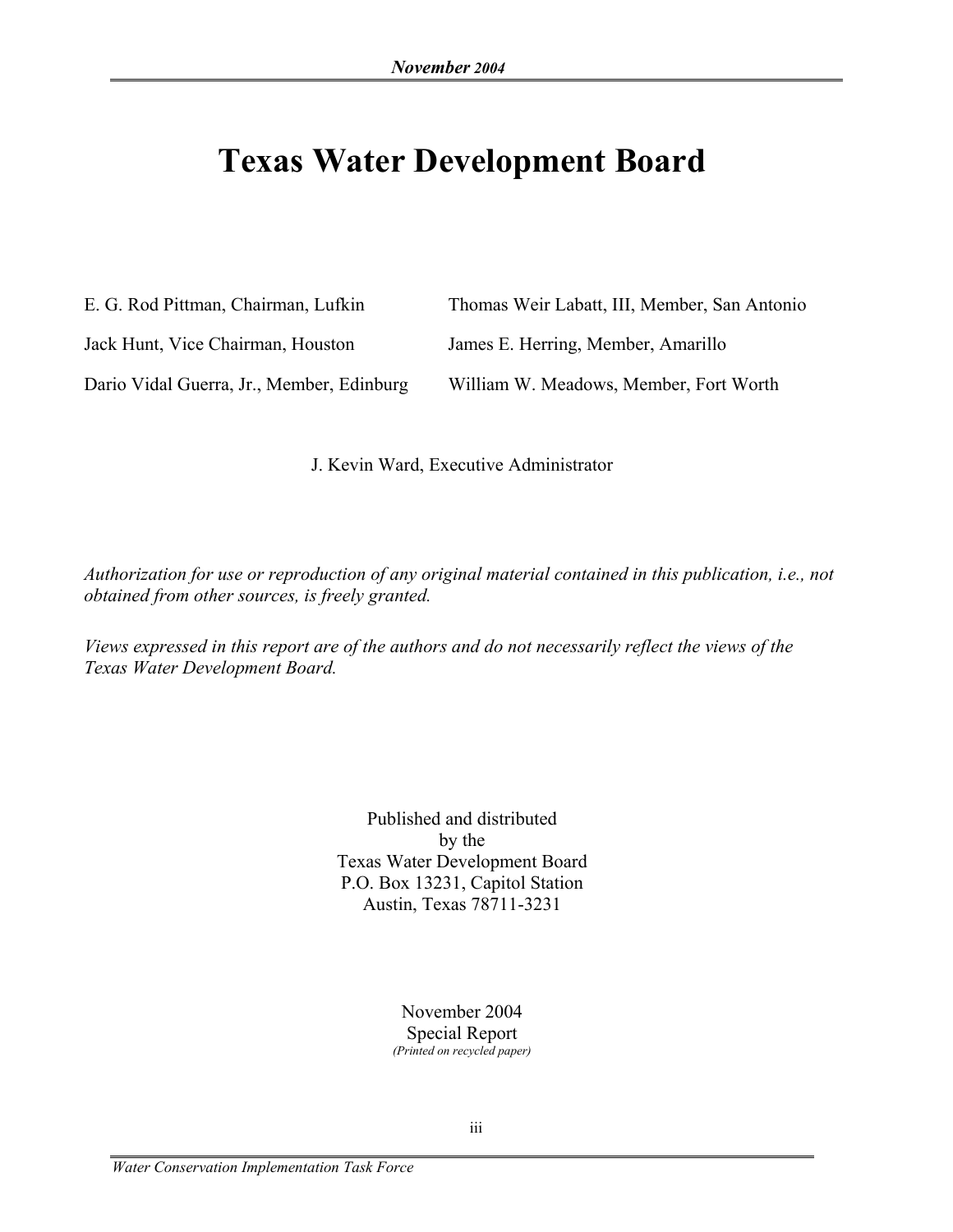# Texas Water Development Board

E. G. Rod Pittman, Chairman, Lufkin

Jack Hunt, Vice Chairman, Houston

Dario Vidal Guerra, Jr., Member, Edinburg

Thomas Weir Labatt, III, Member, San Antonio

James E. Herring, Member, Amarillo

William W. Meadows, Member, Fort Worth

J. Kevin Ward, Executive Administrator

*Authorization for use or reproduction of any original material contained in this publication, i.e., not obtained from other sources, is freely granted.*

*Views expressed in this report are of the authors and do not necessarily reflect the views of the Texas Water Development Board.*

Published and distributed
by the
Texas Water Development Board
P.O. Box 13231, Capitol Station
Austin, Texas 78711-3231

November 2004
Special Report
*(Printed on recycled paper)*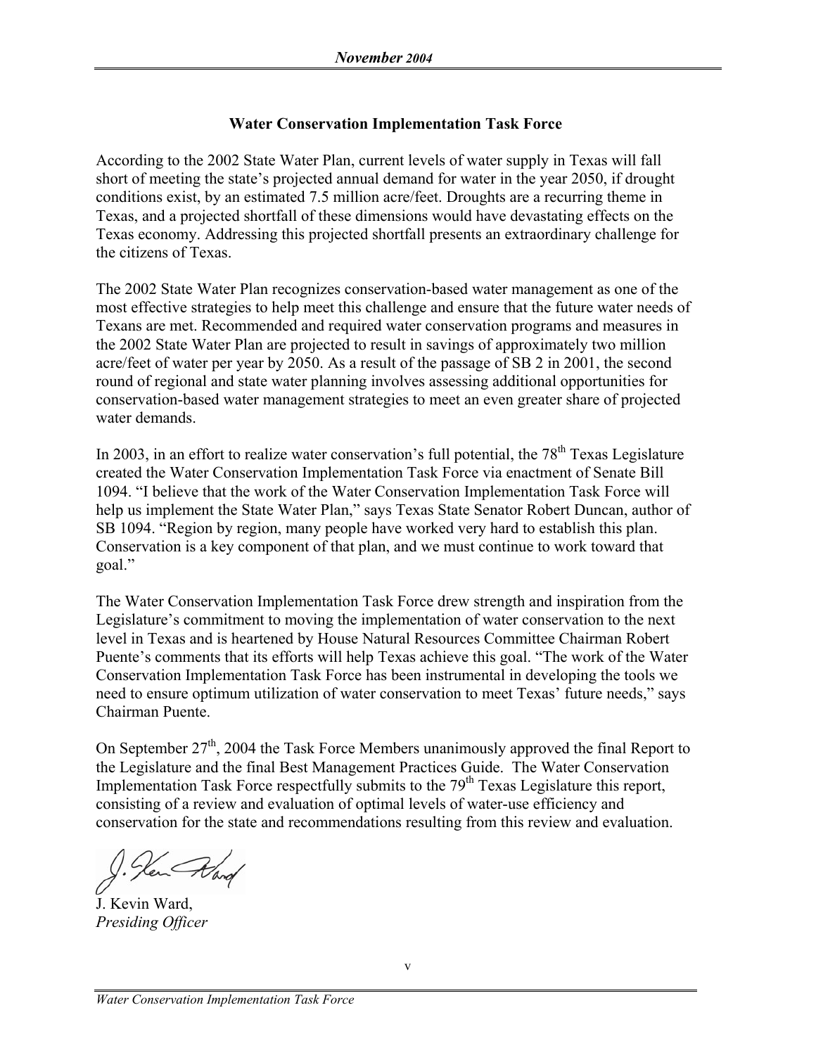## Water Conservation Implementation Task Force

According to the 2002 State Water Plan, current levels of water supply in Texas will fall short of meeting the state's projected annual demand for water in the year 2050, if drought conditions exist, by an estimated 7.5 million acre/feet. Droughts are a recurring theme in Texas, and a projected shortfall of these dimensions would have devastating effects on the Texas economy. Addressing this projected shortfall presents an extraordinary challenge for the citizens of Texas.

The 2002 State Water Plan recognizes conservation-based water management as one of the most effective strategies to help meet this challenge and ensure that the future water needs of Texans are met. Recommended and required water conservation programs and measures in the 2002 State Water Plan are projected to result in savings of approximately two million acre/feet of water per year by 2050. As a result of the passage of SB 2 in 2001, the second round of regional and state water planning involves assessing additional opportunities for conservation-based water management strategies to meet an even greater share of projected water demands.

In 2003, in an effort to realize water conservation's full potential, the 78th Texas Legislature created the Water Conservation Implementation Task Force via enactment of Senate Bill 1094. "I believe that the work of the Water Conservation Implementation Task Force will help us implement the State Water Plan," says Texas State Senator Robert Duncan, author of SB 1094. "Region by region, many people have worked very hard to establish this plan. Conservation is a key component of that plan, and we must continue to work toward that goal."

The Water Conservation Implementation Task Force drew strength and inspiration from the Legislature's commitment to moving the implementation of water conservation to the next level in Texas and is heartened by House Natural Resources Committee Chairman Robert Puente's comments that its efforts will help Texas achieve this goal. "The work of the Water Conservation Implementation Task Force has been instrumental in developing the tools we need to ensure optimum utilization of water conservation to meet Texas' future needs," says Chairman Puente.

On September 27th, 2004 the Task Force Members unanimously approved the final Report to the Legislature and the final Best Management Practices Guide. The Water Conservation Implementation Task Force respectfully submits to the 79th Texas Legislature this report, consisting of a review and evaluation of optimal levels of water-use efficiency and conservation for the state and recommendations resulting from this review and evaluation.

J. Kevin Ward,
*Presiding Officer*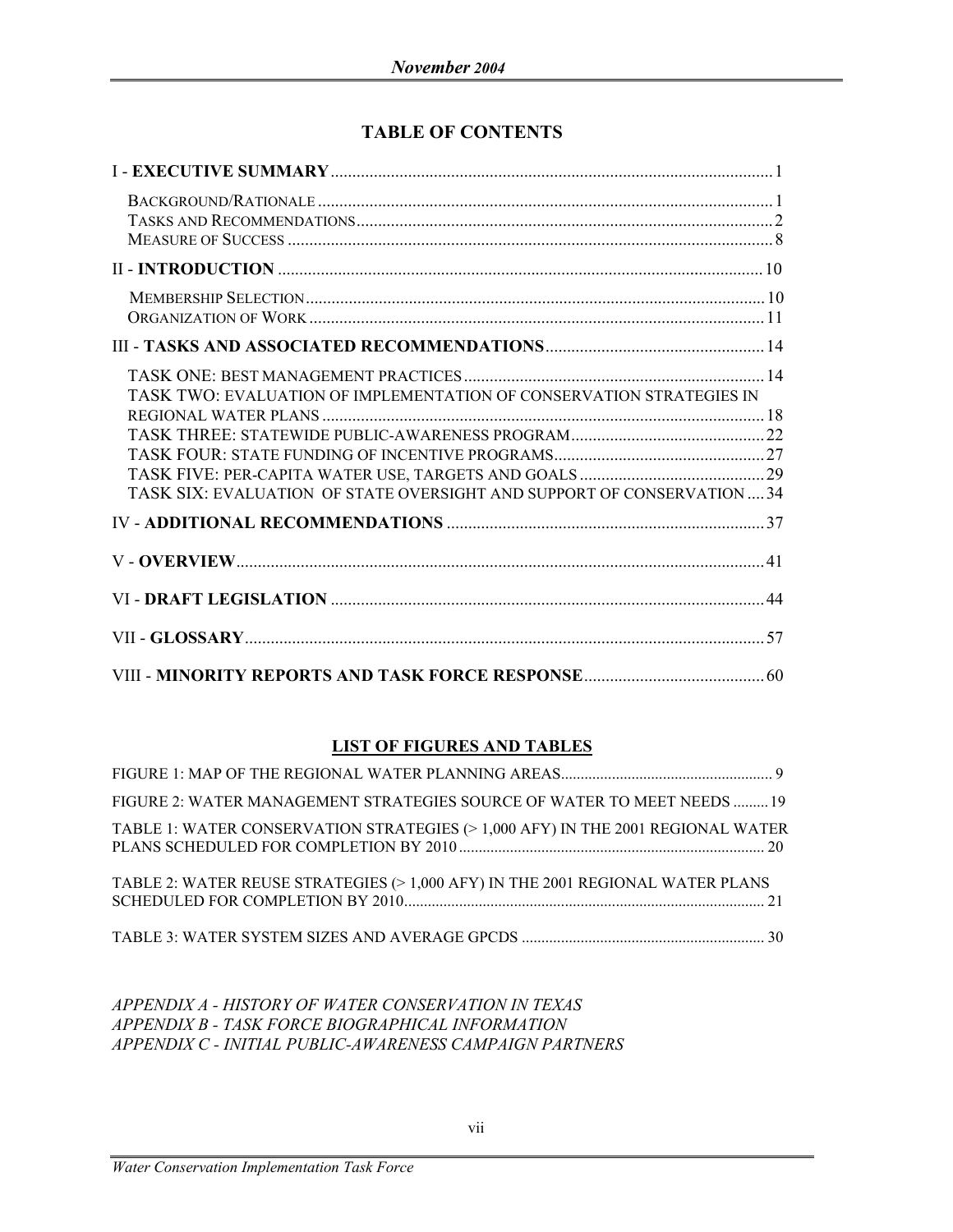## TABLE OF CONTENTS

| | |
|---|---|
| I - **EXECUTIVE SUMMARY** | 1 |
| BACKGROUND/RATIONALE | 1 |
| TASKS AND RECOMMENDATIONS | 2 |
| MEASURE OF SUCCESS | 8 |
| II - **INTRODUCTION** | 10 |
| MEMBERSHIP SELECTION | 10 |
| ORGANIZATION OF WORK | 11 |
| III - **TASKS AND ASSOCIATED RECOMMENDATIONS** | 14 |
| TASK ONE: BEST MANAGEMENT PRACTICES | 14 |
| TASK TWO: EVALUATION OF IMPLEMENTATION OF CONSERVATION STRATEGIES IN REGIONAL WATER PLANS | 18 |
| TASK THREE: STATEWIDE PUBLIC-AWARENESS PROGRAM | 22 |
| TASK FOUR: STATE FUNDING OF INCENTIVE PROGRAMS | 27 |
| TASK FIVE: PER-CAPITA WATER USE, TARGETS AND GOALS | 29 |
| TASK SIX: EVALUATION OF STATE OVERSIGHT AND SUPPORT OF CONSERVATION | 34 |
| IV - **ADDITIONAL RECOMMENDATIONS** | 37 |
| V - **OVERVIEW** | 41 |
| VI - **DRAFT LEGISLATION** | 44 |
| VII - **GLOSSARY** | 57 |
| VIII - **MINORITY REPORTS AND TASK FORCE RESPONSE** | 60 |

### LIST OF FIGURES AND TABLES

| | |
|---|---|
| FIGURE 1: MAP OF THE REGIONAL WATER PLANNING AREAS | 9 |
| FIGURE 2: WATER MANAGEMENT STRATEGIES SOURCE OF WATER TO MEET NEEDS | 19 |
| TABLE 1: WATER CONSERVATION STRATEGIES (> 1,000 AFY) IN THE 2001 REGIONAL WATER PLANS SCHEDULED FOR COMPLETION BY 2010 | 20 |
| TABLE 2: WATER REUSE STRATEGIES (> 1,000 AFY) IN THE 2001 REGIONAL WATER PLANS SCHEDULED FOR COMPLETION BY 2010 | 21 |
| TABLE 3: WATER SYSTEM SIZES AND AVERAGE GPCDS | 30 |

*APPENDIX A - HISTORY OF WATER CONSERVATION IN TEXAS*
*APPENDIX B - TASK FORCE BIOGRAPHICAL INFORMATION*
*APPENDIX C - INITIAL PUBLIC-AWARENESS CAMPAIGN PARTNERS*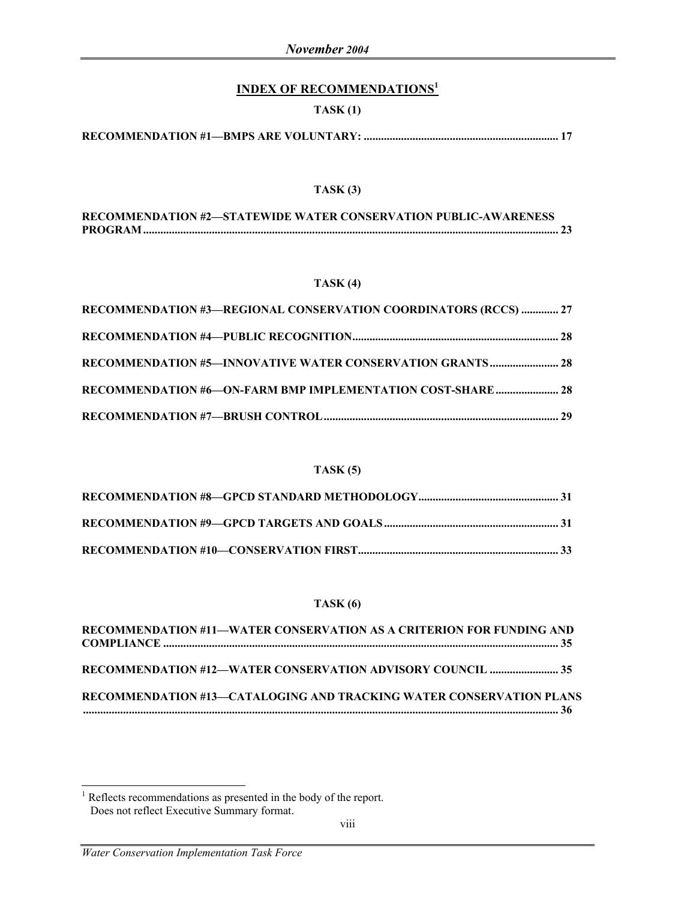## INDEX OF RECOMMENDATIONS[1]

### TASK (1)

**RECOMMENDATION #1—BMPS ARE VOLUNTARY: ........ 17**

### TASK (3)

**RECOMMENDATION #2—STATEWIDE WATER CONSERVATION PUBLIC-AWARENESS PROGRAM ........ 23**

### TASK (4)

**RECOMMENDATION #3—REGIONAL CONSERVATION COORDINATORS (RCCS) ........ 27**

**RECOMMENDATION #4—PUBLIC RECOGNITION ........ 28**

**RECOMMENDATION #5—INNOVATIVE WATER CONSERVATION GRANTS ........ 28**

**RECOMMENDATION #6—ON-FARM BMP IMPLEMENTATION COST-SHARE ........ 28**

**RECOMMENDATION #7—BRUSH CONTROL ........ 29**

### TASK (5)

**RECOMMENDATION #8—GPCD STANDARD METHODOLOGY ........ 31**

**RECOMMENDATION #9—GPCD TARGETS AND GOALS ........ 31**

**RECOMMENDATION #10—CONSERVATION FIRST ........ 33**

### TASK (6)

**RECOMMENDATION #11—WATER CONSERVATION AS A CRITERION FOR FUNDING AND COMPLIANCE ........ 35**

**RECOMMENDATION #12—WATER CONSERVATION ADVISORY COUNCIL ........ 35**

**RECOMMENDATION #13—CATALOGING AND TRACKING WATER CONSERVATION PLANS ........ 36**

---

[1] Reflects recommendations as presented in the body of the report. Does not reflect Executive Summary format.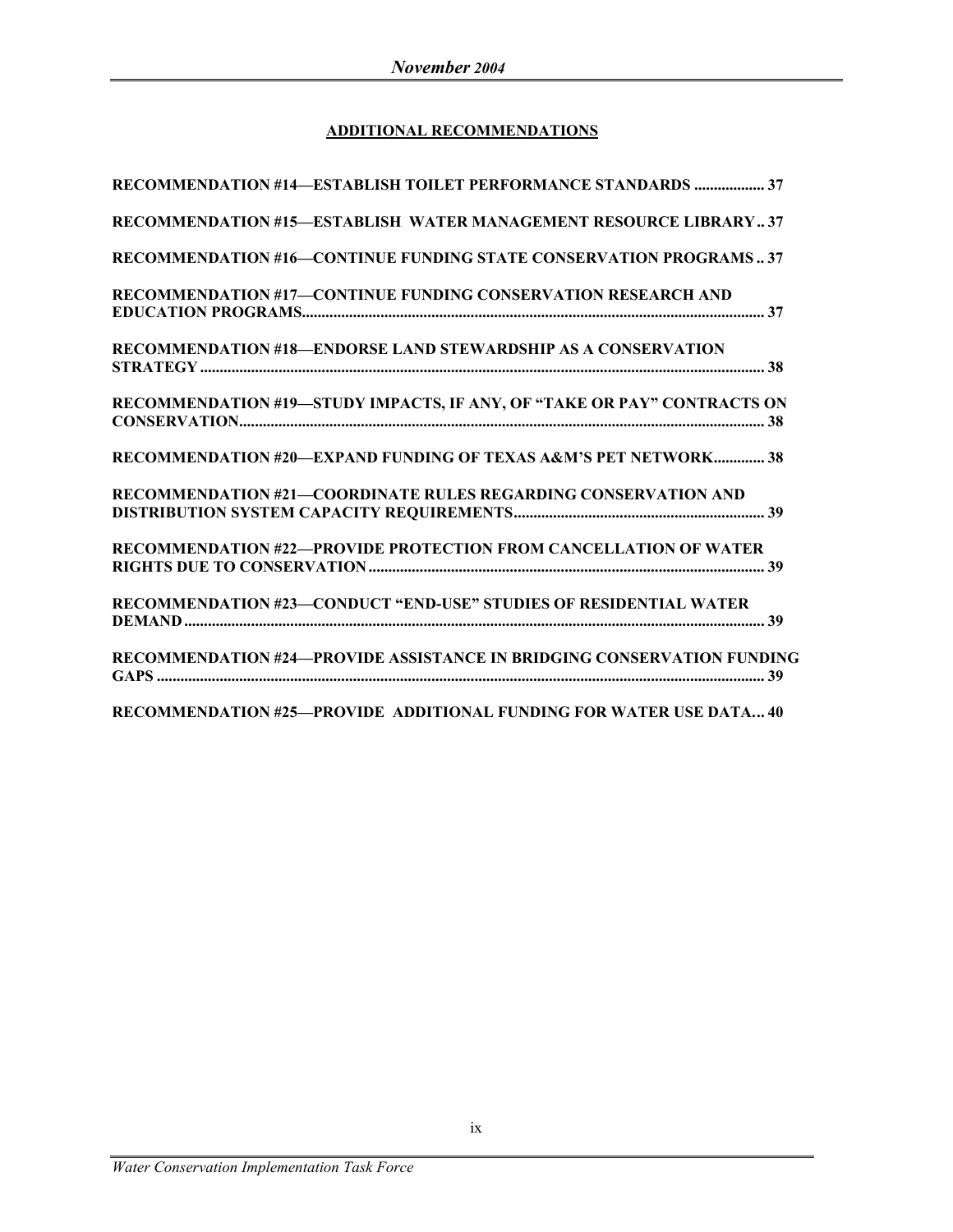## ADDITIONAL RECOMMENDATIONS

**RECOMMENDATION #14—ESTABLISH TOILET PERFORMANCE STANDARDS .................. 37**

**RECOMMENDATION #15—ESTABLISH WATER MANAGEMENT RESOURCE LIBRARY .. 37**

**RECOMMENDATION #16—CONTINUE FUNDING STATE CONSERVATION PROGRAMS .. 37**

**RECOMMENDATION #17—CONTINUE FUNDING CONSERVATION RESEARCH AND EDUCATION PROGRAMS.................................................................................................................. 37**

**RECOMMENDATION #18—ENDORSE LAND STEWARDSHIP AS A CONSERVATION STRATEGY ............................................................................................................................... 38**

**RECOMMENDATION #19—STUDY IMPACTS, IF ANY, OF "TAKE OR PAY" CONTRACTS ON CONSERVATION............................................................................................................................ 38**

**RECOMMENDATION #20—EXPAND FUNDING OF TEXAS A&M'S PET NETWORK............. 38**

**RECOMMENDATION #21—COORDINATE RULES REGARDING CONSERVATION AND DISTRIBUTION SYSTEM CAPACITY REQUIREMENTS................................................................ 39**

**RECOMMENDATION #22—PROVIDE PROTECTION FROM CANCELLATION OF WATER RIGHTS DUE TO CONSERVATION .................................................................................................... 39**

**RECOMMENDATION #23—CONDUCT "END-USE" STUDIES OF RESIDENTIAL WATER DEMAND ................................................................................................................................... 39**

**RECOMMENDATION #24—PROVIDE ASSISTANCE IN BRIDGING CONSERVATION FUNDING GAPS ........................................................................................................................................... 39**

**RECOMMENDATION #25—PROVIDE ADDITIONAL FUNDING FOR WATER USE DATA… 40**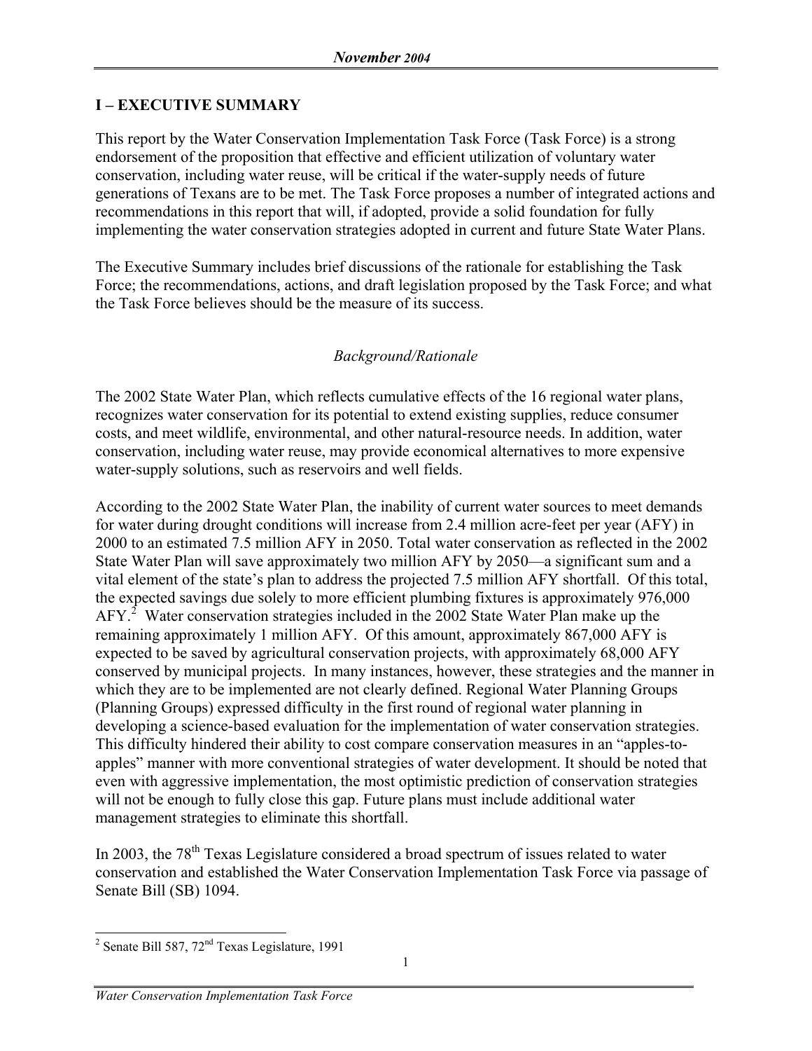## I – EXECUTIVE SUMMARY

This report by the Water Conservation Implementation Task Force (Task Force) is a strong endorsement of the proposition that effective and efficient utilization of voluntary water conservation, including water reuse, will be critical if the water-supply needs of future generations of Texans are to be met. The Task Force proposes a number of integrated actions and recommendations in this report that will, if adopted, provide a solid foundation for fully implementing the water conservation strategies adopted in current and future State Water Plans.

The Executive Summary includes brief discussions of the rationale for establishing the Task Force; the recommendations, actions, and draft legislation proposed by the Task Force; and what the Task Force believes should be the measure of its success.

*Background/Rationale*

The 2002 State Water Plan, which reflects cumulative effects of the 16 regional water plans, recognizes water conservation for its potential to extend existing supplies, reduce consumer costs, and meet wildlife, environmental, and other natural-resource needs. In addition, water conservation, including water reuse, may provide economical alternatives to more expensive water-supply solutions, such as reservoirs and well fields.

According to the 2002 State Water Plan, the inability of current water sources to meet demands for water during drought conditions will increase from 2.4 million acre-feet per year (AFY) in 2000 to an estimated 7.5 million AFY in 2050. Total water conservation as reflected in the 2002 State Water Plan will save approximately two million AFY by 2050—a significant sum and a vital element of the state's plan to address the projected 7.5 million AFY shortfall. Of this total, the expected savings due solely to more efficient plumbing fixtures is approximately 976,000 AFY.[2] Water conservation strategies included in the 2002 State Water Plan make up the remaining approximately 1 million AFY. Of this amount, approximately 867,000 AFY is expected to be saved by agricultural conservation projects, with approximately 68,000 AFY conserved by municipal projects. In many instances, however, these strategies and the manner in which they are to be implemented are not clearly defined. Regional Water Planning Groups (Planning Groups) expressed difficulty in the first round of regional water planning in developing a science-based evaluation for the implementation of water conservation strategies. This difficulty hindered their ability to cost compare conservation measures in an "apples-to-apples" manner with more conventional strategies of water development. It should be noted that even with aggressive implementation, the most optimistic prediction of conservation strategies will not be enough to fully close this gap. Future plans must include additional water management strategies to eliminate this shortfall.

In 2003, the 78th Texas Legislature considered a broad spectrum of issues related to water conservation and established the Water Conservation Implementation Task Force via passage of Senate Bill (SB) 1094.

---

[2] Senate Bill 587, 72nd Texas Legislature, 1991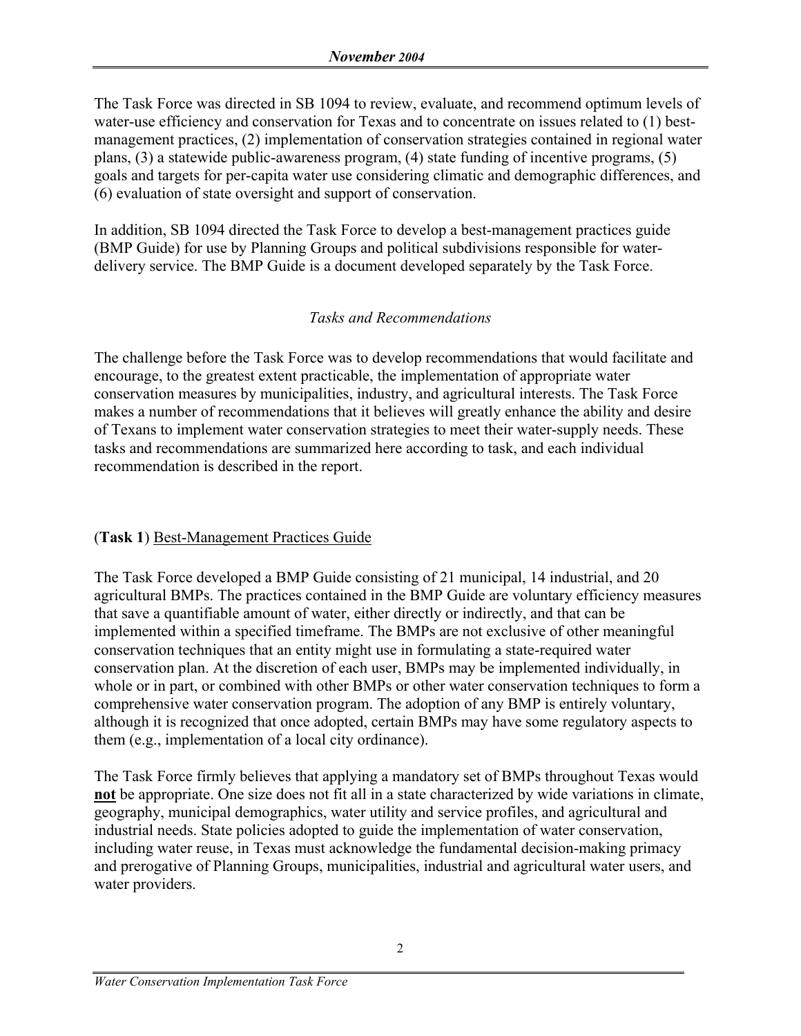The Task Force was directed in SB 1094 to review, evaluate, and recommend optimum levels of water-use efficiency and conservation for Texas and to concentrate on issues related to (1) best-management practices, (2) implementation of conservation strategies contained in regional water plans, (3) a statewide public-awareness program, (4) state funding of incentive programs, (5) goals and targets for per-capita water use considering climatic and demographic differences, and (6) evaluation of state oversight and support of conservation.

In addition, SB 1094 directed the Task Force to develop a best-management practices guide (BMP Guide) for use by Planning Groups and political subdivisions responsible for water-delivery service. The BMP Guide is a document developed separately by the Task Force.

*Tasks and Recommendations*

The challenge before the Task Force was to develop recommendations that would facilitate and encourage, to the greatest extent practicable, the implementation of appropriate water conservation measures by municipalities, industry, and agricultural interests. The Task Force makes a number of recommendations that it believes will greatly enhance the ability and desire of Texans to implement water conservation strategies to meet their water-supply needs. These tasks and recommendations are summarized here according to task, and each individual recommendation is described in the report.

(**Task 1**) <u>Best-Management Practices Guide</u>

The Task Force developed a BMP Guide consisting of 21 municipal, 14 industrial, and 20 agricultural BMPs. The practices contained in the BMP Guide are voluntary efficiency measures that save a quantifiable amount of water, either directly or indirectly, and that can be implemented within a specified timeframe. The BMPs are not exclusive of other meaningful conservation techniques that an entity might use in formulating a state-required water conservation plan. At the discretion of each user, BMPs may be implemented individually, in whole or in part, or combined with other BMPs or other water conservation techniques to form a comprehensive water conservation program. The adoption of any BMP is entirely voluntary, although it is recognized that once adopted, certain BMPs may have some regulatory aspects to them (e.g., implementation of a local city ordinance).

The Task Force firmly believes that applying a mandatory set of BMPs throughout Texas would <u>**not**</u> be appropriate. One size does not fit all in a state characterized by wide variations in climate, geography, municipal demographics, water utility and service profiles, and agricultural and industrial needs. State policies adopted to guide the implementation of water conservation, including water reuse, in Texas must acknowledge the fundamental decision-making primacy and prerogative of Planning Groups, municipalities, industrial and agricultural water users, and water providers.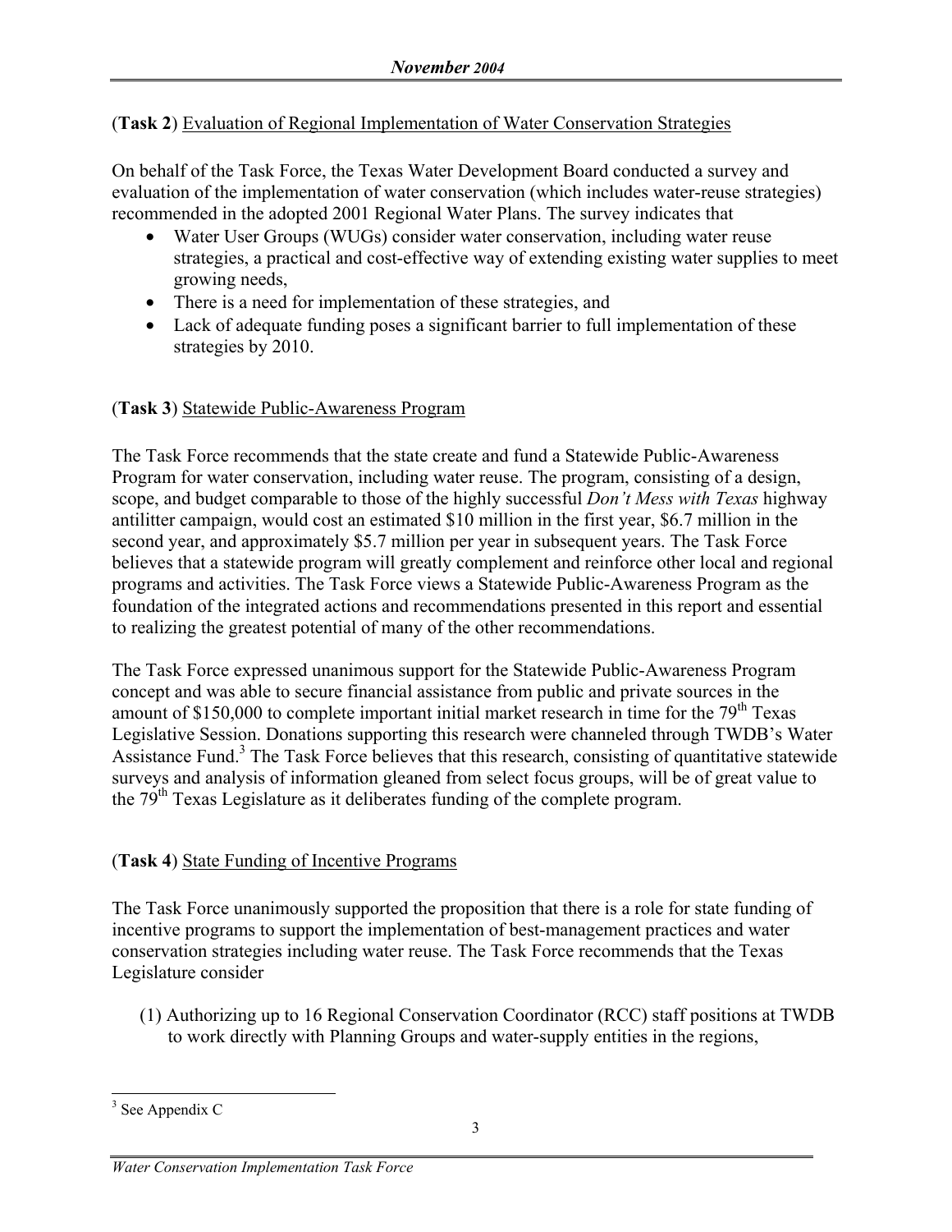(**Task 2**) Evaluation of Regional Implementation of Water Conservation Strategies

On behalf of the Task Force, the Texas Water Development Board conducted a survey and evaluation of the implementation of water conservation (which includes water-reuse strategies) recommended in the adopted 2001 Regional Water Plans. The survey indicates that

- Water User Groups (WUGs) consider water conservation, including water reuse strategies, a practical and cost-effective way of extending existing water supplies to meet growing needs,
- There is a need for implementation of these strategies, and
- Lack of adequate funding poses a significant barrier to full implementation of these strategies by 2010.

(**Task 3**) Statewide Public-Awareness Program

The Task Force recommends that the state create and fund a Statewide Public-Awareness Program for water conservation, including water reuse. The program, consisting of a design, scope, and budget comparable to those of the highly successful *Don't Mess with Texas* highway antilitter campaign, would cost an estimated \$10 million in the first year, \$6.7 million in the second year, and approximately \$5.7 million per year in subsequent years. The Task Force believes that a statewide program will greatly complement and reinforce other local and regional programs and activities. The Task Force views a Statewide Public-Awareness Program as the foundation of the integrated actions and recommendations presented in this report and essential to realizing the greatest potential of many of the other recommendations.

The Task Force expressed unanimous support for the Statewide Public-Awareness Program concept and was able to secure financial assistance from public and private sources in the amount of \$150,000 to complete important initial market research in time for the 79th Texas Legislative Session. Donations supporting this research were channeled through TWDB's Water Assistance Fund.[3] The Task Force believes that this research, consisting of quantitative statewide surveys and analysis of information gleaned from select focus groups, will be of great value to the 79th Texas Legislature as it deliberates funding of the complete program.

(**Task 4**) State Funding of Incentive Programs

The Task Force unanimously supported the proposition that there is a role for state funding of incentive programs to support the implementation of best-management practices and water conservation strategies including water reuse. The Task Force recommends that the Texas Legislature consider

(1) Authorizing up to 16 Regional Conservation Coordinator (RCC) staff positions at TWDB to work directly with Planning Groups and water-supply entities in the regions,

[3] See Appendix C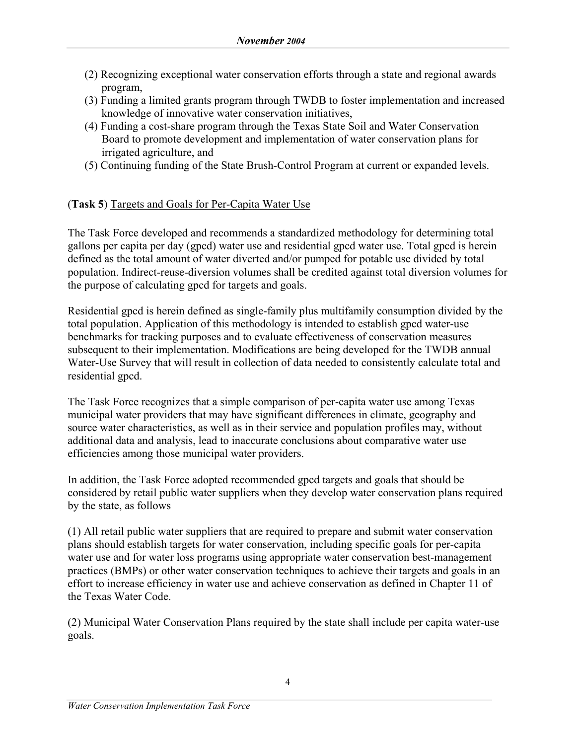(2) Recognizing exceptional water conservation efforts through a state and regional awards program,

(3) Funding a limited grants program through TWDB to foster implementation and increased knowledge of innovative water conservation initiatives,

(4) Funding a cost-share program through the Texas State Soil and Water Conservation Board to promote development and implementation of water conservation plans for irrigated agriculture, and

(5) Continuing funding of the State Brush-Control Program at current or expanded levels.

(**Task 5**) Targets and Goals for Per-Capita Water Use

The Task Force developed and recommends a standardized methodology for determining total gallons per capita per day (gpcd) water use and residential gpcd water use. Total gpcd is herein defined as the total amount of water diverted and/or pumped for potable use divided by total population. Indirect-reuse-diversion volumes shall be credited against total diversion volumes for the purpose of calculating gpcd for targets and goals.

Residential gpcd is herein defined as single-family plus multifamily consumption divided by the total population. Application of this methodology is intended to establish gpcd water-use benchmarks for tracking purposes and to evaluate effectiveness of conservation measures subsequent to their implementation. Modifications are being developed for the TWDB annual Water-Use Survey that will result in collection of data needed to consistently calculate total and residential gpcd.

The Task Force recognizes that a simple comparison of per-capita water use among Texas municipal water providers that may have significant differences in climate, geography and source water characteristics, as well as in their service and population profiles may, without additional data and analysis, lead to inaccurate conclusions about comparative water use efficiencies among those municipal water providers.

In addition, the Task Force adopted recommended gpcd targets and goals that should be considered by retail public water suppliers when they develop water conservation plans required by the state, as follows

(1) All retail public water suppliers that are required to prepare and submit water conservation plans should establish targets for water conservation, including specific goals for per-capita water use and for water loss programs using appropriate water conservation best-management practices (BMPs) or other water conservation techniques to achieve their targets and goals in an effort to increase efficiency in water use and achieve conservation as defined in Chapter 11 of the Texas Water Code.

(2) Municipal Water Conservation Plans required by the state shall include per capita water-use goals.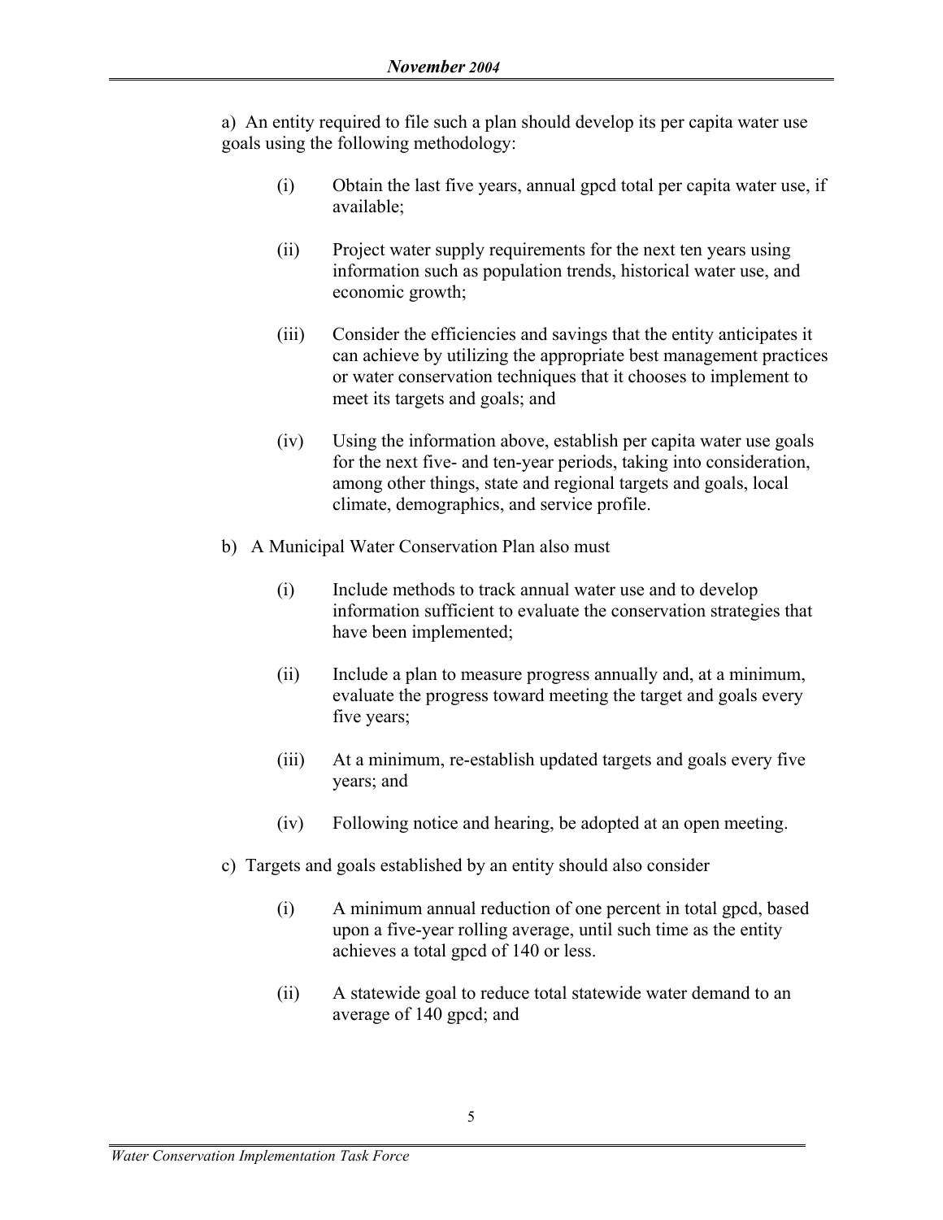a) An entity required to file such a plan should develop its per capita water use goals using the following methodology:

(i) Obtain the last five years, annual gpcd total per capita water use, if available;

(ii) Project water supply requirements for the next ten years using information such as population trends, historical water use, and economic growth;

(iii) Consider the efficiencies and savings that the entity anticipates it can achieve by utilizing the appropriate best management practices or water conservation techniques that it chooses to implement to meet its targets and goals; and

(iv) Using the information above, establish per capita water use goals for the next five- and ten-year periods, taking into consideration, among other things, state and regional targets and goals, local climate, demographics, and service profile.

b) A Municipal Water Conservation Plan also must

(i) Include methods to track annual water use and to develop information sufficient to evaluate the conservation strategies that have been implemented;

(ii) Include a plan to measure progress annually and, at a minimum, evaluate the progress toward meeting the target and goals every five years;

(iii) At a minimum, re-establish updated targets and goals every five years; and

(iv) Following notice and hearing, be adopted at an open meeting.

c) Targets and goals established by an entity should also consider

(i) A minimum annual reduction of one percent in total gpcd, based upon a five-year rolling average, until such time as the entity achieves a total gpcd of 140 or less.

(ii) A statewide goal to reduce total statewide water demand to an average of 140 gpcd; and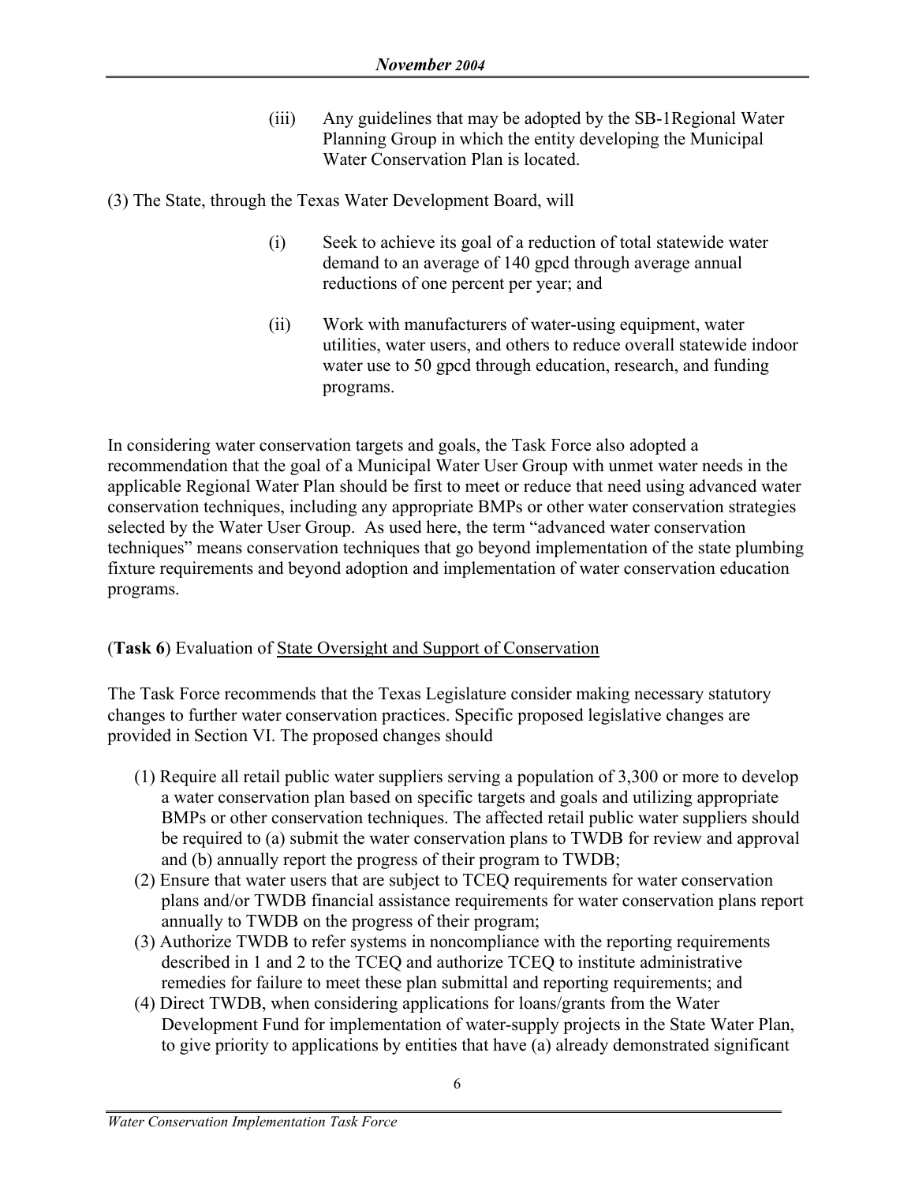(iii) Any guidelines that may be adopted by the SB-1Regional Water Planning Group in which the entity developing the Municipal Water Conservation Plan is located.

(3) The State, through the Texas Water Development Board, will

(i) Seek to achieve its goal of a reduction of total statewide water demand to an average of 140 gpcd through average annual reductions of one percent per year; and

(ii) Work with manufacturers of water-using equipment, water utilities, water users, and others to reduce overall statewide indoor water use to 50 gpcd through education, research, and funding programs.

In considering water conservation targets and goals, the Task Force also adopted a recommendation that the goal of a Municipal Water User Group with unmet water needs in the applicable Regional Water Plan should be first to meet or reduce that need using advanced water conservation techniques, including any appropriate BMPs or other water conservation strategies selected by the Water User Group. As used here, the term "advanced water conservation techniques" means conservation techniques that go beyond implementation of the state plumbing fixture requirements and beyond adoption and implementation of water conservation education programs.

(**Task 6**) Evaluation of State Oversight and Support of Conservation

The Task Force recommends that the Texas Legislature consider making necessary statutory changes to further water conservation practices. Specific proposed legislative changes are provided in Section VI. The proposed changes should

(1) Require all retail public water suppliers serving a population of 3,300 or more to develop a water conservation plan based on specific targets and goals and utilizing appropriate BMPs or other conservation techniques. The affected retail public water suppliers should be required to (a) submit the water conservation plans to TWDB for review and approval and (b) annually report the progress of their program to TWDB;

(2) Ensure that water users that are subject to TCEQ requirements for water conservation plans and/or TWDB financial assistance requirements for water conservation plans report annually to TWDB on the progress of their program;

(3) Authorize TWDB to refer systems in noncompliance with the reporting requirements described in 1 and 2 to the TCEQ and authorize TCEQ to institute administrative remedies for failure to meet these plan submittal and reporting requirements; and

(4) Direct TWDB, when considering applications for loans/grants from the Water Development Fund for implementation of water-supply projects in the State Water Plan, to give priority to applications by entities that have (a) already demonstrated significant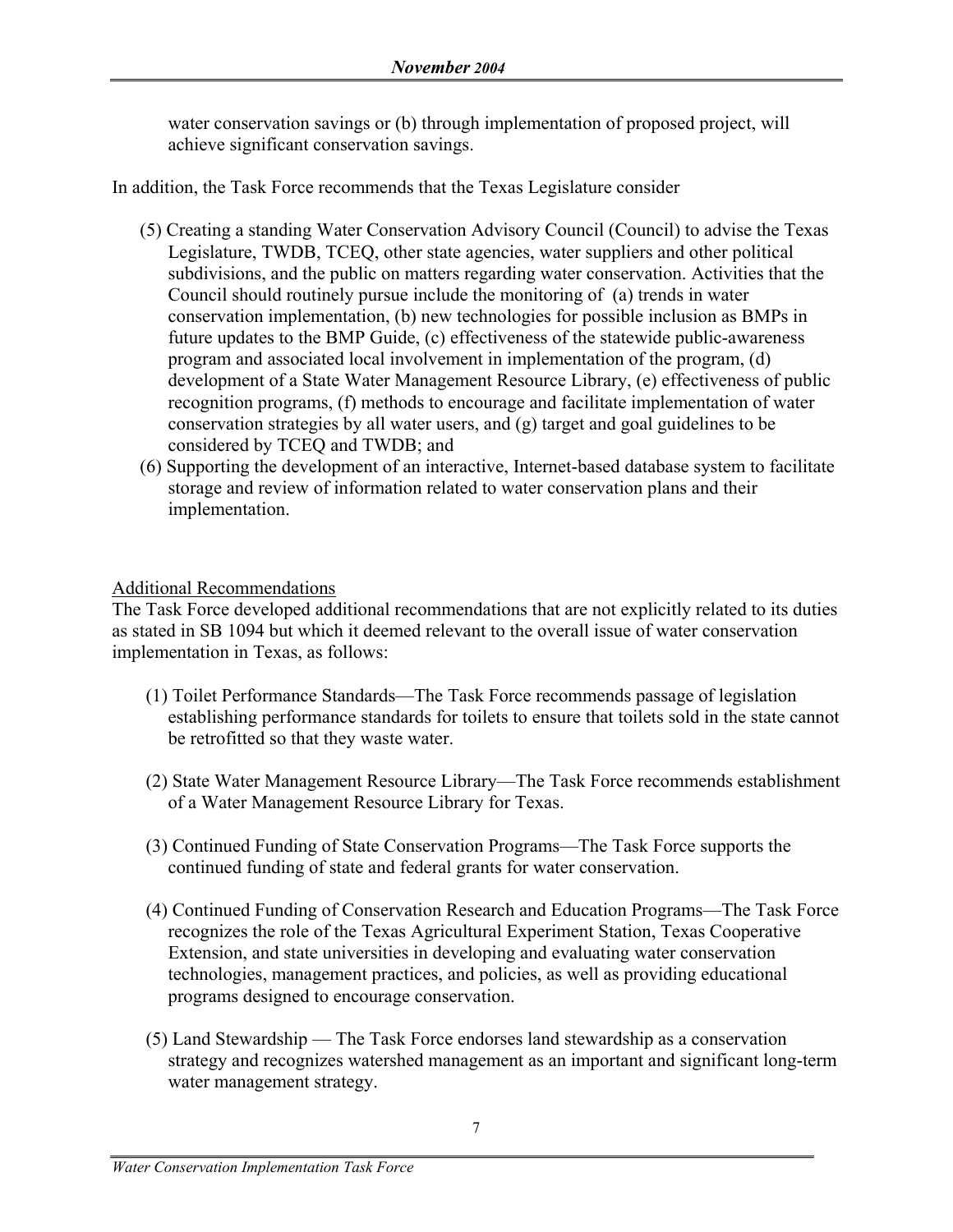water conservation savings or (b) through implementation of proposed project, will achieve significant conservation savings.

In addition, the Task Force recommends that the Texas Legislature consider

(5) Creating a standing Water Conservation Advisory Council (Council) to advise the Texas Legislature, TWDB, TCEQ, other state agencies, water suppliers and other political subdivisions, and the public on matters regarding water conservation. Activities that the Council should routinely pursue include the monitoring of (a) trends in water conservation implementation, (b) new technologies for possible inclusion as BMPs in future updates to the BMP Guide, (c) effectiveness of the statewide public-awareness program and associated local involvement in implementation of the program, (d) development of a State Water Management Resource Library, (e) effectiveness of public recognition programs, (f) methods to encourage and facilitate implementation of water conservation strategies by all water users, and (g) target and goal guidelines to be considered by TCEQ and TWDB; and

(6) Supporting the development of an interactive, Internet-based database system to facilitate storage and review of information related to water conservation plans and their implementation.

Additional Recommendations

The Task Force developed additional recommendations that are not explicitly related to its duties as stated in SB 1094 but which it deemed relevant to the overall issue of water conservation implementation in Texas, as follows:

(1) Toilet Performance Standards—The Task Force recommends passage of legislation establishing performance standards for toilets to ensure that toilets sold in the state cannot be retrofitted so that they waste water.

(2) State Water Management Resource Library—The Task Force recommends establishment of a Water Management Resource Library for Texas.

(3) Continued Funding of State Conservation Programs—The Task Force supports the continued funding of state and federal grants for water conservation.

(4) Continued Funding of Conservation Research and Education Programs—The Task Force recognizes the role of the Texas Agricultural Experiment Station, Texas Cooperative Extension, and state universities in developing and evaluating water conservation technologies, management practices, and policies, as well as providing educational programs designed to encourage conservation.

(5) Land Stewardship — The Task Force endorses land stewardship as a conservation strategy and recognizes watershed management as an important and significant long-term water management strategy.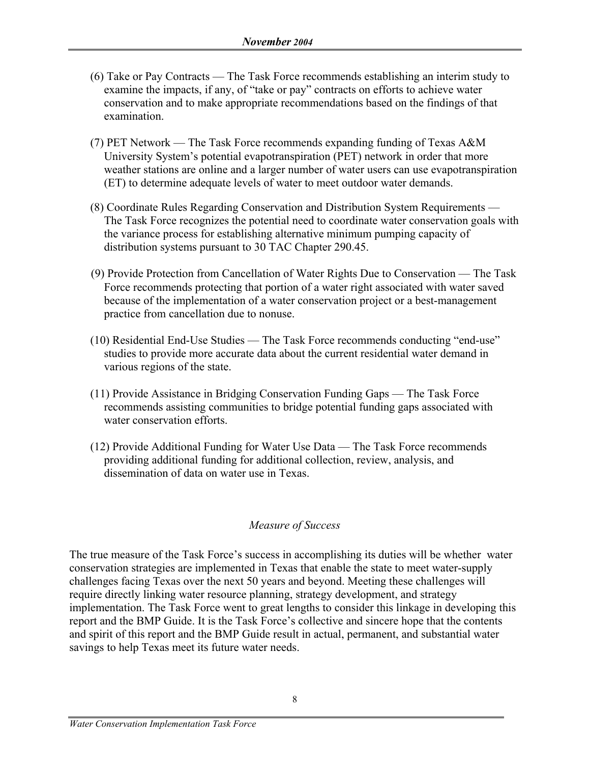(6) Take or Pay Contracts — The Task Force recommends establishing an interim study to examine the impacts, if any, of "take or pay" contracts on efforts to achieve water conservation and to make appropriate recommendations based on the findings of that examination.

(7) PET Network — The Task Force recommends expanding funding of Texas A&M University System's potential evapotranspiration (PET) network in order that more weather stations are online and a larger number of water users can use evapotranspiration (ET) to determine adequate levels of water to meet outdoor water demands.

(8) Coordinate Rules Regarding Conservation and Distribution System Requirements — The Task Force recognizes the potential need to coordinate water conservation goals with the variance process for establishing alternative minimum pumping capacity of distribution systems pursuant to 30 TAC Chapter 290.45.

(9) Provide Protection from Cancellation of Water Rights Due to Conservation — The Task Force recommends protecting that portion of a water right associated with water saved because of the implementation of a water conservation project or a best-management practice from cancellation due to nonuse.

(10) Residential End-Use Studies — The Task Force recommends conducting "end-use" studies to provide more accurate data about the current residential water demand in various regions of the state.

(11) Provide Assistance in Bridging Conservation Funding Gaps — The Task Force recommends assisting communities to bridge potential funding gaps associated with water conservation efforts.

(12) Provide Additional Funding for Water Use Data — The Task Force recommends providing additional funding for additional collection, review, analysis, and dissemination of data on water use in Texas.

### *Measure of Success*

The true measure of the Task Force's success in accomplishing its duties will be whether water conservation strategies are implemented in Texas that enable the state to meet water-supply challenges facing Texas over the next 50 years and beyond. Meeting these challenges will require directly linking water resource planning, strategy development, and strategy implementation. The Task Force went to great lengths to consider this linkage in developing this report and the BMP Guide. It is the Task Force's collective and sincere hope that the contents and spirit of this report and the BMP Guide result in actual, permanent, and substantial water savings to help Texas meet its future water needs.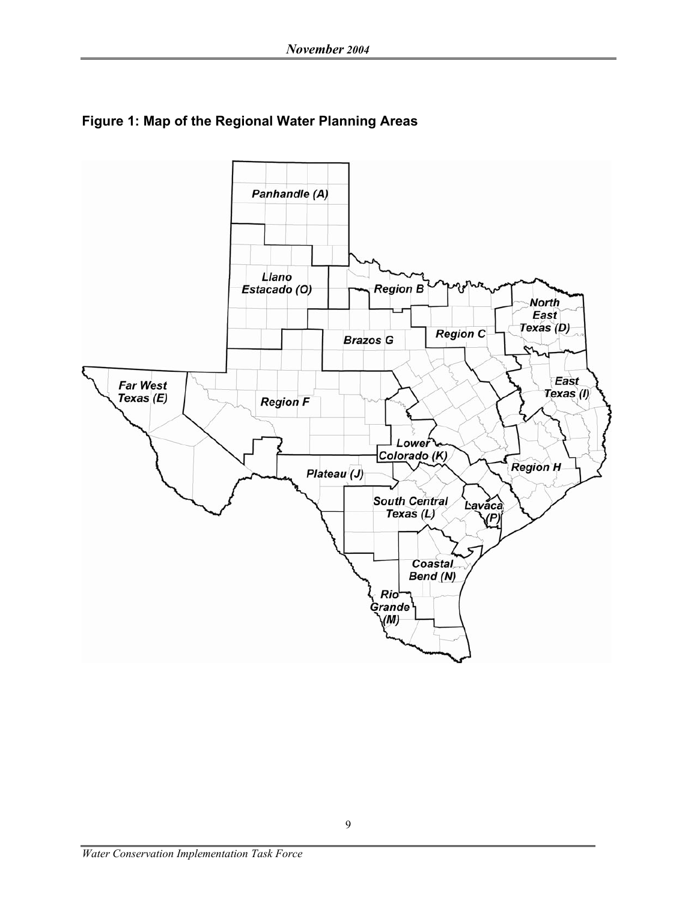**Figure 1: Map of the Regional Water Planning Areas**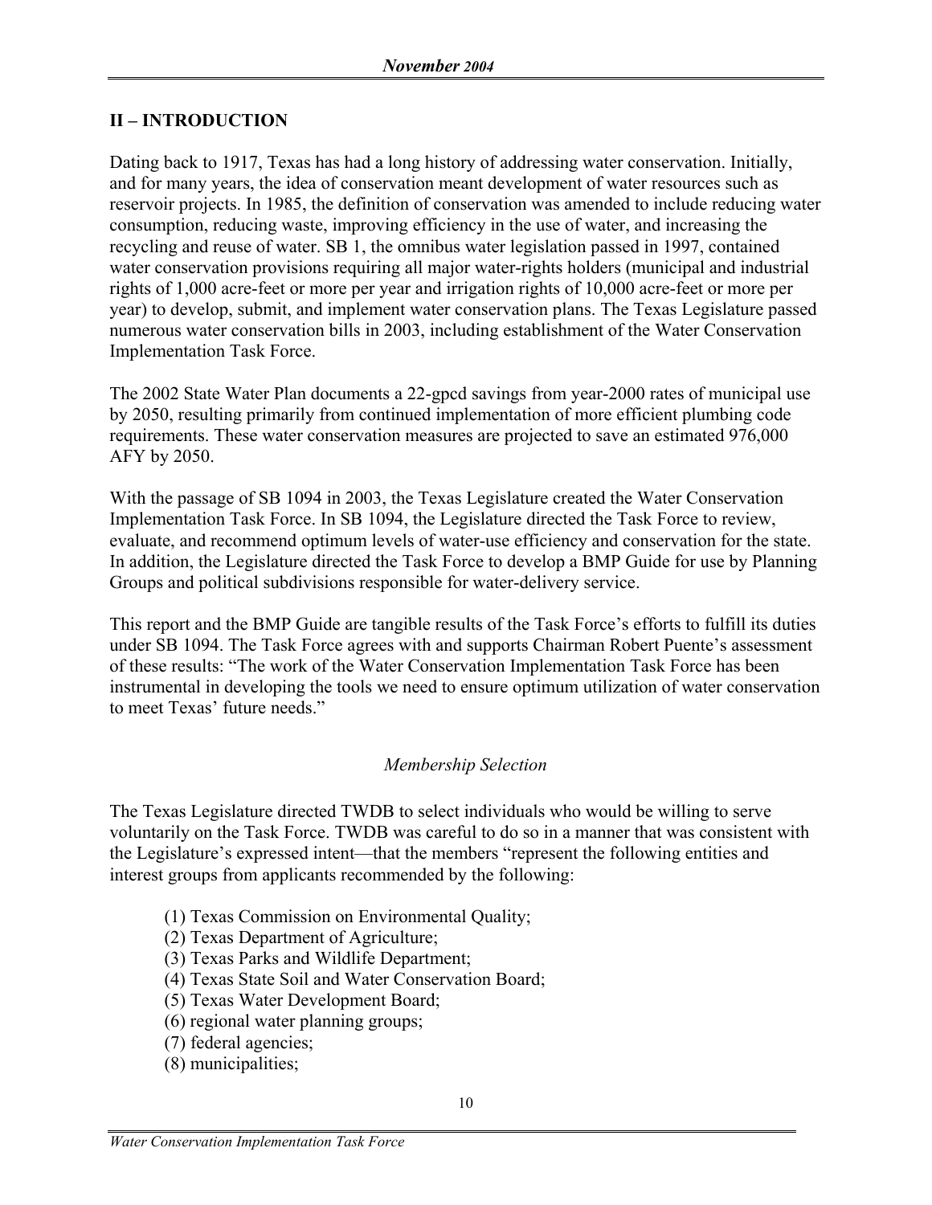## II – INTRODUCTION

Dating back to 1917, Texas has had a long history of addressing water conservation. Initially, and for many years, the idea of conservation meant development of water resources such as reservoir projects. In 1985, the definition of conservation was amended to include reducing water consumption, reducing waste, improving efficiency in the use of water, and increasing the recycling and reuse of water. SB 1, the omnibus water legislation passed in 1997, contained water conservation provisions requiring all major water-rights holders (municipal and industrial rights of 1,000 acre-feet or more per year and irrigation rights of 10,000 acre-feet or more per year) to develop, submit, and implement water conservation plans. The Texas Legislature passed numerous water conservation bills in 2003, including establishment of the Water Conservation Implementation Task Force.

The 2002 State Water Plan documents a 22-gpcd savings from year-2000 rates of municipal use by 2050, resulting primarily from continued implementation of more efficient plumbing code requirements. These water conservation measures are projected to save an estimated 976,000 AFY by 2050.

With the passage of SB 1094 in 2003, the Texas Legislature created the Water Conservation Implementation Task Force. In SB 1094, the Legislature directed the Task Force to review, evaluate, and recommend optimum levels of water-use efficiency and conservation for the state. In addition, the Legislature directed the Task Force to develop a BMP Guide for use by Planning Groups and political subdivisions responsible for water-delivery service.

This report and the BMP Guide are tangible results of the Task Force's efforts to fulfill its duties under SB 1094. The Task Force agrees with and supports Chairman Robert Puente's assessment of these results: "The work of the Water Conservation Implementation Task Force has been instrumental in developing the tools we need to ensure optimum utilization of water conservation to meet Texas' future needs."

### *Membership Selection*

The Texas Legislature directed TWDB to select individuals who would be willing to serve voluntarily on the Task Force. TWDB was careful to do so in a manner that was consistent with the Legislature's expressed intent—that the members "represent the following entities and interest groups from applicants recommended by the following:

(1) Texas Commission on Environmental Quality;
(2) Texas Department of Agriculture;
(3) Texas Parks and Wildlife Department;
(4) Texas State Soil and Water Conservation Board;
(5) Texas Water Development Board;
(6) regional water planning groups;
(7) federal agencies;
(8) municipalities;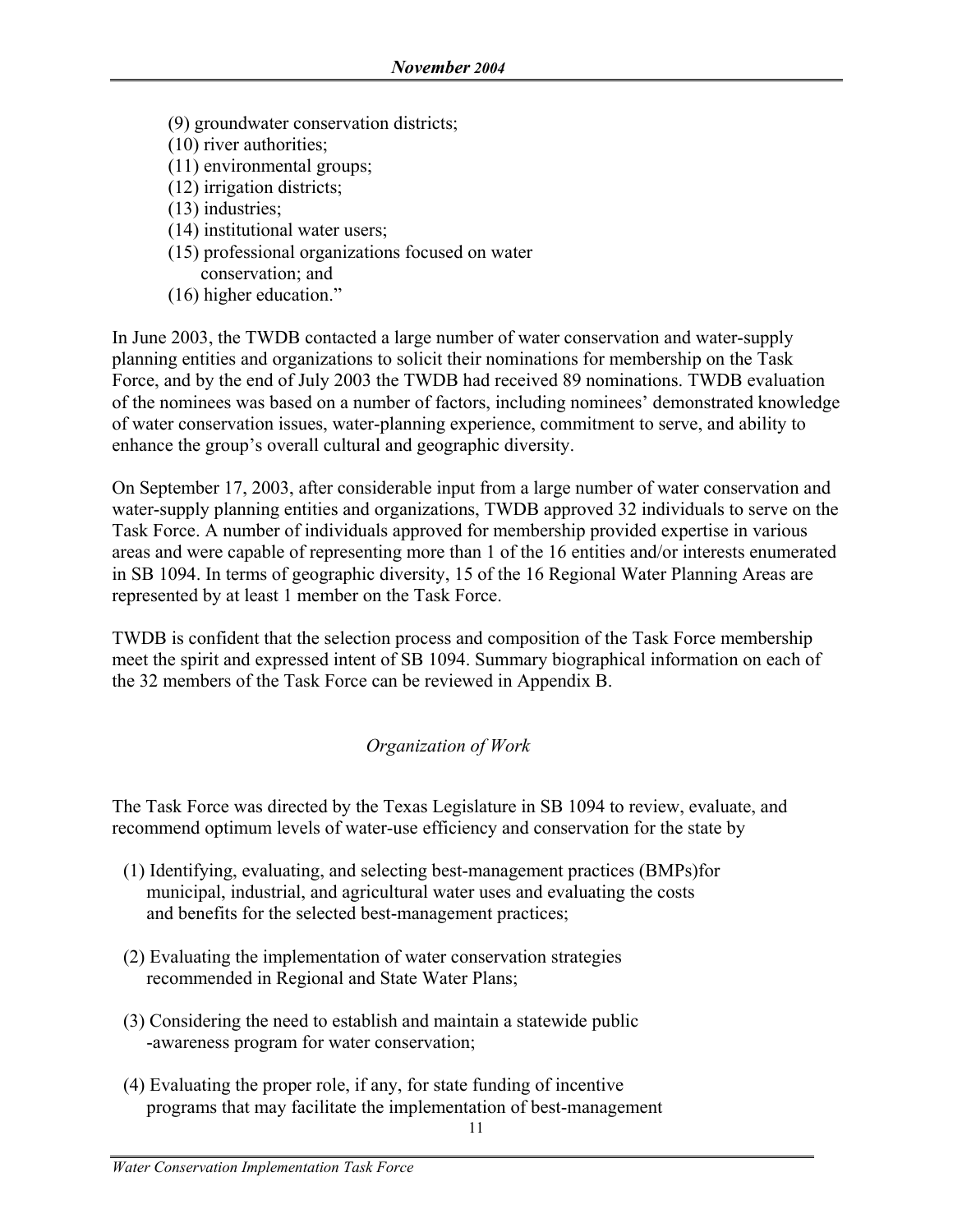(9) groundwater conservation districts;
(10) river authorities;
(11) environmental groups;
(12) irrigation districts;
(13) industries;
(14) institutional water users;
(15) professional organizations focused on water conservation; and
(16) higher education."

In June 2003, the TWDB contacted a large number of water conservation and water-supply planning entities and organizations to solicit their nominations for membership on the Task Force, and by the end of July 2003 the TWDB had received 89 nominations. TWDB evaluation of the nominees was based on a number of factors, including nominees' demonstrated knowledge of water conservation issues, water-planning experience, commitment to serve, and ability to enhance the group's overall cultural and geographic diversity.

On September 17, 2003, after considerable input from a large number of water conservation and water-supply planning entities and organizations, TWDB approved 32 individuals to serve on the Task Force. A number of individuals approved for membership provided expertise in various areas and were capable of representing more than 1 of the 16 entities and/or interests enumerated in SB 1094. In terms of geographic diversity, 15 of the 16 Regional Water Planning Areas are represented by at least 1 member on the Task Force.

TWDB is confident that the selection process and composition of the Task Force membership meet the spirit and expressed intent of SB 1094. Summary biographical information on each of the 32 members of the Task Force can be reviewed in Appendix B.

### *Organization of Work*

The Task Force was directed by the Texas Legislature in SB 1094 to review, evaluate, and recommend optimum levels of water-use efficiency and conservation for the state by

(1) Identifying, evaluating, and selecting best-management practices (BMPs)for municipal, industrial, and agricultural water uses and evaluating the costs and benefits for the selected best-management practices;

(2) Evaluating the implementation of water conservation strategies recommended in Regional and State Water Plans;

(3) Considering the need to establish and maintain a statewide public -awareness program for water conservation;

(4) Evaluating the proper role, if any, for state funding of incentive programs that may facilitate the implementation of best-management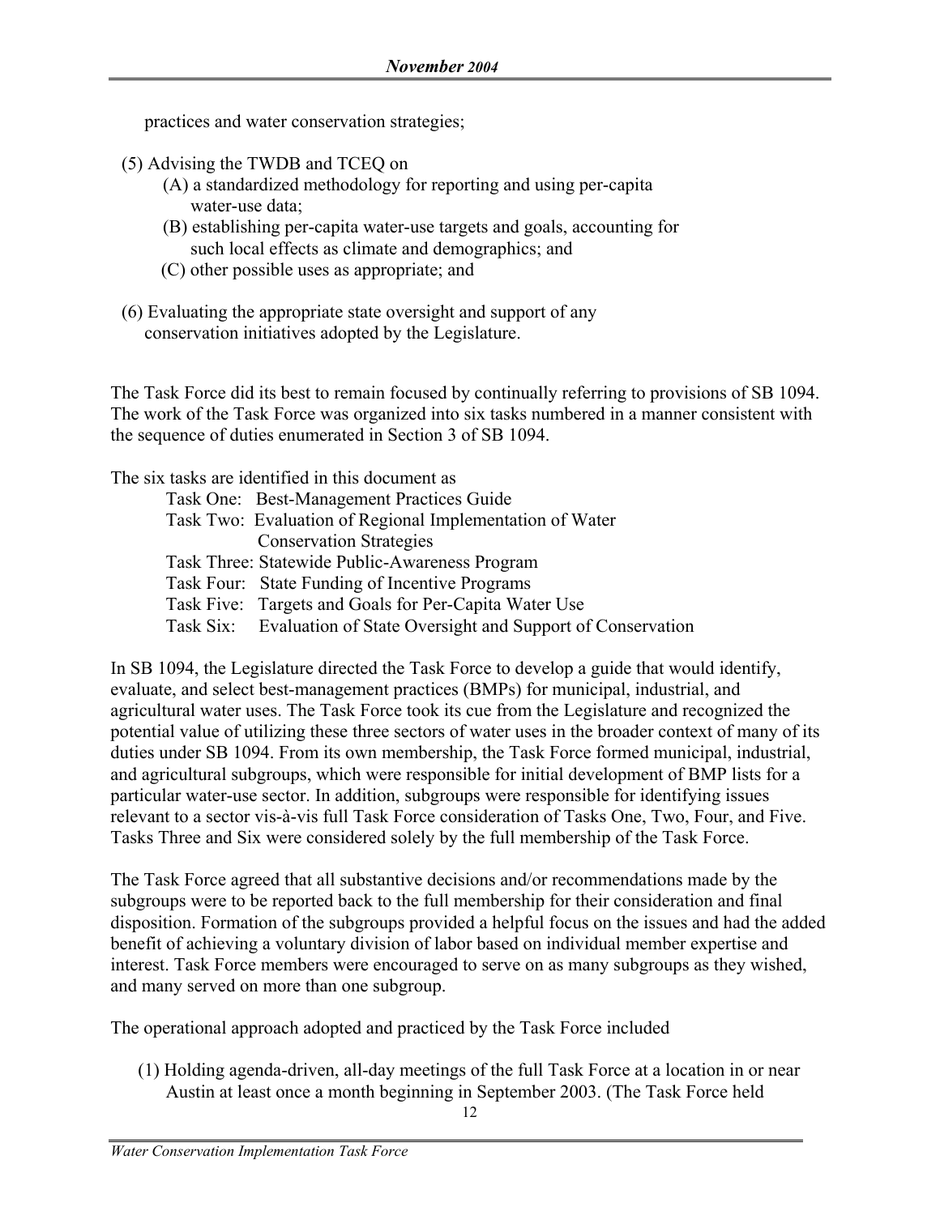practices and water conservation strategies;

(5) Advising the TWDB and TCEQ on
  (A) a standardized methodology for reporting and using per-capita water-use data;
  (B) establishing per-capita water-use targets and goals, accounting for such local effects as climate and demographics; and
  (C) other possible uses as appropriate; and

(6) Evaluating the appropriate state oversight and support of any conservation initiatives adopted by the Legislature.

The Task Force did its best to remain focused by continually referring to provisions of SB 1094. The work of the Task Force was organized into six tasks numbered in a manner consistent with the sequence of duties enumerated in Section 3 of SB 1094.

The six tasks are identified in this document as

Task One: Best-Management Practices Guide
Task Two: Evaluation of Regional Implementation of Water Conservation Strategies
Task Three: Statewide Public-Awareness Program
Task Four: State Funding of Incentive Programs
Task Five: Targets and Goals for Per-Capita Water Use
Task Six: Evaluation of State Oversight and Support of Conservation

In SB 1094, the Legislature directed the Task Force to develop a guide that would identify, evaluate, and select best-management practices (BMPs) for municipal, industrial, and agricultural water uses. The Task Force took its cue from the Legislature and recognized the potential value of utilizing these three sectors of water uses in the broader context of many of its duties under SB 1094. From its own membership, the Task Force formed municipal, industrial, and agricultural subgroups, which were responsible for initial development of BMP lists for a particular water-use sector. In addition, subgroups were responsible for identifying issues relevant to a sector vis-à-vis full Task Force consideration of Tasks One, Two, Four, and Five. Tasks Three and Six were considered solely by the full membership of the Task Force.

The Task Force agreed that all substantive decisions and/or recommendations made by the subgroups were to be reported back to the full membership for their consideration and final disposition. Formation of the subgroups provided a helpful focus on the issues and had the added benefit of achieving a voluntary division of labor based on individual member expertise and interest. Task Force members were encouraged to serve on as many subgroups as they wished, and many served on more than one subgroup.

The operational approach adopted and practiced by the Task Force included

(1) Holding agenda-driven, all-day meetings of the full Task Force at a location in or near Austin at least once a month beginning in September 2003. (The Task Force held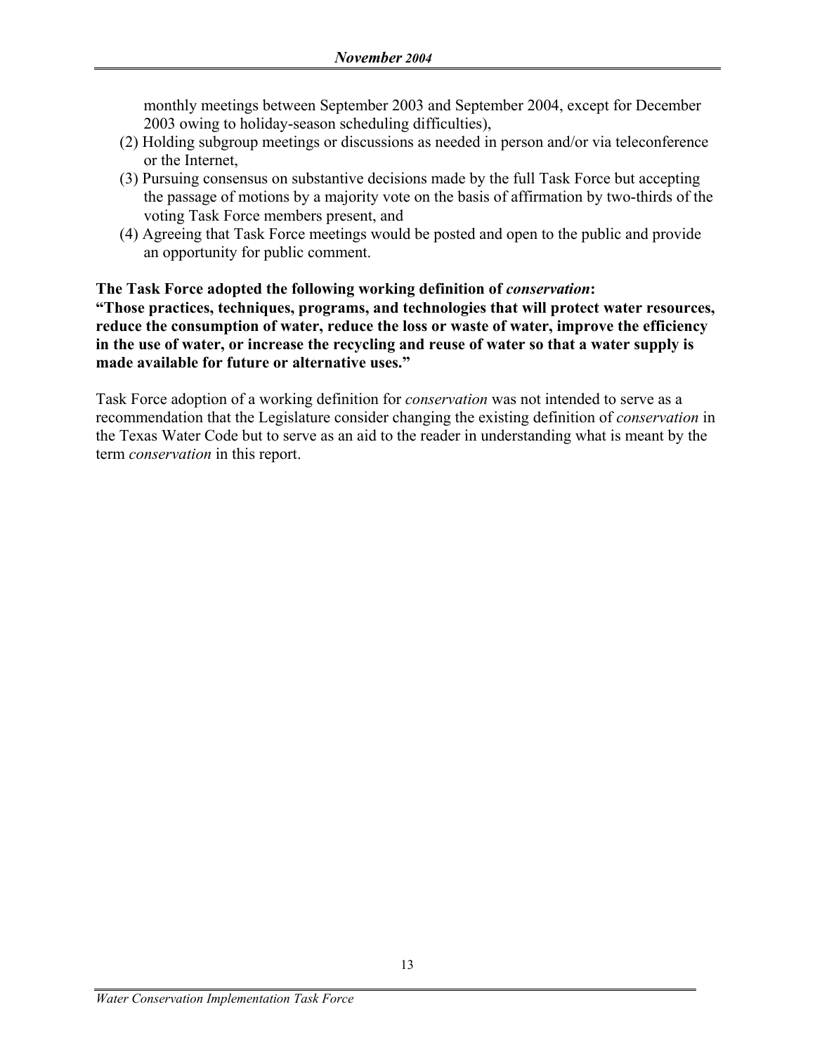monthly meetings between September 2003 and September 2004, except for December 2003 owing to holiday-season scheduling difficulties),

(2) Holding subgroup meetings or discussions as needed in person and/or via teleconference or the Internet,

(3) Pursuing consensus on substantive decisions made by the full Task Force but accepting the passage of motions by a majority vote on the basis of affirmation by two-thirds of the voting Task Force members present, and

(4) Agreeing that Task Force meetings would be posted and open to the public and provide an opportunity for public comment.

**The Task Force adopted the following working definition of *conservation*:**
**"Those practices, techniques, programs, and technologies that will protect water resources, reduce the consumption of water, reduce the loss or waste of water, improve the efficiency in the use of water, or increase the recycling and reuse of water so that a water supply is made available for future or alternative uses."**

Task Force adoption of a working definition for *conservation* was not intended to serve as a recommendation that the Legislature consider changing the existing definition of *conservation* in the Texas Water Code but to serve as an aid to the reader in understanding what is meant by the term *conservation* in this report.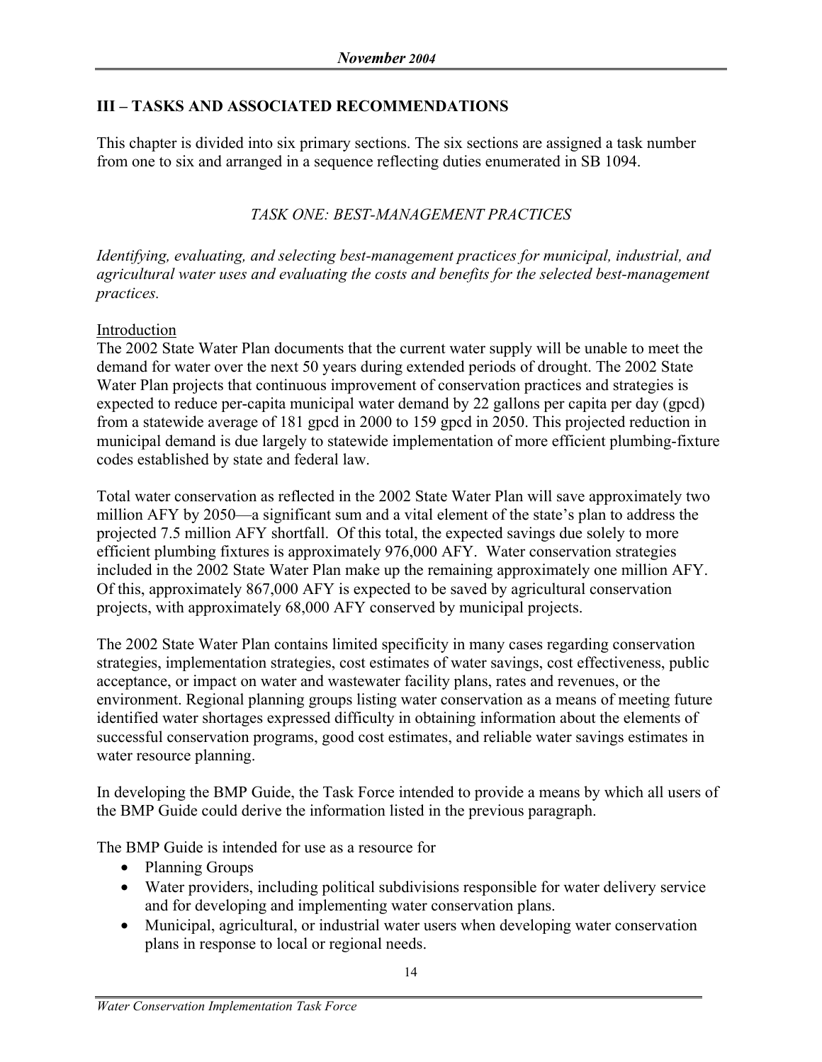## III – TASKS AND ASSOCIATED RECOMMENDATIONS

This chapter is divided into six primary sections. The six sections are assigned a task number from one to six and arranged in a sequence reflecting duties enumerated in SB 1094.

### *TASK ONE: BEST-MANAGEMENT PRACTICES*

*Identifying, evaluating, and selecting best-management practices for municipal, industrial, and agricultural water uses and evaluating the costs and benefits for the selected best-management practices.*

#### Introduction

The 2002 State Water Plan documents that the current water supply will be unable to meet the demand for water over the next 50 years during extended periods of drought. The 2002 State Water Plan projects that continuous improvement of conservation practices and strategies is expected to reduce per-capita municipal water demand by 22 gallons per capita per day (gpcd) from a statewide average of 181 gpcd in 2000 to 159 gpcd in 2050. This projected reduction in municipal demand is due largely to statewide implementation of more efficient plumbing-fixture codes established by state and federal law.

Total water conservation as reflected in the 2002 State Water Plan will save approximately two million AFY by 2050—a significant sum and a vital element of the state's plan to address the projected 7.5 million AFY shortfall. Of this total, the expected savings due solely to more efficient plumbing fixtures is approximately 976,000 AFY. Water conservation strategies included in the 2002 State Water Plan make up the remaining approximately one million AFY. Of this, approximately 867,000 AFY is expected to be saved by agricultural conservation projects, with approximately 68,000 AFY conserved by municipal projects.

The 2002 State Water Plan contains limited specificity in many cases regarding conservation strategies, implementation strategies, cost estimates of water savings, cost effectiveness, public acceptance, or impact on water and wastewater facility plans, rates and revenues, or the environment. Regional planning groups listing water conservation as a means of meeting future identified water shortages expressed difficulty in obtaining information about the elements of successful conservation programs, good cost estimates, and reliable water savings estimates in water resource planning.

In developing the BMP Guide, the Task Force intended to provide a means by which all users of the BMP Guide could derive the information listed in the previous paragraph.

The BMP Guide is intended for use as a resource for

- Planning Groups
- Water providers, including political subdivisions responsible for water delivery service and for developing and implementing water conservation plans.
- Municipal, agricultural, or industrial water users when developing water conservation plans in response to local or regional needs.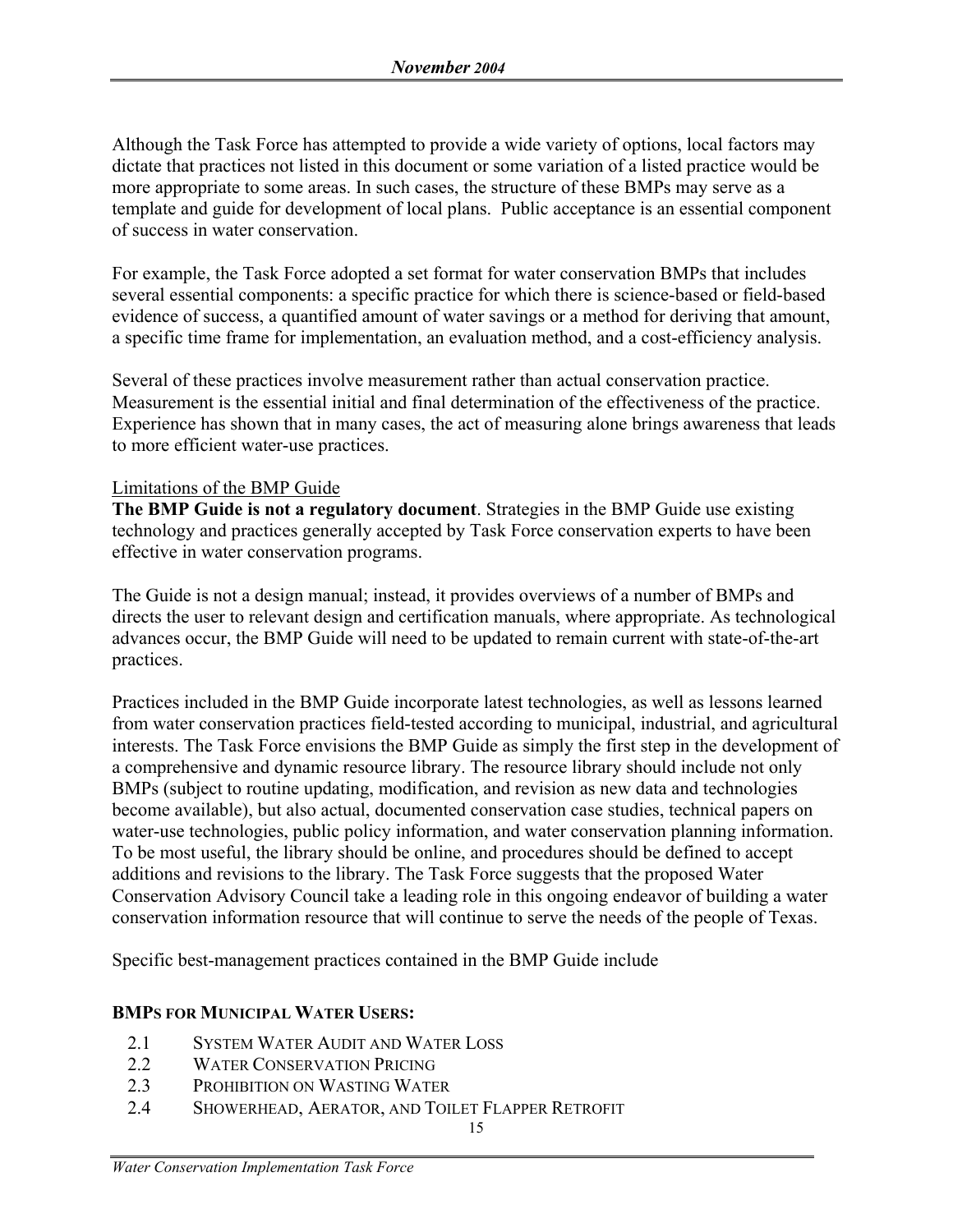Although the Task Force has attempted to provide a wide variety of options, local factors may dictate that practices not listed in this document or some variation of a listed practice would be more appropriate to some areas. In such cases, the structure of these BMPs may serve as a template and guide for development of local plans. Public acceptance is an essential component of success in water conservation.

For example, the Task Force adopted a set format for water conservation BMPs that includes several essential components: a specific practice for which there is science-based or field-based evidence of success, a quantified amount of water savings or a method for deriving that amount, a specific time frame for implementation, an evaluation method, and a cost-efficiency analysis.

Several of these practices involve measurement rather than actual conservation practice. Measurement is the essential initial and final determination of the effectiveness of the practice. Experience has shown that in many cases, the act of measuring alone brings awareness that leads to more efficient water-use practices.

Limitations of the BMP Guide

**The BMP Guide is not a regulatory document**. Strategies in the BMP Guide use existing technology and practices generally accepted by Task Force conservation experts to have been effective in water conservation programs.

The Guide is not a design manual; instead, it provides overviews of a number of BMPs and directs the user to relevant design and certification manuals, where appropriate. As technological advances occur, the BMP Guide will need to be updated to remain current with state-of-the-art practices.

Practices included in the BMP Guide incorporate latest technologies, as well as lessons learned from water conservation practices field-tested according to municipal, industrial, and agricultural interests. The Task Force envisions the BMP Guide as simply the first step in the development of a comprehensive and dynamic resource library. The resource library should include not only BMPs (subject to routine updating, modification, and revision as new data and technologies become available), but also actual, documented conservation case studies, technical papers on water-use technologies, public policy information, and water conservation planning information. To be most useful, the library should be online, and procedures should be defined to accept additions and revisions to the library. The Task Force suggests that the proposed Water Conservation Advisory Council take a leading role in this ongoing endeavor of building a water conservation information resource that will continue to serve the needs of the people of Texas.

Specific best-management practices contained in the BMP Guide include

**BMPs FOR MUNICIPAL WATER USERS:**

- 2.1 SYSTEM WATER AUDIT AND WATER LOSS
- 2.2 WATER CONSERVATION PRICING
- 2.3 PROHIBITION ON WASTING WATER
- 2.4 SHOWERHEAD, AERATOR, AND TOILET FLAPPER RETROFIT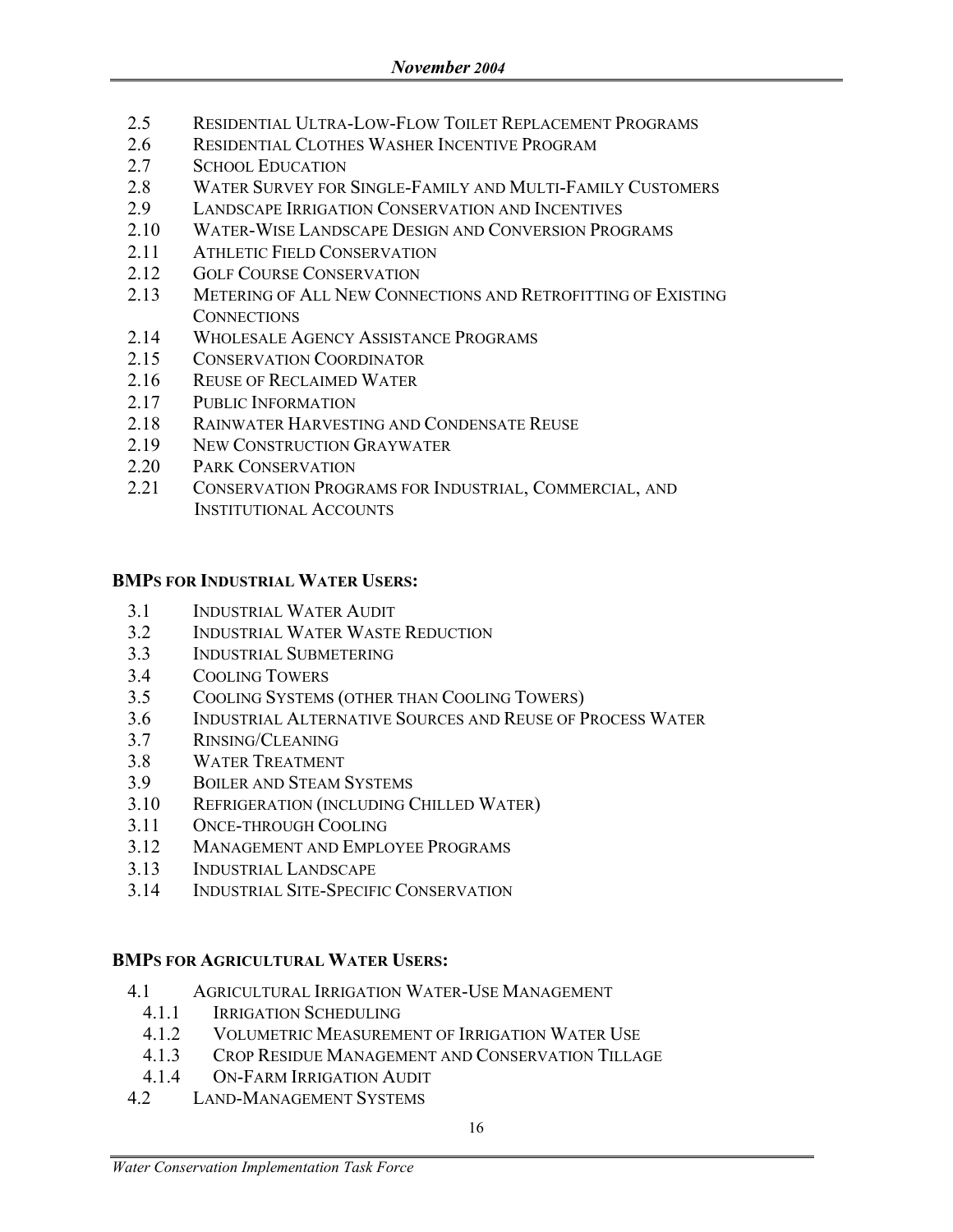- 2.5 RESIDENTIAL ULTRA-LOW-FLOW TOILET REPLACEMENT PROGRAMS
- 2.6 RESIDENTIAL CLOTHES WASHER INCENTIVE PROGRAM
- 2.7 SCHOOL EDUCATION
- 2.8 WATER SURVEY FOR SINGLE-FAMILY AND MULTI-FAMILY CUSTOMERS
- 2.9 LANDSCAPE IRRIGATION CONSERVATION AND INCENTIVES
- 2.10 WATER-WISE LANDSCAPE DESIGN AND CONVERSION PROGRAMS
- 2.11 ATHLETIC FIELD CONSERVATION
- 2.12 GOLF COURSE CONSERVATION
- 2.13 METERING OF ALL NEW CONNECTIONS AND RETROFITTING OF EXISTING CONNECTIONS
- 2.14 WHOLESALE AGENCY ASSISTANCE PROGRAMS
- 2.15 CONSERVATION COORDINATOR
- 2.16 REUSE OF RECLAIMED WATER
- 2.17 PUBLIC INFORMATION
- 2.18 RAINWATER HARVESTING AND CONDENSATE REUSE
- 2.19 NEW CONSTRUCTION GRAYWATER
- 2.20 PARK CONSERVATION
- 2.21 CONSERVATION PROGRAMS FOR INDUSTRIAL, COMMERCIAL, AND INSTITUTIONAL ACCOUNTS

**BMPS FOR INDUSTRIAL WATER USERS:**

- 3.1 INDUSTRIAL WATER AUDIT
- 3.2 INDUSTRIAL WATER WASTE REDUCTION
- 3.3 INDUSTRIAL SUBMETERING
- 3.4 COOLING TOWERS
- 3.5 COOLING SYSTEMS (OTHER THAN COOLING TOWERS)
- 3.6 INDUSTRIAL ALTERNATIVE SOURCES AND REUSE OF PROCESS WATER
- 3.7 RINSING/CLEANING
- 3.8 WATER TREATMENT
- 3.9 BOILER AND STEAM SYSTEMS
- 3.10 REFRIGERATION (INCLUDING CHILLED WATER)
- 3.11 ONCE-THROUGH COOLING
- 3.12 MANAGEMENT AND EMPLOYEE PROGRAMS
- 3.13 INDUSTRIAL LANDSCAPE
- 3.14 INDUSTRIAL SITE-SPECIFIC CONSERVATION

**BMPS FOR AGRICULTURAL WATER USERS:**

- 4.1 AGRICULTURAL IRRIGATION WATER-USE MANAGEMENT
  - 4.1.1 IRRIGATION SCHEDULING
  - 4.1.2 VOLUMETRIC MEASUREMENT OF IRRIGATION WATER USE
  - 4.1.3 CROP RESIDUE MANAGEMENT AND CONSERVATION TILLAGE
  - 4.1.4 ON-FARM IRRIGATION AUDIT
- 4.2 LAND-MANAGEMENT SYSTEMS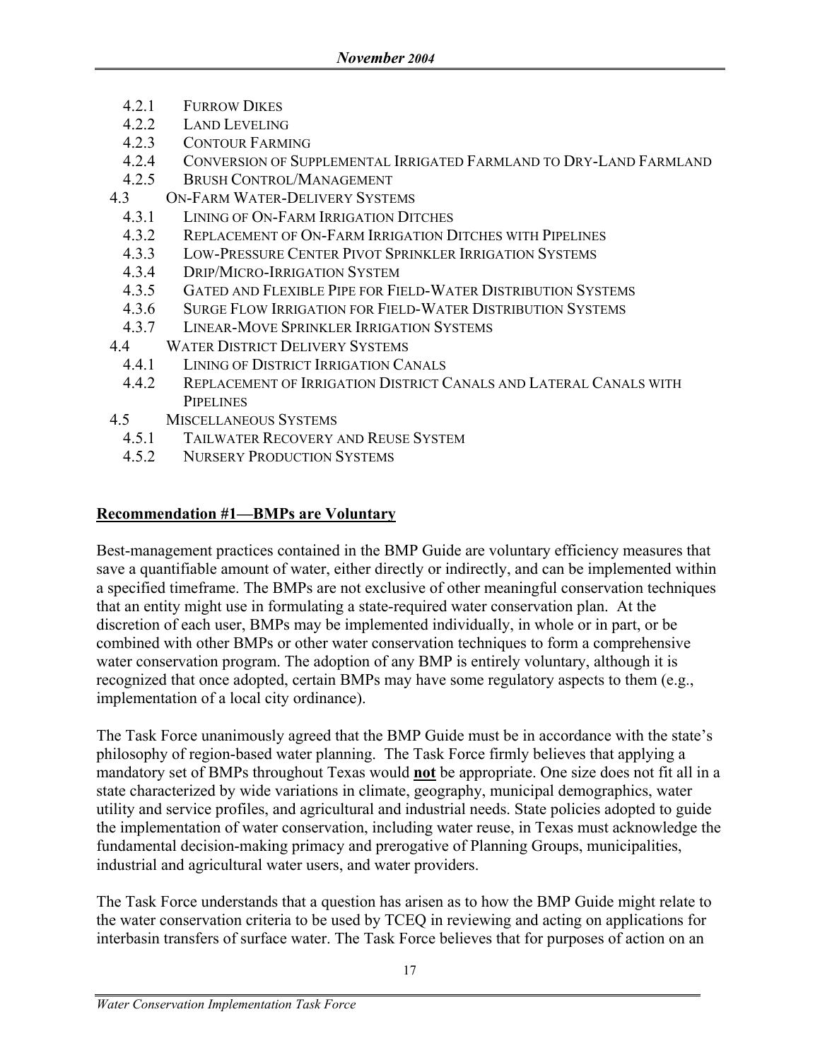- 4.2.1 FURROW DIKES
- 4.2.2 LAND LEVELING
- 4.2.3 CONTOUR FARMING
- 4.2.4 CONVERSION OF SUPPLEMENTAL IRRIGATED FARMLAND TO DRY-LAND FARMLAND
- 4.2.5 BRUSH CONTROL/MANAGEMENT
- 4.3 ON-FARM WATER-DELIVERY SYSTEMS
  - 4.3.1 LINING OF ON-FARM IRRIGATION DITCHES
  - 4.3.2 REPLACEMENT OF ON-FARM IRRIGATION DITCHES WITH PIPELINES
  - 4.3.3 LOW-PRESSURE CENTER PIVOT SPRINKLER IRRIGATION SYSTEMS
  - 4.3.4 DRIP/MICRO-IRRIGATION SYSTEM
  - 4.3.5 GATED AND FLEXIBLE PIPE FOR FIELD-WATER DISTRIBUTION SYSTEMS
  - 4.3.6 SURGE FLOW IRRIGATION FOR FIELD-WATER DISTRIBUTION SYSTEMS
  - 4.3.7 LINEAR-MOVE SPRINKLER IRRIGATION SYSTEMS
- 4.4 WATER DISTRICT DELIVERY SYSTEMS
  - 4.4.1 LINING OF DISTRICT IRRIGATION CANALS
  - 4.4.2 REPLACEMENT OF IRRIGATION DISTRICT CANALS AND LATERAL CANALS WITH PIPELINES
- 4.5 MISCELLANEOUS SYSTEMS
  - 4.5.1 TAILWATER RECOVERY AND REUSE SYSTEM
  - 4.5.2 NURSERY PRODUCTION SYSTEMS

## Recommendation #1—BMPs are Voluntary

Best-management practices contained in the BMP Guide are voluntary efficiency measures that save a quantifiable amount of water, either directly or indirectly, and can be implemented within a specified timeframe. The BMPs are not exclusive of other meaningful conservation techniques that an entity might use in formulating a state-required water conservation plan. At the discretion of each user, BMPs may be implemented individually, in whole or in part, or be combined with other BMPs or other water conservation techniques to form a comprehensive water conservation program. The adoption of any BMP is entirely voluntary, although it is recognized that once adopted, certain BMPs may have some regulatory aspects to them (e.g., implementation of a local city ordinance).

The Task Force unanimously agreed that the BMP Guide must be in accordance with the state's philosophy of region-based water planning. The Task Force firmly believes that applying a mandatory set of BMPs throughout Texas would **not** be appropriate. One size does not fit all in a state characterized by wide variations in climate, geography, municipal demographics, water utility and service profiles, and agricultural and industrial needs. State policies adopted to guide the implementation of water conservation, including water reuse, in Texas must acknowledge the fundamental decision-making primacy and prerogative of Planning Groups, municipalities, industrial and agricultural water users, and water providers.

The Task Force understands that a question has arisen as to how the BMP Guide might relate to the water conservation criteria to be used by TCEQ in reviewing and acting on applications for interbasin transfers of surface water. The Task Force believes that for purposes of action on an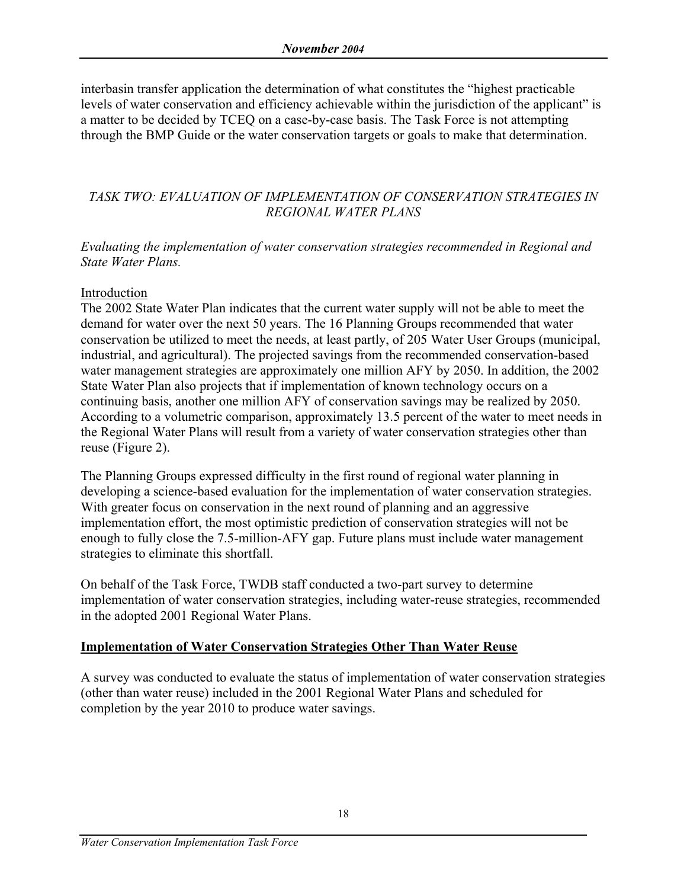interbasin transfer application the determination of what constitutes the "highest practicable levels of water conservation and efficiency achievable within the jurisdiction of the applicant" is a matter to be decided by TCEQ on a case-by-case basis. The Task Force is not attempting through the BMP Guide or the water conservation targets or goals to make that determination.

## *TASK TWO: EVALUATION OF IMPLEMENTATION OF CONSERVATION STRATEGIES IN REGIONAL WATER PLANS*

*Evaluating the implementation of water conservation strategies recommended in Regional and State Water Plans.*

### Introduction

The 2002 State Water Plan indicates that the current water supply will not be able to meet the demand for water over the next 50 years. The 16 Planning Groups recommended that water conservation be utilized to meet the needs, at least partly, of 205 Water User Groups (municipal, industrial, and agricultural). The projected savings from the recommended conservation-based water management strategies are approximately one million AFY by 2050. In addition, the 2002 State Water Plan also projects that if implementation of known technology occurs on a continuing basis, another one million AFY of conservation savings may be realized by 2050. According to a volumetric comparison, approximately 13.5 percent of the water to meet needs in the Regional Water Plans will result from a variety of water conservation strategies other than reuse (Figure 2).

The Planning Groups expressed difficulty in the first round of regional water planning in developing a science-based evaluation for the implementation of water conservation strategies. With greater focus on conservation in the next round of planning and an aggressive implementation effort, the most optimistic prediction of conservation strategies will not be enough to fully close the 7.5-million-AFY gap. Future plans must include water management strategies to eliminate this shortfall.

On behalf of the Task Force, TWDB staff conducted a two-part survey to determine implementation of water conservation strategies, including water-reuse strategies, recommended in the adopted 2001 Regional Water Plans.

### Implementation of Water Conservation Strategies Other Than Water Reuse

A survey was conducted to evaluate the status of implementation of water conservation strategies (other than water reuse) included in the 2001 Regional Water Plans and scheduled for completion by the year 2010 to produce water savings.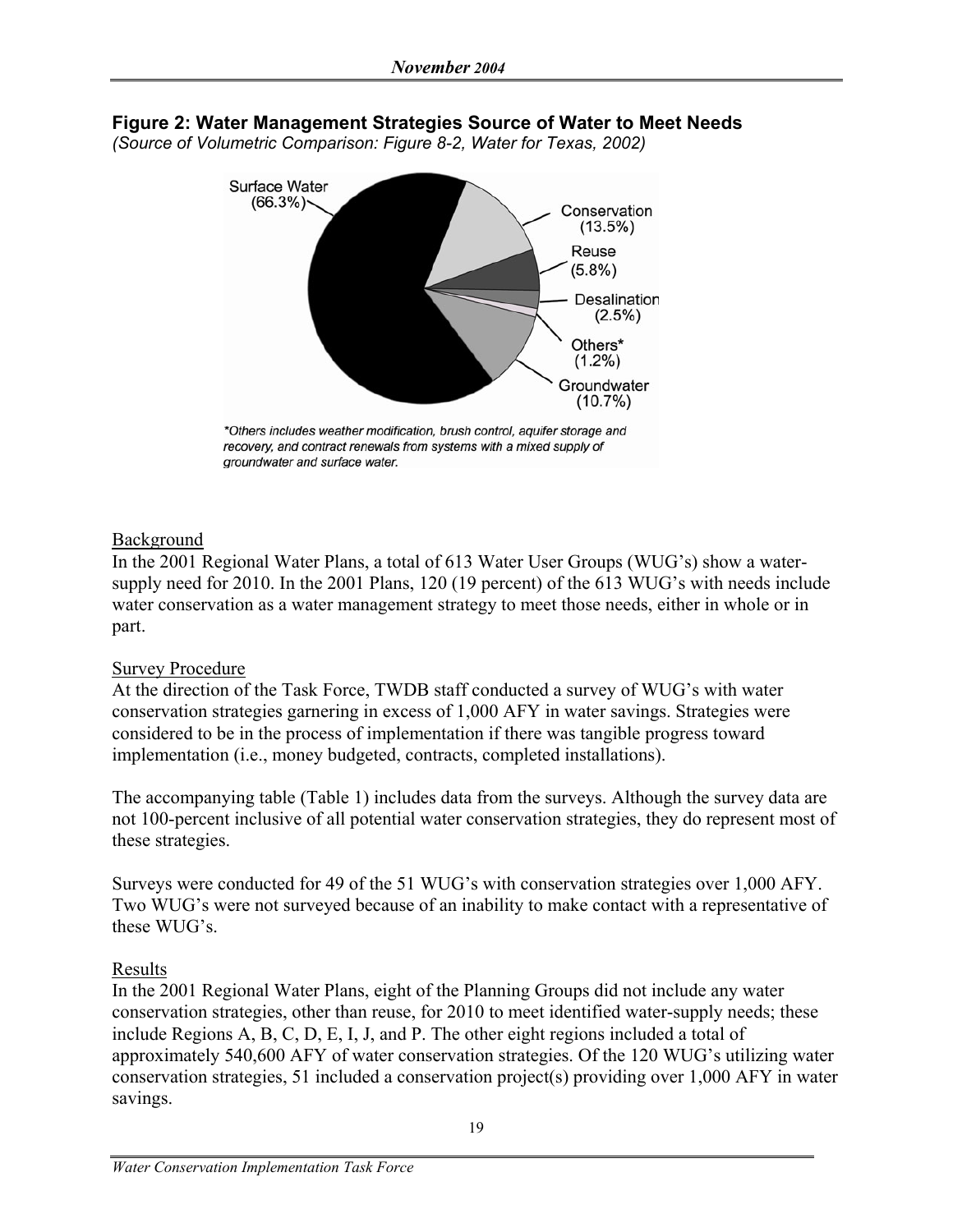**Figure 2: Water Management Strategies Source of Water to Meet Needs**
*(Source of Volumetric Comparison: Figure 8-2, Water for Texas, 2002)*

Surface Water (66.3%)
Conservation (13.5%)
Reuse (5.8%)
Desalination (2.5%)
Others* (1.2%)
Groundwater (10.7%)

*\*Others includes weather modification, brush control, aquifer storage and recovery, and contract renewals from systems with a mixed supply of groundwater and surface water.*

Background

In the 2001 Regional Water Plans, a total of 613 Water User Groups (WUG's) show a water-supply need for 2010. In the 2001 Plans, 120 (19 percent) of the 613 WUG's with needs include water conservation as a water management strategy to meet those needs, either in whole or in part.

Survey Procedure

At the direction of the Task Force, TWDB staff conducted a survey of WUG's with water conservation strategies garnering in excess of 1,000 AFY in water savings. Strategies were considered to be in the process of implementation if there was tangible progress toward implementation (i.e., money budgeted, contracts, completed installations).

The accompanying table (Table 1) includes data from the surveys. Although the survey data are not 100-percent inclusive of all potential water conservation strategies, they do represent most of these strategies.

Surveys were conducted for 49 of the 51 WUG's with conservation strategies over 1,000 AFY. Two WUG's were not surveyed because of an inability to make contact with a representative of these WUG's.

Results

In the 2001 Regional Water Plans, eight of the Planning Groups did not include any water conservation strategies, other than reuse, for 2010 to meet identified water-supply needs; these include Regions A, B, C, D, E, I, J, and P. The other eight regions included a total of approximately 540,600 AFY of water conservation strategies. Of the 120 WUG's utilizing water conservation strategies, 51 included a conservation project(s) providing over 1,000 AFY in water savings.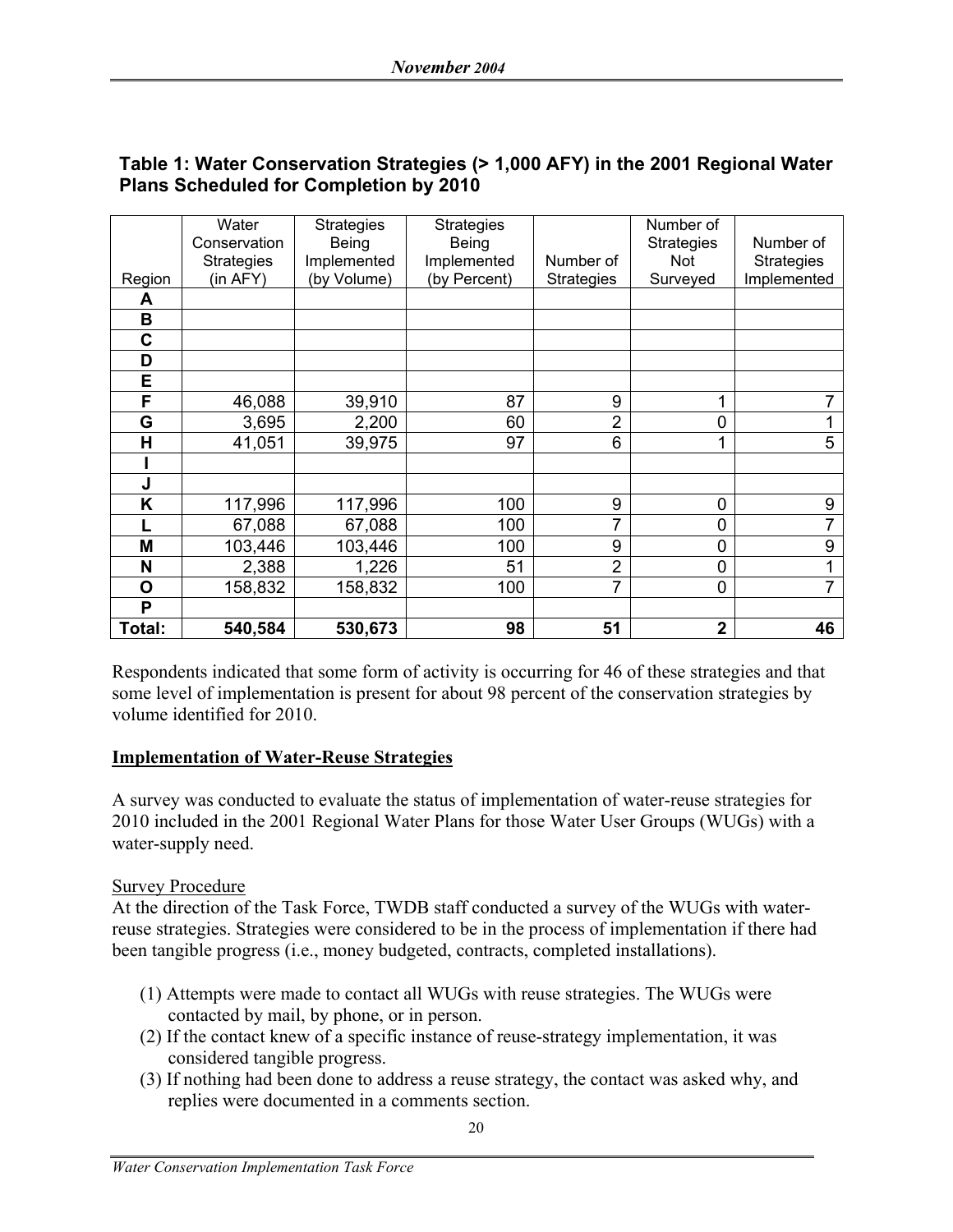**Table 1: Water Conservation Strategies (> 1,000 AFY) in the 2001 Regional Water Plans Scheduled for Completion by 2010**

| Region | Water Conservation Strategies (in AFY) | Strategies Being Implemented (by Volume) | Strategies Being Implemented (by Percent) | Number of Strategies | Number of Strategies Not Surveyed | Number of Strategies Implemented |
|---|---|---|---|---|---|---|
| **A** | | | | | | |
| **B** | | | | | | |
| **C** | | | | | | |
| **D** | | | | | | |
| **E** | | | | | | |
| **F** | 46,088 | 39,910 | 87 | 9 | 1 | 7 |
| **G** | 3,695 | 2,200 | 60 | 2 | 0 | 1 |
| **H** | 41,051 | 39,975 | 97 | 6 | 1 | 5 |
| **I** | | | | | | |
| **J** | | | | | | |
| **K** | 117,996 | 117,996 | 100 | 9 | 0 | 9 |
| **L** | 67,088 | 67,088 | 100 | 7 | 0 | 7 |
| **M** | 103,446 | 103,446 | 100 | 9 | 0 | 9 |
| **N** | 2,388 | 1,226 | 51 | 2 | 0 | 1 |
| **O** | 158,832 | 158,832 | 100 | 7 | 0 | 7 |
| **P** | | | | | | |
| **Total:** | **540,584** | **530,673** | **98** | **51** | **2** | **46** |

Respondents indicated that some form of activity is occurring for 46 of these strategies and that some level of implementation is present for about 98 percent of the conservation strategies by volume identified for 2010.

**Implementation of Water-Reuse Strategies**

A survey was conducted to evaluate the status of implementation of water-reuse strategies for 2010 included in the 2001 Regional Water Plans for those Water User Groups (WUGs) with a water-supply need.

Survey Procedure

At the direction of the Task Force, TWDB staff conducted a survey of the WUGs with water-reuse strategies. Strategies were considered to be in the process of implementation if there had been tangible progress (i.e., money budgeted, contracts, completed installations).

(1) Attempts were made to contact all WUGs with reuse strategies. The WUGs were contacted by mail, by phone, or in person.
(2) If the contact knew of a specific instance of reuse-strategy implementation, it was considered tangible progress.
(3) If nothing had been done to address a reuse strategy, the contact was asked why, and replies were documented in a comments section.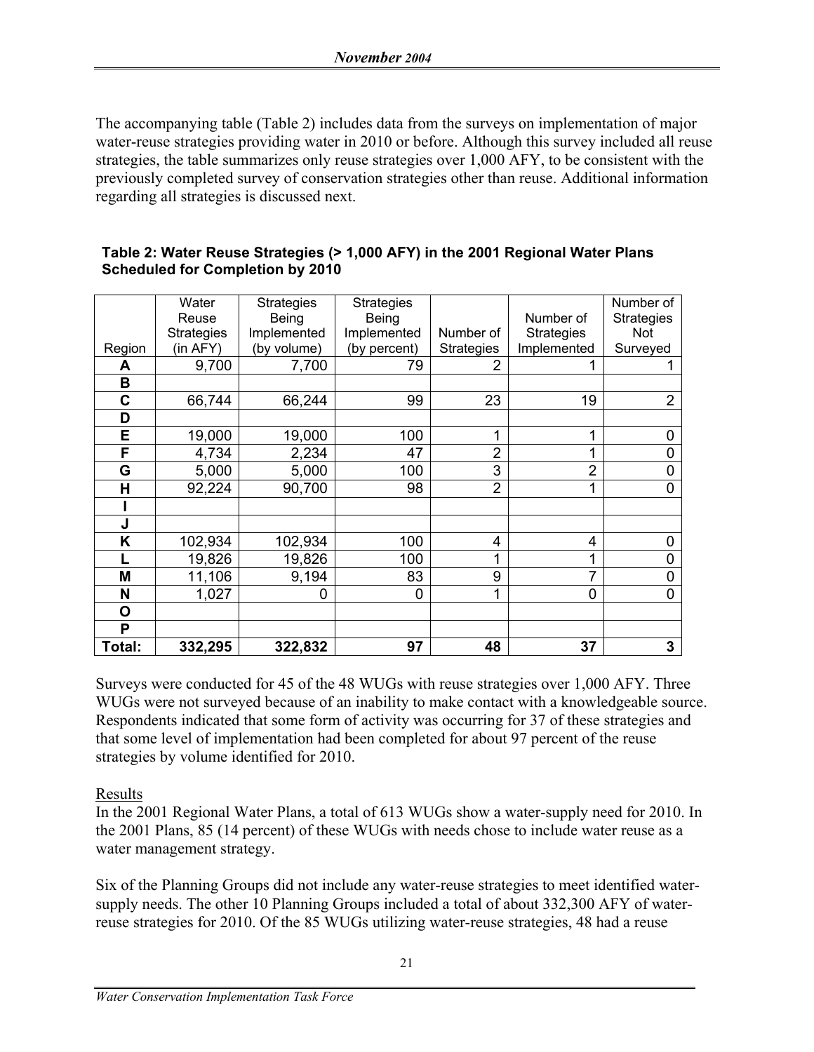The accompanying table (Table 2) includes data from the surveys on implementation of major water-reuse strategies providing water in 2010 or before. Although this survey included all reuse strategies, the table summarizes only reuse strategies over 1,000 AFY, to be consistent with the previously completed survey of conservation strategies other than reuse. Additional information regarding all strategies is discussed next.

**Table 2: Water Reuse Strategies (> 1,000 AFY) in the 2001 Regional Water Plans Scheduled for Completion by 2010**

| Region | Water Reuse Strategies (in AFY) | Strategies Being Implemented (by volume) | Strategies Being Implemented (by percent) | Number of Strategies | Number of Strategies Implemented | Number of Strategies Not Surveyed |
|---|---|---|---|---|---|---|
| **A** | 9,700 | 7,700 | 79 | 2 | 1 | 1 |
| **B** | | | | | | |
| **C** | 66,744 | 66,244 | 99 | 23 | 19 | 2 |
| **D** | | | | | | |
| **E** | 19,000 | 19,000 | 100 | 1 | 1 | 0 |
| **F** | 4,734 | 2,234 | 47 | 2 | 1 | 0 |
| **G** | 5,000 | 5,000 | 100 | 3 | 2 | 0 |
| **H** | 92,224 | 90,700 | 98 | 2 | 1 | 0 |
| **I** | | | | | | |
| **J** | | | | | | |
| **K** | 102,934 | 102,934 | 100 | 4 | 4 | 0 |
| **L** | 19,826 | 19,826 | 100 | 1 | 1 | 0 |
| **M** | 11,106 | 9,194 | 83 | 9 | 7 | 0 |
| **N** | 1,027 | 0 | 0 | 1 | 0 | 0 |
| **O** | | | | | | |
| **P** | | | | | | |
| **Total:** | **332,295** | **322,832** | **97** | **48** | **37** | **3** |

Surveys were conducted for 45 of the 48 WUGs with reuse strategies over 1,000 AFY. Three WUGs were not surveyed because of an inability to make contact with a knowledgeable source. Respondents indicated that some form of activity was occurring for 37 of these strategies and that some level of implementation had been completed for about 97 percent of the reuse strategies by volume identified for 2010.

Results

In the 2001 Regional Water Plans, a total of 613 WUGs show a water-supply need for 2010. In the 2001 Plans, 85 (14 percent) of these WUGs with needs chose to include water reuse as a water management strategy.

Six of the Planning Groups did not include any water-reuse strategies to meet identified water-supply needs. The other 10 Planning Groups included a total of about 332,300 AFY of water-reuse strategies for 2010. Of the 85 WUGs utilizing water-reuse strategies, 48 had a reuse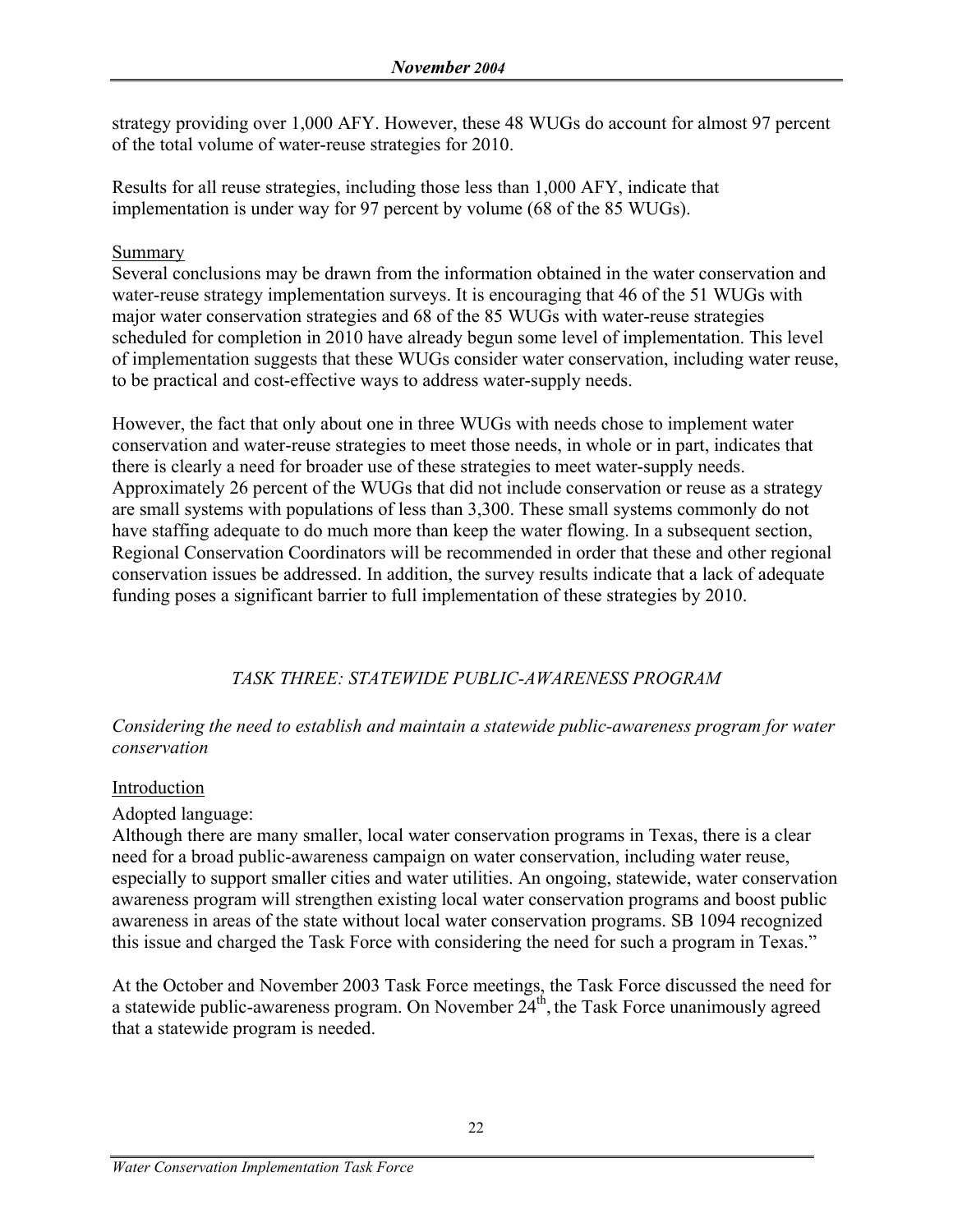strategy providing over 1,000 AFY. However, these 48 WUGs do account for almost 97 percent of the total volume of water-reuse strategies for 2010.

Results for all reuse strategies, including those less than 1,000 AFY, indicate that implementation is under way for 97 percent by volume (68 of the 85 WUGs).

Summary

Several conclusions may be drawn from the information obtained in the water conservation and water-reuse strategy implementation surveys. It is encouraging that 46 of the 51 WUGs with major water conservation strategies and 68 of the 85 WUGs with water-reuse strategies scheduled for completion in 2010 have already begun some level of implementation. This level of implementation suggests that these WUGs consider water conservation, including water reuse, to be practical and cost-effective ways to address water-supply needs.

However, the fact that only about one in three WUGs with needs chose to implement water conservation and water-reuse strategies to meet those needs, in whole or in part, indicates that there is clearly a need for broader use of these strategies to meet water-supply needs. Approximately 26 percent of the WUGs that did not include conservation or reuse as a strategy are small systems with populations of less than 3,300. These small systems commonly do not have staffing adequate to do much more than keep the water flowing. In a subsequent section, Regional Conservation Coordinators will be recommended in order that these and other regional conservation issues be addressed. In addition, the survey results indicate that a lack of adequate funding poses a significant barrier to full implementation of these strategies by 2010.

## *TASK THREE: STATEWIDE PUBLIC-AWARENESS PROGRAM*

*Considering the need to establish and maintain a statewide public-awareness program for water conservation*

Introduction

Adopted language:
Although there are many smaller, local water conservation programs in Texas, there is a clear need for a broad public-awareness campaign on water conservation, including water reuse, especially to support smaller cities and water utilities. An ongoing, statewide, water conservation awareness program will strengthen existing local water conservation programs and boost public awareness in areas of the state without local water conservation programs. SB 1094 recognized this issue and charged the Task Force with considering the need for such a program in Texas."

At the October and November 2003 Task Force meetings, the Task Force discussed the need for a statewide public-awareness program. On November 24th, the Task Force unanimously agreed that a statewide program is needed.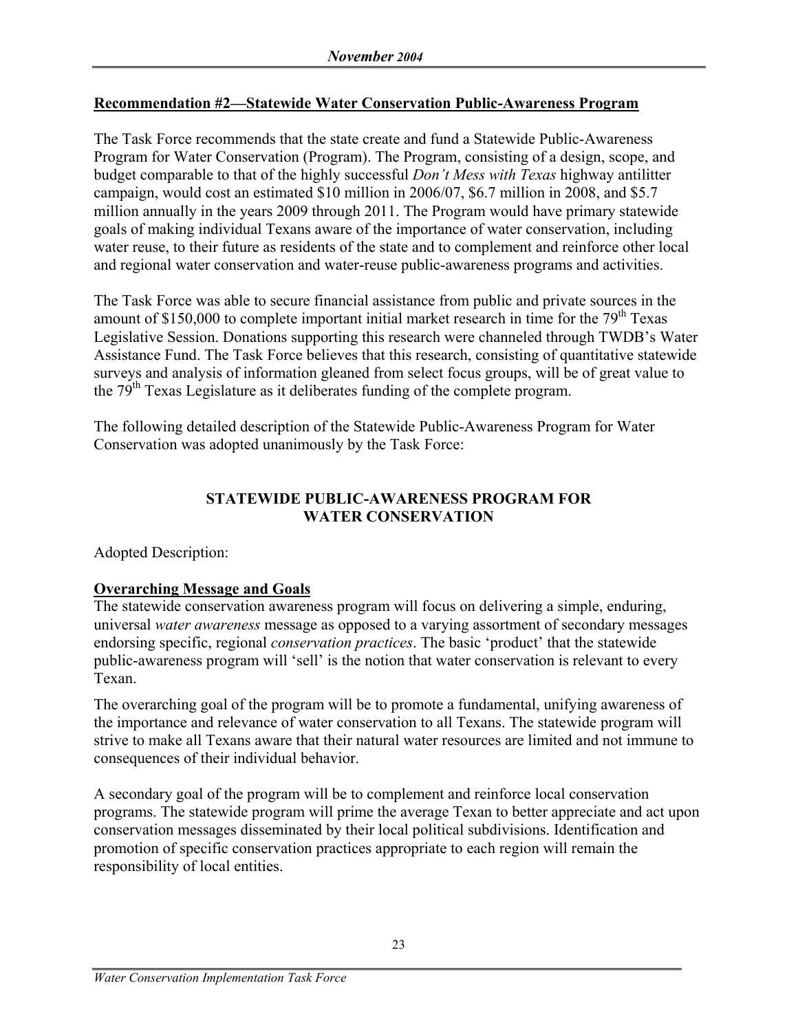## Recommendation #2—Statewide Water Conservation Public-Awareness Program

The Task Force recommends that the state create and fund a Statewide Public-Awareness Program for Water Conservation (Program). The Program, consisting of a design, scope, and budget comparable to that of the highly successful *Don't Mess with Texas* highway antilitter campaign, would cost an estimated \$10 million in 2006/07, \$6.7 million in 2008, and \$5.7 million annually in the years 2009 through 2011. The Program would have primary statewide goals of making individual Texans aware of the importance of water conservation, including water reuse, to their future as residents of the state and to complement and reinforce other local and regional water conservation and water-reuse public-awareness programs and activities.

The Task Force was able to secure financial assistance from public and private sources in the amount of \$150,000 to complete important initial market research in time for the 79th Texas Legislative Session. Donations supporting this research were channeled through TWDB's Water Assistance Fund. The Task Force believes that this research, consisting of quantitative statewide surveys and analysis of information gleaned from select focus groups, will be of great value to the 79th Texas Legislature as it deliberates funding of the complete program.

The following detailed description of the Statewide Public-Awareness Program for Water Conservation was adopted unanimously by the Task Force:

### STATEWIDE PUBLIC-AWARENESS PROGRAM FOR WATER CONSERVATION

Adopted Description:

**Overarching Message and Goals**

The statewide conservation awareness program will focus on delivering a simple, enduring, universal *water awareness* message as opposed to a varying assortment of secondary messages endorsing specific, regional *conservation practices*. The basic 'product' that the statewide public-awareness program will 'sell' is the notion that water conservation is relevant to every Texan.

The overarching goal of the program will be to promote a fundamental, unifying awareness of the importance and relevance of water conservation to all Texans. The statewide program will strive to make all Texans aware that their natural water resources are limited and not immune to consequences of their individual behavior.

A secondary goal of the program will be to complement and reinforce local conservation programs. The statewide program will prime the average Texan to better appreciate and act upon conservation messages disseminated by their local political subdivisions. Identification and promotion of specific conservation practices appropriate to each region will remain the responsibility of local entities.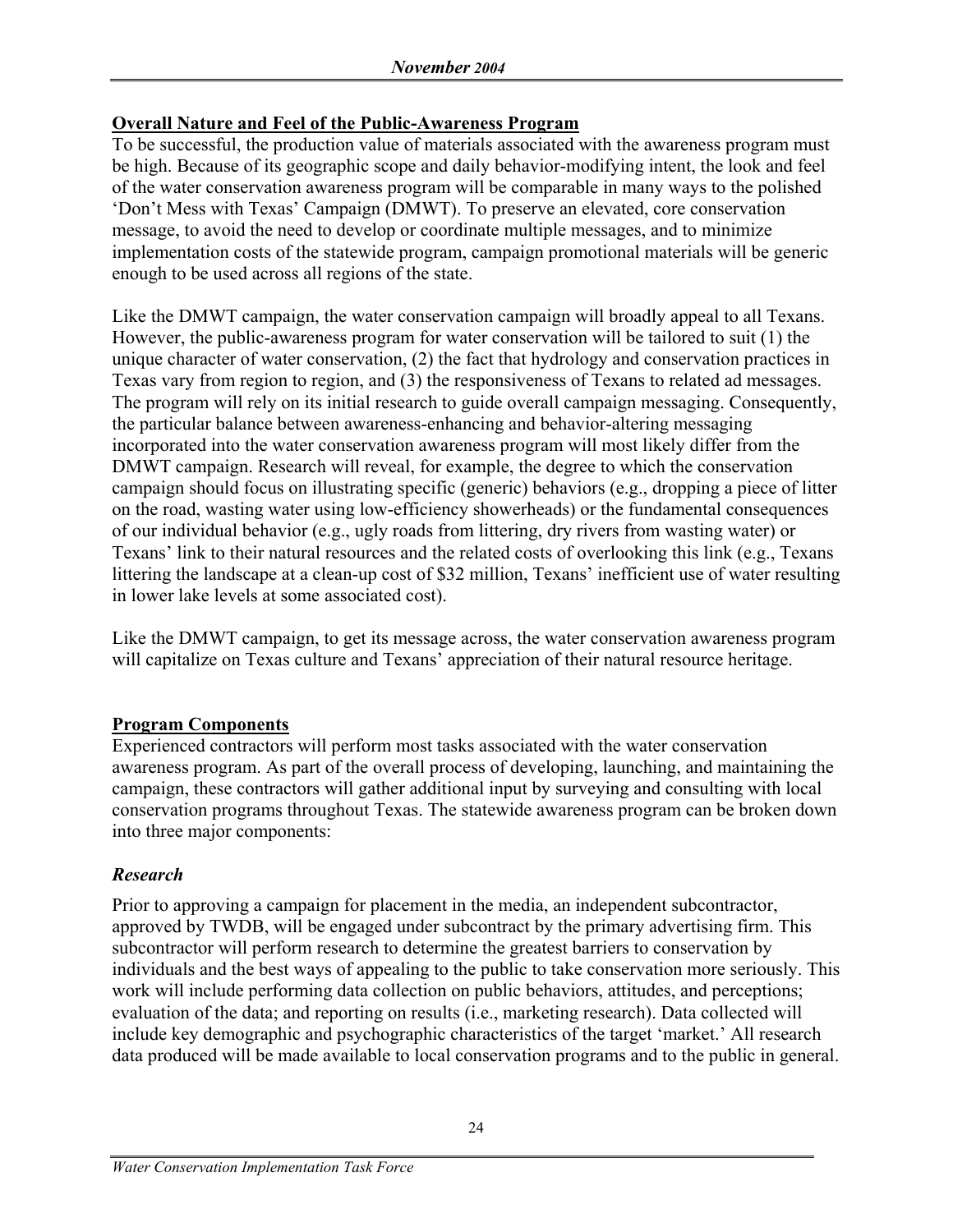## Overall Nature and Feel of the Public-Awareness Program

To be successful, the production value of materials associated with the awareness program must be high. Because of its geographic scope and daily behavior-modifying intent, the look and feel of the water conservation awareness program will be comparable in many ways to the polished 'Don't Mess with Texas' Campaign (DMWT). To preserve an elevated, core conservation message, to avoid the need to develop or coordinate multiple messages, and to minimize implementation costs of the statewide program, campaign promotional materials will be generic enough to be used across all regions of the state.

Like the DMWT campaign, the water conservation campaign will broadly appeal to all Texans. However, the public-awareness program for water conservation will be tailored to suit (1) the unique character of water conservation, (2) the fact that hydrology and conservation practices in Texas vary from region to region, and (3) the responsiveness of Texans to related ad messages. The program will rely on its initial research to guide overall campaign messaging. Consequently, the particular balance between awareness-enhancing and behavior-altering messaging incorporated into the water conservation awareness program will most likely differ from the DMWT campaign. Research will reveal, for example, the degree to which the conservation campaign should focus on illustrating specific (generic) behaviors (e.g., dropping a piece of litter on the road, wasting water using low-efficiency showerheads) or the fundamental consequences of our individual behavior (e.g., ugly roads from littering, dry rivers from wasting water) or Texans' link to their natural resources and the related costs of overlooking this link (e.g., Texans littering the landscape at a clean-up cost of $32 million, Texans' inefficient use of water resulting in lower lake levels at some associated cost).

Like the DMWT campaign, to get its message across, the water conservation awareness program will capitalize on Texas culture and Texans' appreciation of their natural resource heritage.

## Program Components

Experienced contractors will perform most tasks associated with the water conservation awareness program. As part of the overall process of developing, launching, and maintaining the campaign, these contractors will gather additional input by surveying and consulting with local conservation programs throughout Texas. The statewide awareness program can be broken down into three major components:

### *Research*

Prior to approving a campaign for placement in the media, an independent subcontractor, approved by TWDB, will be engaged under subcontract by the primary advertising firm. This subcontractor will perform research to determine the greatest barriers to conservation by individuals and the best ways of appealing to the public to take conservation more seriously. This work will include performing data collection on public behaviors, attitudes, and perceptions; evaluation of the data; and reporting on results (i.e., marketing research). Data collected will include key demographic and psychographic characteristics of the target 'market.' All research data produced will be made available to local conservation programs and to the public in general.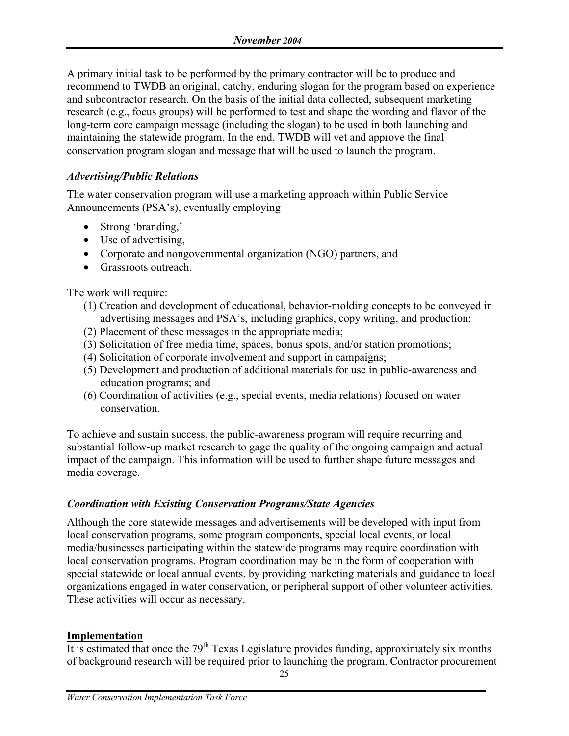A primary initial task to be performed by the primary contractor will be to produce and recommend to TWDB an original, catchy, enduring slogan for the program based on experience and subcontractor research. On the basis of the initial data collected, subsequent marketing research (e.g., focus groups) will be performed to test and shape the wording and flavor of the long-term core campaign message (including the slogan) to be used in both launching and maintaining the statewide program. In the end, TWDB will vet and approve the final conservation program slogan and message that will be used to launch the program.

### *Advertising/Public Relations*

The water conservation program will use a marketing approach within Public Service Announcements (PSA's), eventually employing

- Strong 'branding,'
- Use of advertising,
- Corporate and nongovernmental organization (NGO) partners, and
- Grassroots outreach.

The work will require:

(1) Creation and development of educational, behavior-molding concepts to be conveyed in advertising messages and PSA's, including graphics, copy writing, and production;
(2) Placement of these messages in the appropriate media;
(3) Solicitation of free media time, spaces, bonus spots, and/or station promotions;
(4) Solicitation of corporate involvement and support in campaigns;
(5) Development and production of additional materials for use in public-awareness and education programs; and
(6) Coordination of activities (e.g., special events, media relations) focused on water conservation.

To achieve and sustain success, the public-awareness program will require recurring and substantial follow-up market research to gage the quality of the ongoing campaign and actual impact of the campaign. This information will be used to further shape future messages and media coverage.

### *Coordination with Existing Conservation Programs/State Agencies*

Although the core statewide messages and advertisements will be developed with input from local conservation programs, some program components, special local events, or local media/businesses participating within the statewide programs may require coordination with local conservation programs. Program coordination may be in the form of cooperation with special statewide or local annual events, by providing marketing materials and guidance to local organizations engaged in water conservation, or peripheral support of other volunteer activities. These activities will occur as necessary.

## **Implementation**

It is estimated that once the 79th Texas Legislature provides funding, approximately six months of background research will be required prior to launching the program. Contractor procurement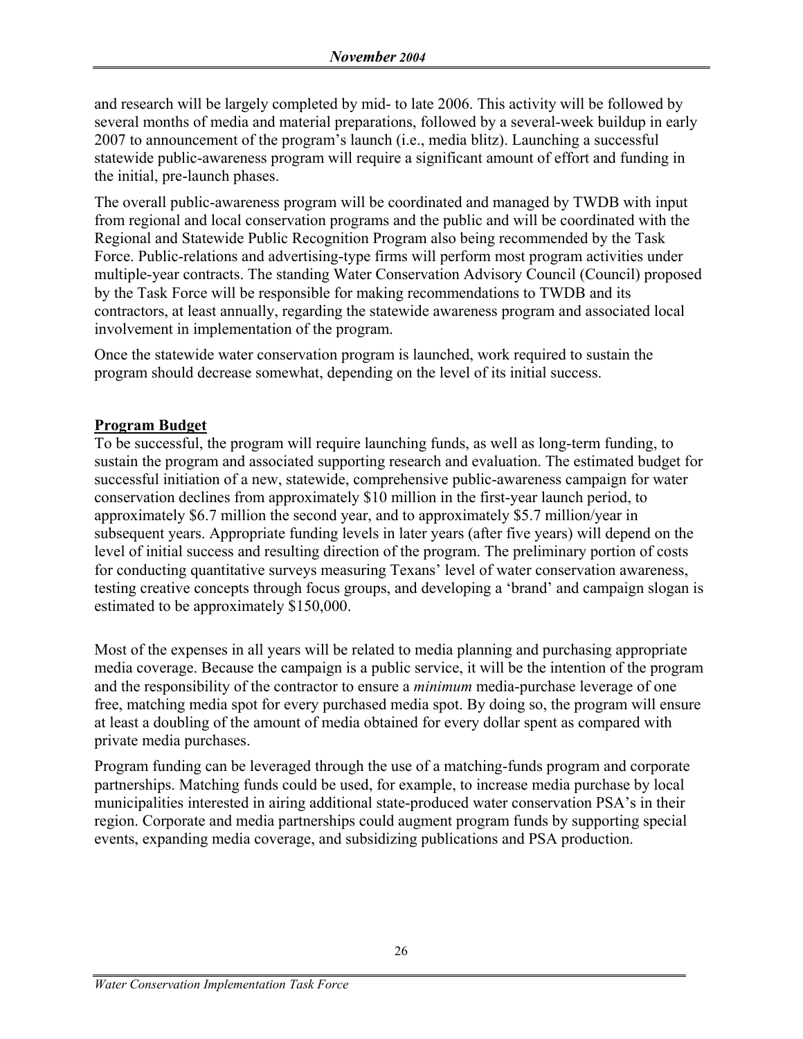and research will be largely completed by mid- to late 2006. This activity will be followed by several months of media and material preparations, followed by a several-week buildup in early 2007 to announcement of the program's launch (i.e., media blitz). Launching a successful statewide public-awareness program will require a significant amount of effort and funding in the initial, pre-launch phases.

The overall public-awareness program will be coordinated and managed by TWDB with input from regional and local conservation programs and the public and will be coordinated with the Regional and Statewide Public Recognition Program also being recommended by the Task Force. Public-relations and advertising-type firms will perform most program activities under multiple-year contracts. The standing Water Conservation Advisory Council (Council) proposed by the Task Force will be responsible for making recommendations to TWDB and its contractors, at least annually, regarding the statewide awareness program and associated local involvement in implementation of the program.

Once the statewide water conservation program is launched, work required to sustain the program should decrease somewhat, depending on the level of its initial success.

## Program Budget

To be successful, the program will require launching funds, as well as long-term funding, to sustain the program and associated supporting research and evaluation. The estimated budget for successful initiation of a new, statewide, comprehensive public-awareness campaign for water conservation declines from approximately $10 million in the first-year launch period, to approximately $6.7 million the second year, and to approximately $5.7 million/year in subsequent years. Appropriate funding levels in later years (after five years) will depend on the level of initial success and resulting direction of the program. The preliminary portion of costs for conducting quantitative surveys measuring Texans' level of water conservation awareness, testing creative concepts through focus groups, and developing a 'brand' and campaign slogan is estimated to be approximately $150,000.

Most of the expenses in all years will be related to media planning and purchasing appropriate media coverage. Because the campaign is a public service, it will be the intention of the program and the responsibility of the contractor to ensure a *minimum* media-purchase leverage of one free, matching media spot for every purchased media spot. By doing so, the program will ensure at least a doubling of the amount of media obtained for every dollar spent as compared with private media purchases.

Program funding can be leveraged through the use of a matching-funds program and corporate partnerships. Matching funds could be used, for example, to increase media purchase by local municipalities interested in airing additional state-produced water conservation PSA's in their region. Corporate and media partnerships could augment program funds by supporting special events, expanding media coverage, and subsidizing publications and PSA production.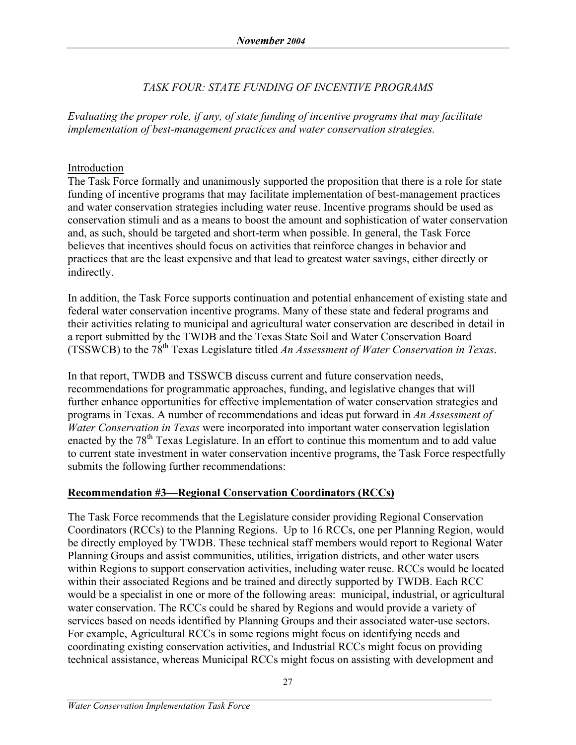## *TASK FOUR: STATE FUNDING OF INCENTIVE PROGRAMS*

*Evaluating the proper role, if any, of state funding of incentive programs that may facilitate implementation of best-management practices and water conservation strategies.*

### Introduction

The Task Force formally and unanimously supported the proposition that there is a role for state funding of incentive programs that may facilitate implementation of best-management practices and water conservation strategies including water reuse. Incentive programs should be used as conservation stimuli and as a means to boost the amount and sophistication of water conservation and, as such, should be targeted and short-term when possible. In general, the Task Force believes that incentives should focus on activities that reinforce changes in behavior and practices that are the least expensive and that lead to greatest water savings, either directly or indirectly.

In addition, the Task Force supports continuation and potential enhancement of existing state and federal water conservation incentive programs. Many of these state and federal programs and their activities relating to municipal and agricultural water conservation are described in detail in a report submitted by the TWDB and the Texas State Soil and Water Conservation Board (TSSWCB) to the 78th Texas Legislature titled *An Assessment of Water Conservation in Texas*.

In that report, TWDB and TSSWCB discuss current and future conservation needs, recommendations for programmatic approaches, funding, and legislative changes that will further enhance opportunities for effective implementation of water conservation strategies and programs in Texas. A number of recommendations and ideas put forward in *An Assessment of Water Conservation in Texas* were incorporated into important water conservation legislation enacted by the 78th Texas Legislature. In an effort to continue this momentum and to add value to current state investment in water conservation incentive programs, the Task Force respectfully submits the following further recommendations:

### Recommendation #3—Regional Conservation Coordinators (RCCs)

The Task Force recommends that the Legislature consider providing Regional Conservation Coordinators (RCCs) to the Planning Regions. Up to 16 RCCs, one per Planning Region, would be directly employed by TWDB. These technical staff members would report to Regional Water Planning Groups and assist communities, utilities, irrigation districts, and other water users within Regions to support conservation activities, including water reuse. RCCs would be located within their associated Regions and be trained and directly supported by TWDB. Each RCC would be a specialist in one or more of the following areas: municipal, industrial, or agricultural water conservation. The RCCs could be shared by Regions and would provide a variety of services based on needs identified by Planning Groups and their associated water-use sectors. For example, Agricultural RCCs in some regions might focus on identifying needs and coordinating existing conservation activities, and Industrial RCCs might focus on providing technical assistance, whereas Municipal RCCs might focus on assisting with development and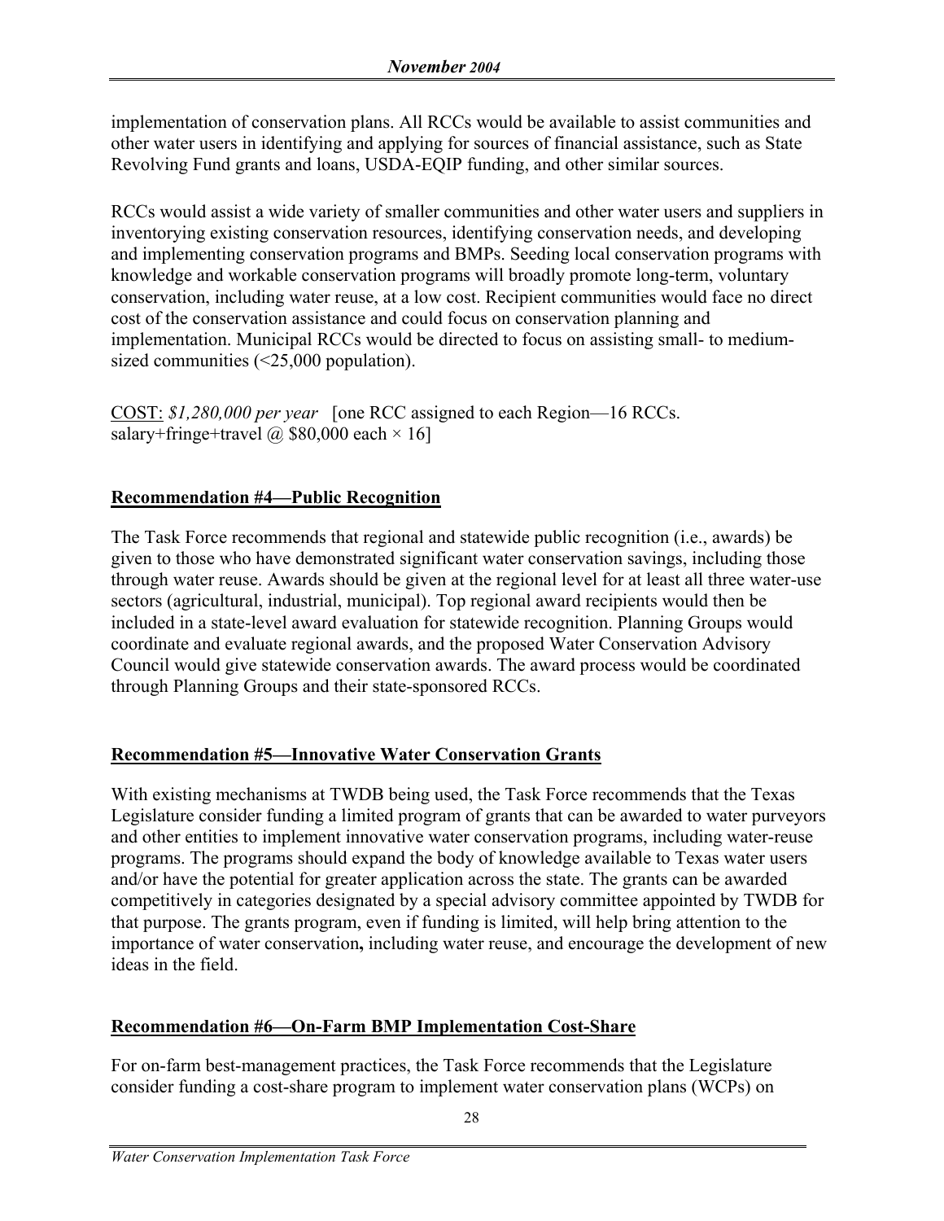implementation of conservation plans. All RCCs would be available to assist communities and other water users in identifying and applying for sources of financial assistance, such as State Revolving Fund grants and loans, USDA-EQIP funding, and other similar sources.

RCCs would assist a wide variety of smaller communities and other water users and suppliers in inventorying existing conservation resources, identifying conservation needs, and developing and implementing conservation programs and BMPs. Seeding local conservation programs with knowledge and workable conservation programs will broadly promote long-term, voluntary conservation, including water reuse, at a low cost. Recipient communities would face no direct cost of the conservation assistance and could focus on conservation planning and implementation. Municipal RCCs would be directed to focus on assisting small- to medium-sized communities (<25,000 population).

<u>COST:</u> *$1,280,000 per year* [one RCC assigned to each Region—16 RCCs. salary+fringe+travel @ $80,000 each × 16]

**<u>Recommendation #4—Public Recognition</u>**

The Task Force recommends that regional and statewide public recognition (i.e., awards) be given to those who have demonstrated significant water conservation savings, including those through water reuse. Awards should be given at the regional level for at least all three water-use sectors (agricultural, industrial, municipal). Top regional award recipients would then be included in a state-level award evaluation for statewide recognition. Planning Groups would coordinate and evaluate regional awards, and the proposed Water Conservation Advisory Council would give statewide conservation awards. The award process would be coordinated through Planning Groups and their state-sponsored RCCs.

**<u>Recommendation #5—Innovative Water Conservation Grants</u>**

With existing mechanisms at TWDB being used, the Task Force recommends that the Texas Legislature consider funding a limited program of grants that can be awarded to water purveyors and other entities to implement innovative water conservation programs, including water-reuse programs. The programs should expand the body of knowledge available to Texas water users and/or have the potential for greater application across the state. The grants can be awarded competitively in categories designated by a special advisory committee appointed by TWDB for that purpose. The grants program, even if funding is limited, will help bring attention to the importance of water conservation**,** including water reuse, and encourage the development of new ideas in the field.

**<u>Recommendation #6—On-Farm BMP Implementation Cost-Share</u>**

For on-farm best-management practices, the Task Force recommends that the Legislature consider funding a cost-share program to implement water conservation plans (WCPs) on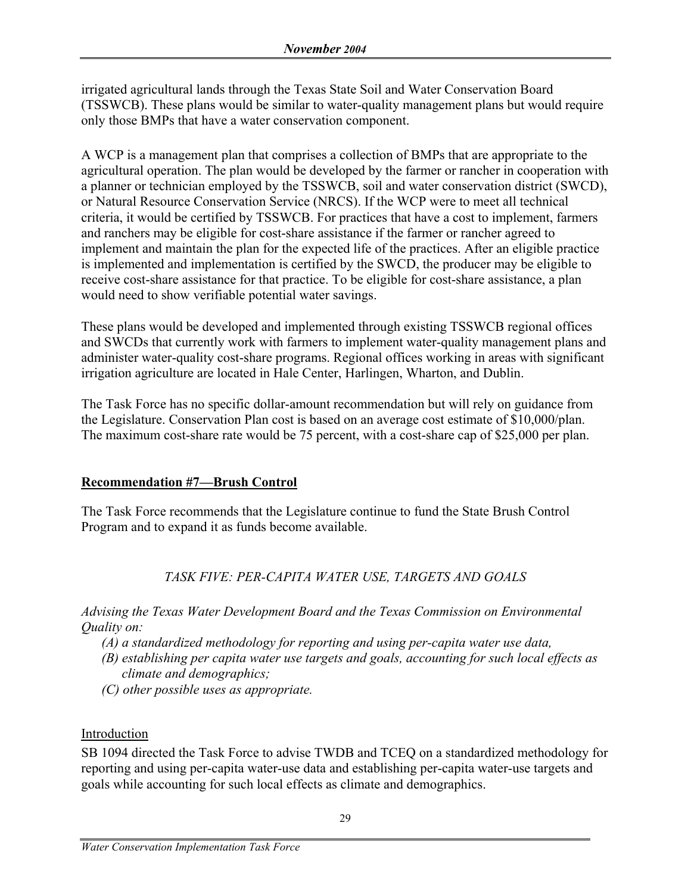irrigated agricultural lands through the Texas State Soil and Water Conservation Board (TSSWCB). These plans would be similar to water-quality management plans but would require only those BMPs that have a water conservation component.

A WCP is a management plan that comprises a collection of BMPs that are appropriate to the agricultural operation. The plan would be developed by the farmer or rancher in cooperation with a planner or technician employed by the TSSWCB, soil and water conservation district (SWCD), or Natural Resource Conservation Service (NRCS). If the WCP were to meet all technical criteria, it would be certified by TSSWCB. For practices that have a cost to implement, farmers and ranchers may be eligible for cost-share assistance if the farmer or rancher agreed to implement and maintain the plan for the expected life of the practices. After an eligible practice is implemented and implementation is certified by the SWCD, the producer may be eligible to receive cost-share assistance for that practice. To be eligible for cost-share assistance, a plan would need to show verifiable potential water savings.

These plans would be developed and implemented through existing TSSWCB regional offices and SWCDs that currently work with farmers to implement water-quality management plans and administer water-quality cost-share programs. Regional offices working in areas with significant irrigation agriculture are located in Hale Center, Harlingen, Wharton, and Dublin.

The Task Force has no specific dollar-amount recommendation but will rely on guidance from the Legislature. Conservation Plan cost is based on an average cost estimate of $10,000/plan. The maximum cost-share rate would be 75 percent, with a cost-share cap of $25,000 per plan.

**Recommendation #7—Brush Control**

The Task Force recommends that the Legislature continue to fund the State Brush Control Program and to expand it as funds become available.

## *TASK FIVE: PER-CAPITA WATER USE, TARGETS AND GOALS*

*Advising the Texas Water Development Board and the Texas Commission on Environmental Quality on:*

*(A) a standardized methodology for reporting and using per-capita water use data,*
*(B) establishing per capita water use targets and goals, accounting for such local effects as climate and demographics;*
*(C) other possible uses as appropriate.*

Introduction

SB 1094 directed the Task Force to advise TWDB and TCEQ on a standardized methodology for reporting and using per-capita water-use data and establishing per-capita water-use targets and goals while accounting for such local effects as climate and demographics.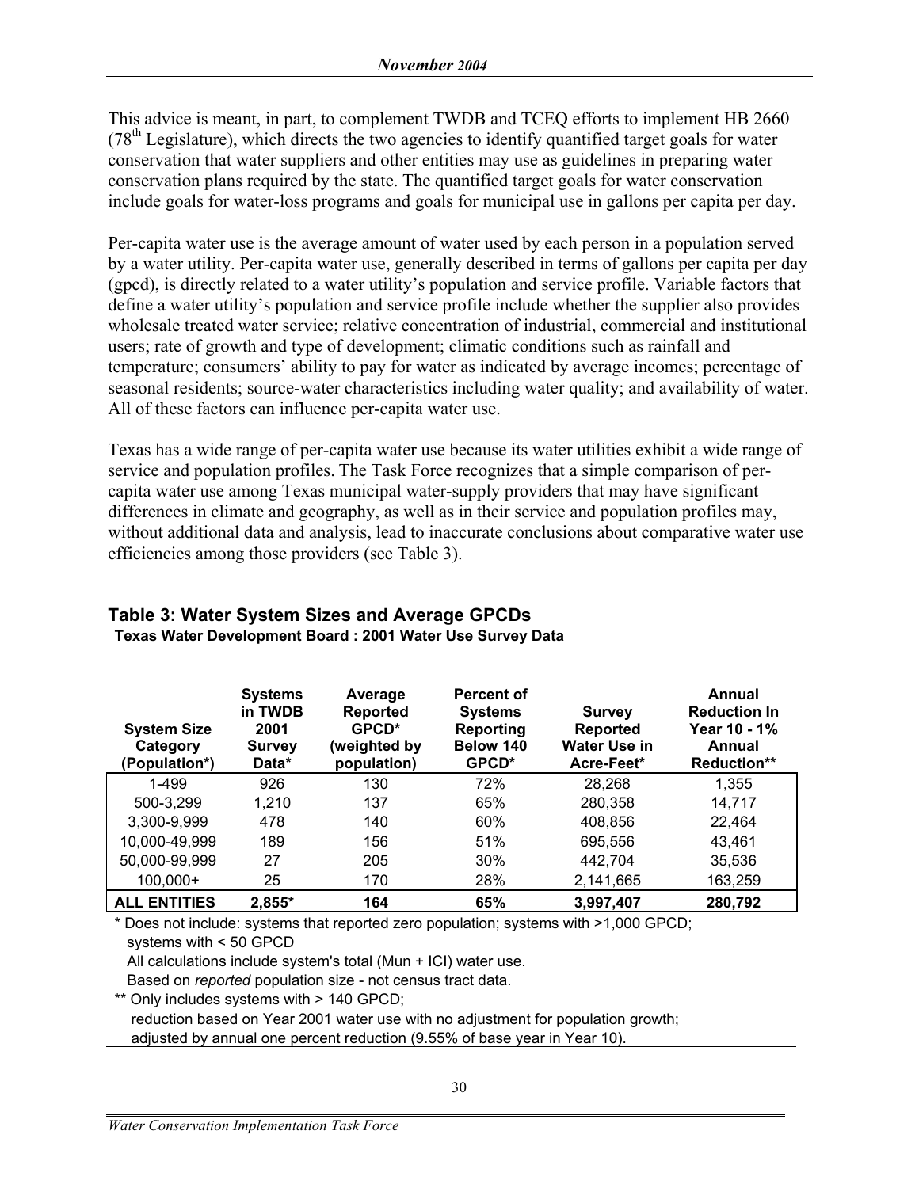This advice is meant, in part, to complement TWDB and TCEQ efforts to implement HB 2660 (78th Legislature), which directs the two agencies to identify quantified target goals for water conservation that water suppliers and other entities may use as guidelines in preparing water conservation plans required by the state. The quantified target goals for water conservation include goals for water-loss programs and goals for municipal use in gallons per capita per day.

Per-capita water use is the average amount of water used by each person in a population served by a water utility. Per-capita water use, generally described in terms of gallons per capita per day (gpcd), is directly related to a water utility's population and service profile. Variable factors that define a water utility's population and service profile include whether the supplier also provides wholesale treated water service; relative concentration of industrial, commercial and institutional users; rate of growth and type of development; climatic conditions such as rainfall and temperature; consumers' ability to pay for water as indicated by average incomes; percentage of seasonal residents; source-water characteristics including water quality; and availability of water. All of these factors can influence per-capita water use.

Texas has a wide range of per-capita water use because its water utilities exhibit a wide range of service and population profiles. The Task Force recognizes that a simple comparison of per-capita water use among Texas municipal water-supply providers that may have significant differences in climate and geography, as well as in their service and population profiles may, without additional data and analysis, lead to inaccurate conclusions about comparative water use efficiencies among those providers (see Table 3).

### Table 3: Water System Sizes and Average GPCDs

**Texas Water Development Board : 2001 Water Use Survey Data**

| System Size Category (Population*) | Systems in TWDB 2001 Survey Data* | Average Reported GPCD* (weighted by population) | Percent of Systems Reporting Below 140 GPCD* | Survey Reported Water Use in Acre-Feet* | Annual Reduction In Year 10 - 1% Annual Reduction** |
|---|---|---|---|---|---|
| 1-499 | 926 | 130 | 72% | 28,268 | 1,355 |
| 500-3,299 | 1,210 | 137 | 65% | 280,358 | 14,717 |
| 3,300-9,999 | 478 | 140 | 60% | 408,856 | 22,464 |
| 10,000-49,999 | 189 | 156 | 51% | 695,556 | 43,461 |
| 50,000-99,999 | 27 | 205 | 30% | 442,704 | 35,536 |
| 100,000+ | 25 | 170 | 28% | 2,141,665 | 163,259 |
| **ALL ENTITIES** | **2,855*** | **164** | **65%** | **3,997,407** | **280,792** |

\* Does not include: systems that reported zero population; systems with >1,000 GPCD; systems with < 50 GPCD
All calculations include system's total (Mun + ICI) water use.
Based on *reported* population size - not census tract data.

\** Only includes systems with > 140 GPCD;
reduction based on Year 2001 water use with no adjustment for population growth;
adjusted by annual one percent reduction (9.55% of base year in Year 10).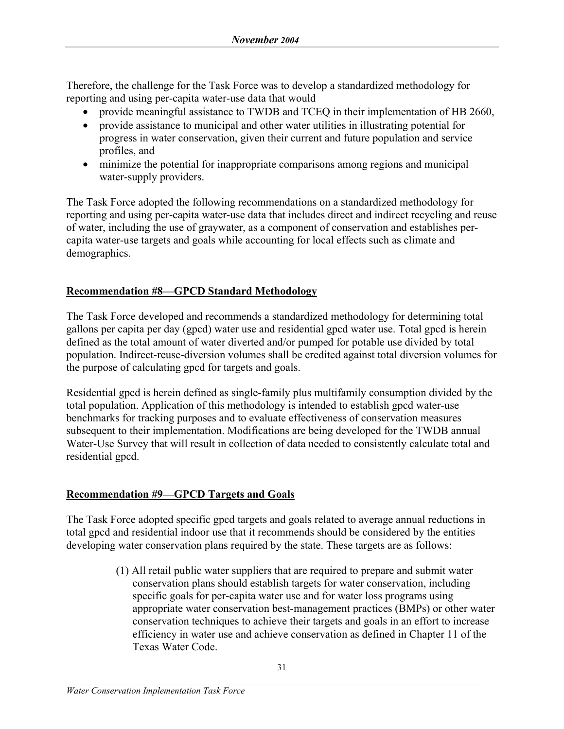Therefore, the challenge for the Task Force was to develop a standardized methodology for reporting and using per-capita water-use data that would

- provide meaningful assistance to TWDB and TCEQ in their implementation of HB 2660,
- provide assistance to municipal and other water utilities in illustrating potential for progress in water conservation, given their current and future population and service profiles, and
- minimize the potential for inappropriate comparisons among regions and municipal water-supply providers.

The Task Force adopted the following recommendations on a standardized methodology for reporting and using per-capita water-use data that includes direct and indirect recycling and reuse of water, including the use of graywater, as a component of conservation and establishes per-capita water-use targets and goals while accounting for local effects such as climate and demographics.

## Recommendation #8—GPCD Standard Methodology

The Task Force developed and recommends a standardized methodology for determining total gallons per capita per day (gpcd) water use and residential gpcd water use. Total gpcd is herein defined as the total amount of water diverted and/or pumped for potable use divided by total population. Indirect-reuse-diversion volumes shall be credited against total diversion volumes for the purpose of calculating gpcd for targets and goals.

Residential gpcd is herein defined as single-family plus multifamily consumption divided by the total population. Application of this methodology is intended to establish gpcd water-use benchmarks for tracking purposes and to evaluate effectiveness of conservation measures subsequent to their implementation. Modifications are being developed for the TWDB annual Water-Use Survey that will result in collection of data needed to consistently calculate total and residential gpcd.

## Recommendation #9—GPCD Targets and Goals

The Task Force adopted specific gpcd targets and goals related to average annual reductions in total gpcd and residential indoor use that it recommends should be considered by the entities developing water conservation plans required by the state. These targets are as follows:

(1) All retail public water suppliers that are required to prepare and submit water conservation plans should establish targets for water conservation, including specific goals for per-capita water use and for water loss programs using appropriate water conservation best-management practices (BMPs) or other water conservation techniques to achieve their targets and goals in an effort to increase efficiency in water use and achieve conservation as defined in Chapter 11 of the Texas Water Code.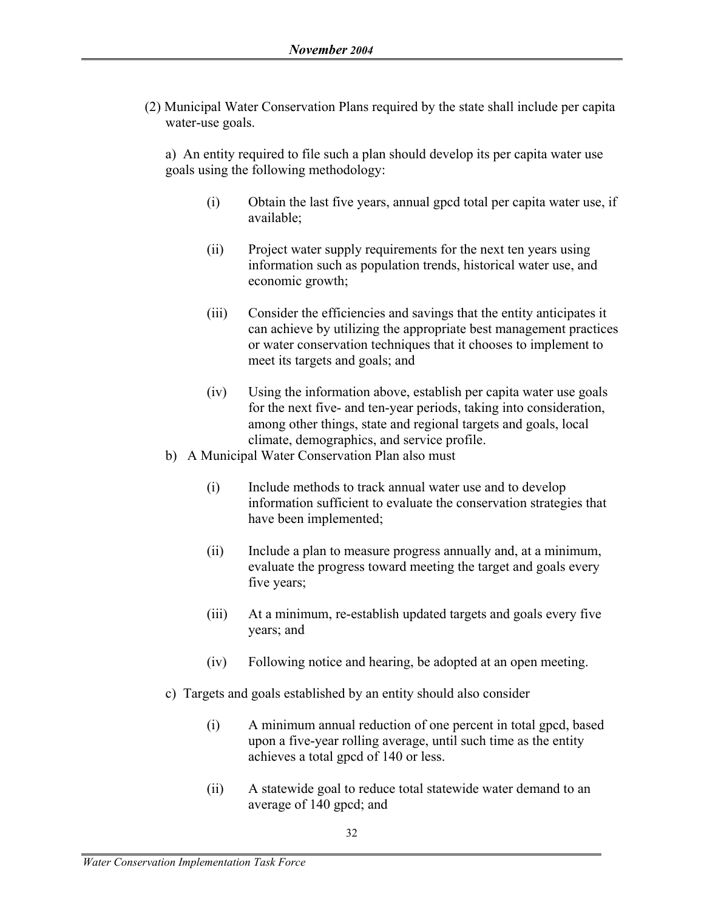(2) Municipal Water Conservation Plans required by the state shall include per capita water-use goals.

a) An entity required to file such a plan should develop its per capita water use goals using the following methodology:

(i) Obtain the last five years, annual gpcd total per capita water use, if available;

(ii) Project water supply requirements for the next ten years using information such as population trends, historical water use, and economic growth;

(iii) Consider the efficiencies and savings that the entity anticipates it can achieve by utilizing the appropriate best management practices or water conservation techniques that it chooses to implement to meet its targets and goals; and

(iv) Using the information above, establish per capita water use goals for the next five- and ten-year periods, taking into consideration, among other things, state and regional targets and goals, local climate, demographics, and service profile.

b) A Municipal Water Conservation Plan also must

(i) Include methods to track annual water use and to develop information sufficient to evaluate the conservation strategies that have been implemented;

(ii) Include a plan to measure progress annually and, at a minimum, evaluate the progress toward meeting the target and goals every five years;

(iii) At a minimum, re-establish updated targets and goals every five years; and

(iv) Following notice and hearing, be adopted at an open meeting.

c) Targets and goals established by an entity should also consider

(i) A minimum annual reduction of one percent in total gpcd, based upon a five-year rolling average, until such time as the entity achieves a total gpcd of 140 or less.

(ii) A statewide goal to reduce total statewide water demand to an average of 140 gpcd; and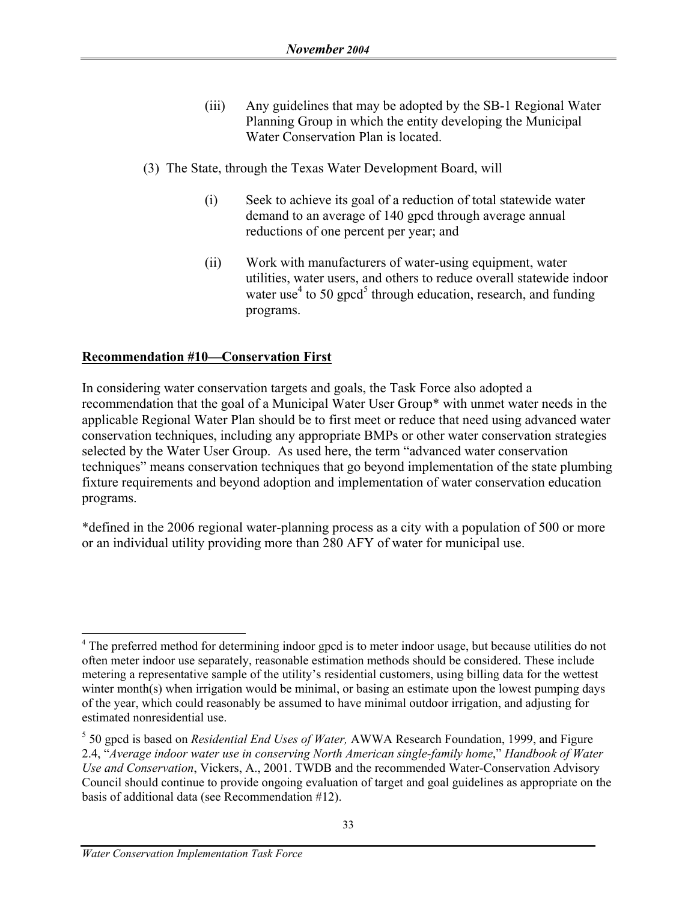(iii) Any guidelines that may be adopted by the SB-1 Regional Water Planning Group in which the entity developing the Municipal Water Conservation Plan is located.

(3) The State, through the Texas Water Development Board, will

(i) Seek to achieve its goal of a reduction of total statewide water demand to an average of 140 gpcd through average annual reductions of one percent per year; and

(ii) Work with manufacturers of water-using equipment, water utilities, water users, and others to reduce overall statewide indoor water use[4] to 50 gpcd[5] through education, research, and funding programs.

**Recommendation #10—Conservation First**

In considering water conservation targets and goals, the Task Force also adopted a recommendation that the goal of a Municipal Water User Group* with unmet water needs in the applicable Regional Water Plan should be to first meet or reduce that need using advanced water conservation techniques, including any appropriate BMPs or other water conservation strategies selected by the Water User Group. As used here, the term "advanced water conservation techniques" means conservation techniques that go beyond implementation of the state plumbing fixture requirements and beyond adoption and implementation of water conservation education programs.

*defined in the 2006 regional water-planning process as a city with a population of 500 or more or an individual utility providing more than 280 AFY of water for municipal use.

---

[4] The preferred method for determining indoor gpcd is to meter indoor usage, but because utilities do not often meter indoor use separately, reasonable estimation methods should be considered. These include metering a representative sample of the utility's residential customers, using billing data for the wettest winter month(s) when irrigation would be minimal, or basing an estimate upon the lowest pumping days of the year, which could reasonably be assumed to have minimal outdoor irrigation, and adjusting for estimated nonresidential use.

[5] 50 gpcd is based on *Residential End Uses of Water,* AWWA Research Foundation, 1999, and Figure 2.4, "*Average indoor water use in conserving North American single-family home*," *Handbook of Water Use and Conservation*, Vickers, A., 2001. TWDB and the recommended Water-Conservation Advisory Council should continue to provide ongoing evaluation of target and goal guidelines as appropriate on the basis of additional data (see Recommendation #12).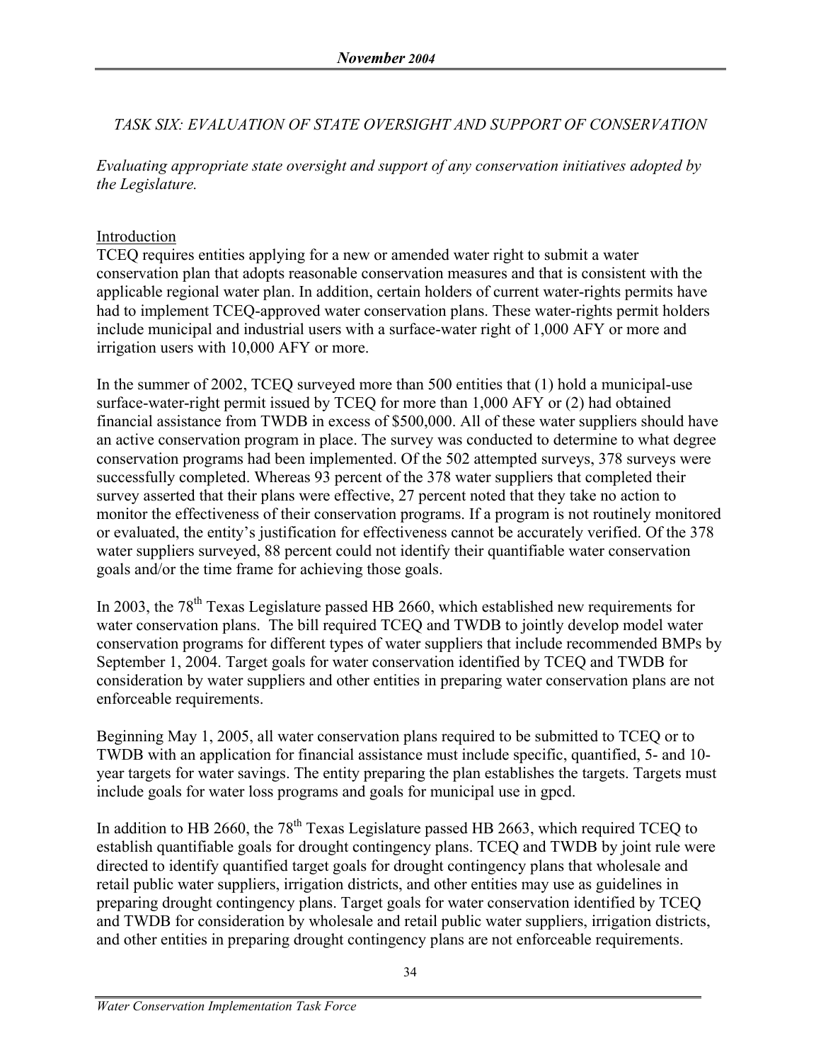*TASK SIX: EVALUATION OF STATE OVERSIGHT AND SUPPORT OF CONSERVATION*

*Evaluating appropriate state oversight and support of any conservation initiatives adopted by the Legislature.*

Introduction

TCEQ requires entities applying for a new or amended water right to submit a water conservation plan that adopts reasonable conservation measures and that is consistent with the applicable regional water plan. In addition, certain holders of current water-rights permits have had to implement TCEQ-approved water conservation plans. These water-rights permit holders include municipal and industrial users with a surface-water right of 1,000 AFY or more and irrigation users with 10,000 AFY or more.

In the summer of 2002, TCEQ surveyed more than 500 entities that (1) hold a municipal-use surface-water-right permit issued by TCEQ for more than 1,000 AFY or (2) had obtained financial assistance from TWDB in excess of $500,000. All of these water suppliers should have an active conservation program in place. The survey was conducted to determine to what degree conservation programs had been implemented. Of the 502 attempted surveys, 378 surveys were successfully completed. Whereas 93 percent of the 378 water suppliers that completed their survey asserted that their plans were effective, 27 percent noted that they take no action to monitor the effectiveness of their conservation programs. If a program is not routinely monitored or evaluated, the entity's justification for effectiveness cannot be accurately verified. Of the 378 water suppliers surveyed, 88 percent could not identify their quantifiable water conservation goals and/or the time frame for achieving those goals.

In 2003, the 78th Texas Legislature passed HB 2660, which established new requirements for water conservation plans. The bill required TCEQ and TWDB to jointly develop model water conservation programs for different types of water suppliers that include recommended BMPs by September 1, 2004. Target goals for water conservation identified by TCEQ and TWDB for consideration by water suppliers and other entities in preparing water conservation plans are not enforceable requirements.

Beginning May 1, 2005, all water conservation plans required to be submitted to TCEQ or to TWDB with an application for financial assistance must include specific, quantified, 5- and 10-year targets for water savings. The entity preparing the plan establishes the targets. Targets must include goals for water loss programs and goals for municipal use in gpcd.

In addition to HB 2660, the 78th Texas Legislature passed HB 2663, which required TCEQ to establish quantifiable goals for drought contingency plans. TCEQ and TWDB by joint rule were directed to identify quantified target goals for drought contingency plans that wholesale and retail public water suppliers, irrigation districts, and other entities may use as guidelines in preparing drought contingency plans. Target goals for water conservation identified by TCEQ and TWDB for consideration by wholesale and retail public water suppliers, irrigation districts, and other entities in preparing drought contingency plans are not enforceable requirements.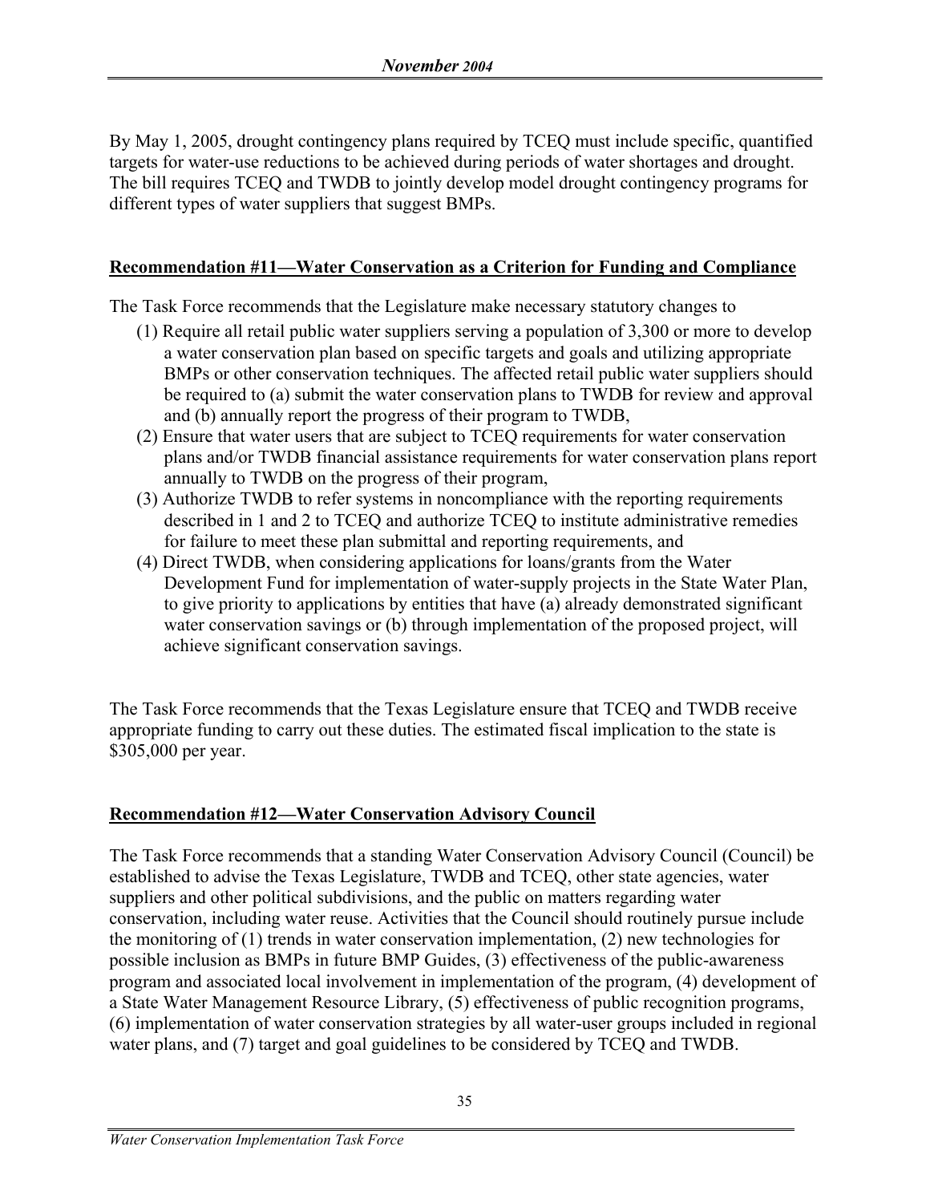By May 1, 2005, drought contingency plans required by TCEQ must include specific, quantified targets for water-use reductions to be achieved during periods of water shortages and drought. The bill requires TCEQ and TWDB to jointly develop model drought contingency programs for different types of water suppliers that suggest BMPs.

**Recommendation #11—Water Conservation as a Criterion for Funding and Compliance**

The Task Force recommends that the Legislature make necessary statutory changes to

(1) Require all retail public water suppliers serving a population of 3,300 or more to develop a water conservation plan based on specific targets and goals and utilizing appropriate BMPs or other conservation techniques. The affected retail public water suppliers should be required to (a) submit the water conservation plans to TWDB for review and approval and (b) annually report the progress of their program to TWDB,

(2) Ensure that water users that are subject to TCEQ requirements for water conservation plans and/or TWDB financial assistance requirements for water conservation plans report annually to TWDB on the progress of their program,

(3) Authorize TWDB to refer systems in noncompliance with the reporting requirements described in 1 and 2 to TCEQ and authorize TCEQ to institute administrative remedies for failure to meet these plan submittal and reporting requirements, and

(4) Direct TWDB, when considering applications for loans/grants from the Water Development Fund for implementation of water-supply projects in the State Water Plan, to give priority to applications by entities that have (a) already demonstrated significant water conservation savings or (b) through implementation of the proposed project, will achieve significant conservation savings.

The Task Force recommends that the Texas Legislature ensure that TCEQ and TWDB receive appropriate funding to carry out these duties. The estimated fiscal implication to the state is $305,000 per year.

**Recommendation #12—Water Conservation Advisory Council**

The Task Force recommends that a standing Water Conservation Advisory Council (Council) be established to advise the Texas Legislature, TWDB and TCEQ, other state agencies, water suppliers and other political subdivisions, and the public on matters regarding water conservation, including water reuse. Activities that the Council should routinely pursue include the monitoring of (1) trends in water conservation implementation, (2) new technologies for possible inclusion as BMPs in future BMP Guides, (3) effectiveness of the public-awareness program and associated local involvement in implementation of the program, (4) development of a State Water Management Resource Library, (5) effectiveness of public recognition programs, (6) implementation of water conservation strategies by all water-user groups included in regional water plans, and (7) target and goal guidelines to be considered by TCEQ and TWDB.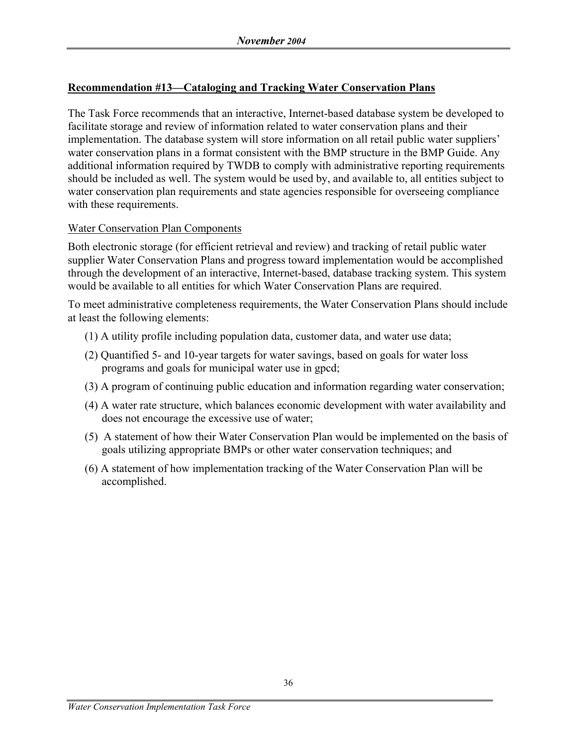## **Recommendation #13—Cataloging and Tracking Water Conservation Plans**

The Task Force recommends that an interactive, Internet-based database system be developed to facilitate storage and review of information related to water conservation plans and their implementation. The database system will store information on all retail public water suppliers' water conservation plans in a format consistent with the BMP structure in the BMP Guide. Any additional information required by TWDB to comply with administrative reporting requirements should be included as well. The system would be used by, and available to, all entities subject to water conservation plan requirements and state agencies responsible for overseeing compliance with these requirements.

### Water Conservation Plan Components

Both electronic storage (for efficient retrieval and review) and tracking of retail public water supplier Water Conservation Plans and progress toward implementation would be accomplished through the development of an interactive, Internet-based, database tracking system. This system would be available to all entities for which Water Conservation Plans are required.

To meet administrative completeness requirements, the Water Conservation Plans should include at least the following elements:

(1) A utility profile including population data, customer data, and water use data;

(2) Quantified 5- and 10-year targets for water savings, based on goals for water loss programs and goals for municipal water use in gpcd;

(3) A program of continuing public education and information regarding water conservation;

(4) A water rate structure, which balances economic development with water availability and does not encourage the excessive use of water;

(5) A statement of how their Water Conservation Plan would be implemented on the basis of goals utilizing appropriate BMPs or other water conservation techniques; and

(6) A statement of how implementation tracking of the Water Conservation Plan will be accomplished.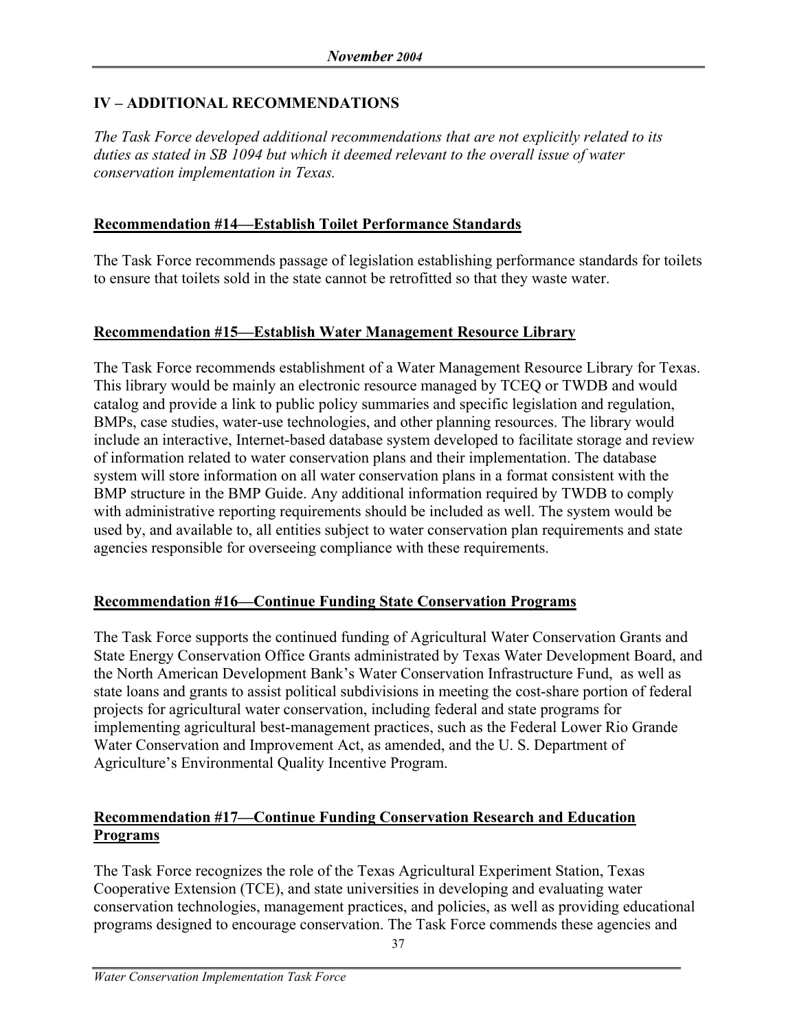## IV – ADDITIONAL RECOMMENDATIONS

*The Task Force developed additional recommendations that are not explicitly related to its duties as stated in SB 1094 but which it deemed relevant to the overall issue of water conservation implementation in Texas.*

### Recommendation #14—Establish Toilet Performance Standards

The Task Force recommends passage of legislation establishing performance standards for toilets to ensure that toilets sold in the state cannot be retrofitted so that they waste water.

### Recommendation #15—Establish Water Management Resource Library

The Task Force recommends establishment of a Water Management Resource Library for Texas. This library would be mainly an electronic resource managed by TCEQ or TWDB and would catalog and provide a link to public policy summaries and specific legislation and regulation, BMPs, case studies, water-use technologies, and other planning resources. The library would include an interactive, Internet-based database system developed to facilitate storage and review of information related to water conservation plans and their implementation. The database system will store information on all water conservation plans in a format consistent with the BMP structure in the BMP Guide. Any additional information required by TWDB to comply with administrative reporting requirements should be included as well. The system would be used by, and available to, all entities subject to water conservation plan requirements and state agencies responsible for overseeing compliance with these requirements.

### Recommendation #16—Continue Funding State Conservation Programs

The Task Force supports the continued funding of Agricultural Water Conservation Grants and State Energy Conservation Office Grants administrated by Texas Water Development Board, and the North American Development Bank's Water Conservation Infrastructure Fund, as well as state loans and grants to assist political subdivisions in meeting the cost-share portion of federal projects for agricultural water conservation, including federal and state programs for implementing agricultural best-management practices, such as the Federal Lower Rio Grande Water Conservation and Improvement Act, as amended, and the U. S. Department of Agriculture's Environmental Quality Incentive Program.

### Recommendation #17—Continue Funding Conservation Research and Education Programs

The Task Force recognizes the role of the Texas Agricultural Experiment Station, Texas Cooperative Extension (TCE), and state universities in developing and evaluating water conservation technologies, management practices, and policies, as well as providing educational programs designed to encourage conservation. The Task Force commends these agencies and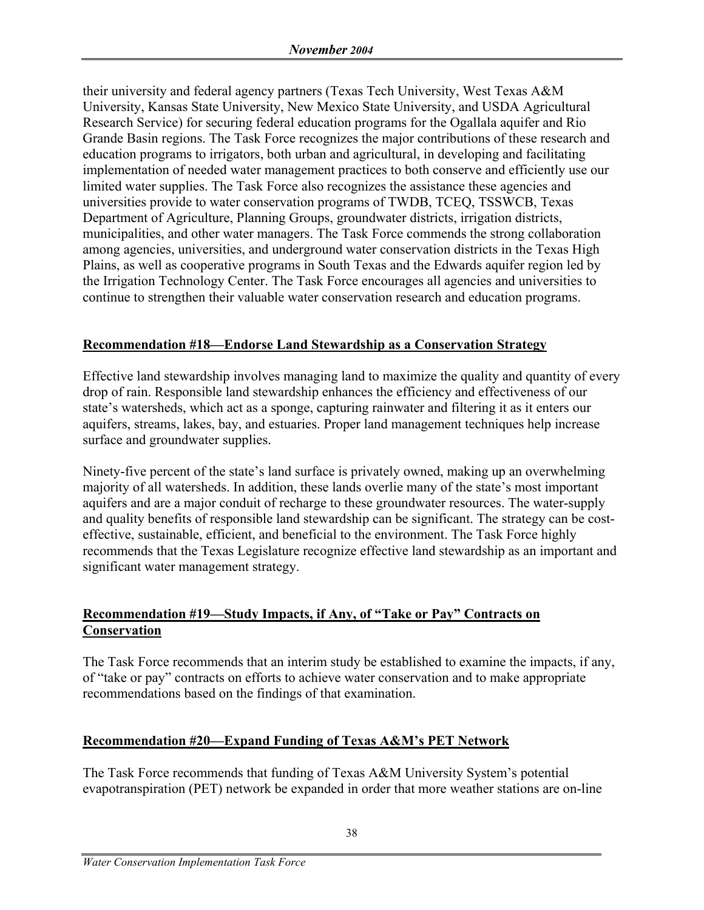their university and federal agency partners (Texas Tech University, West Texas A&M University, Kansas State University, New Mexico State University, and USDA Agricultural Research Service) for securing federal education programs for the Ogallala aquifer and Rio Grande Basin regions. The Task Force recognizes the major contributions of these research and education programs to irrigators, both urban and agricultural, in developing and facilitating implementation of needed water management practices to both conserve and efficiently use our limited water supplies. The Task Force also recognizes the assistance these agencies and universities provide to water conservation programs of TWDB, TCEQ, TSSWCB, Texas Department of Agriculture, Planning Groups, groundwater districts, irrigation districts, municipalities, and other water managers. The Task Force commends the strong collaboration among agencies, universities, and underground water conservation districts in the Texas High Plains, as well as cooperative programs in South Texas and the Edwards aquifer region led by the Irrigation Technology Center. The Task Force encourages all agencies and universities to continue to strengthen their valuable water conservation research and education programs.

**Recommendation #18—Endorse Land Stewardship as a Conservation Strategy**

Effective land stewardship involves managing land to maximize the quality and quantity of every drop of rain. Responsible land stewardship enhances the efficiency and effectiveness of our state's watersheds, which act as a sponge, capturing rainwater and filtering it as it enters our aquifers, streams, lakes, bay, and estuaries. Proper land management techniques help increase surface and groundwater supplies.

Ninety-five percent of the state's land surface is privately owned, making up an overwhelming majority of all watersheds. In addition, these lands overlie many of the state's most important aquifers and are a major conduit of recharge to these groundwater resources. The water-supply and quality benefits of responsible land stewardship can be significant. The strategy can be cost-effective, sustainable, efficient, and beneficial to the environment. The Task Force highly recommends that the Texas Legislature recognize effective land stewardship as an important and significant water management strategy.

**Recommendation #19—Study Impacts, if Any, of "Take or Pay" Contracts on Conservation**

The Task Force recommends that an interim study be established to examine the impacts, if any, of "take or pay" contracts on efforts to achieve water conservation and to make appropriate recommendations based on the findings of that examination.

**Recommendation #20—Expand Funding of Texas A&M's PET Network**

The Task Force recommends that funding of Texas A&M University System's potential evapotranspiration (PET) network be expanded in order that more weather stations are on-line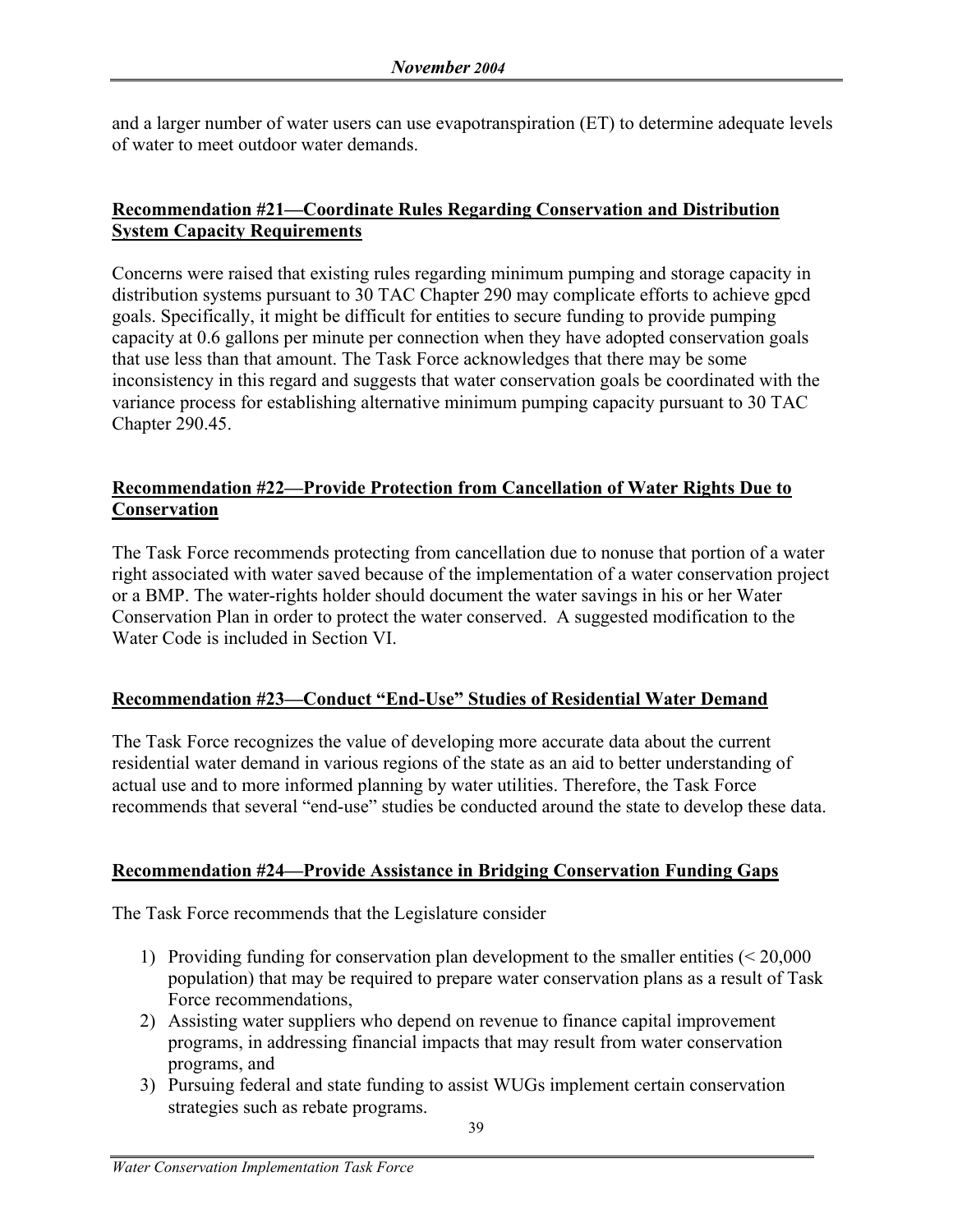and a larger number of water users can use evapotranspiration (ET) to determine adequate levels of water to meet outdoor water demands.

## Recommendation #21—Coordinate Rules Regarding Conservation and Distribution System Capacity Requirements

Concerns were raised that existing rules regarding minimum pumping and storage capacity in distribution systems pursuant to 30 TAC Chapter 290 may complicate efforts to achieve gpcd goals. Specifically, it might be difficult for entities to secure funding to provide pumping capacity at 0.6 gallons per minute per connection when they have adopted conservation goals that use less than that amount. The Task Force acknowledges that there may be some inconsistency in this regard and suggests that water conservation goals be coordinated with the variance process for establishing alternative minimum pumping capacity pursuant to 30 TAC Chapter 290.45.

## Recommendation #22—Provide Protection from Cancellation of Water Rights Due to Conservation

The Task Force recommends protecting from cancellation due to nonuse that portion of a water right associated with water saved because of the implementation of a water conservation project or a BMP. The water-rights holder should document the water savings in his or her Water Conservation Plan in order to protect the water conserved. A suggested modification to the Water Code is included in Section VI.

## Recommendation #23—Conduct "End-Use" Studies of Residential Water Demand

The Task Force recognizes the value of developing more accurate data about the current residential water demand in various regions of the state as an aid to better understanding of actual use and to more informed planning by water utilities. Therefore, the Task Force recommends that several "end-use" studies be conducted around the state to develop these data.

## Recommendation #24—Provide Assistance in Bridging Conservation Funding Gaps

The Task Force recommends that the Legislature consider

1) Providing funding for conservation plan development to the smaller entities (< 20,000 population) that may be required to prepare water conservation plans as a result of Task Force recommendations,
2) Assisting water suppliers who depend on revenue to finance capital improvement programs, in addressing financial impacts that may result from water conservation programs, and
3) Pursuing federal and state funding to assist WUGs implement certain conservation strategies such as rebate programs.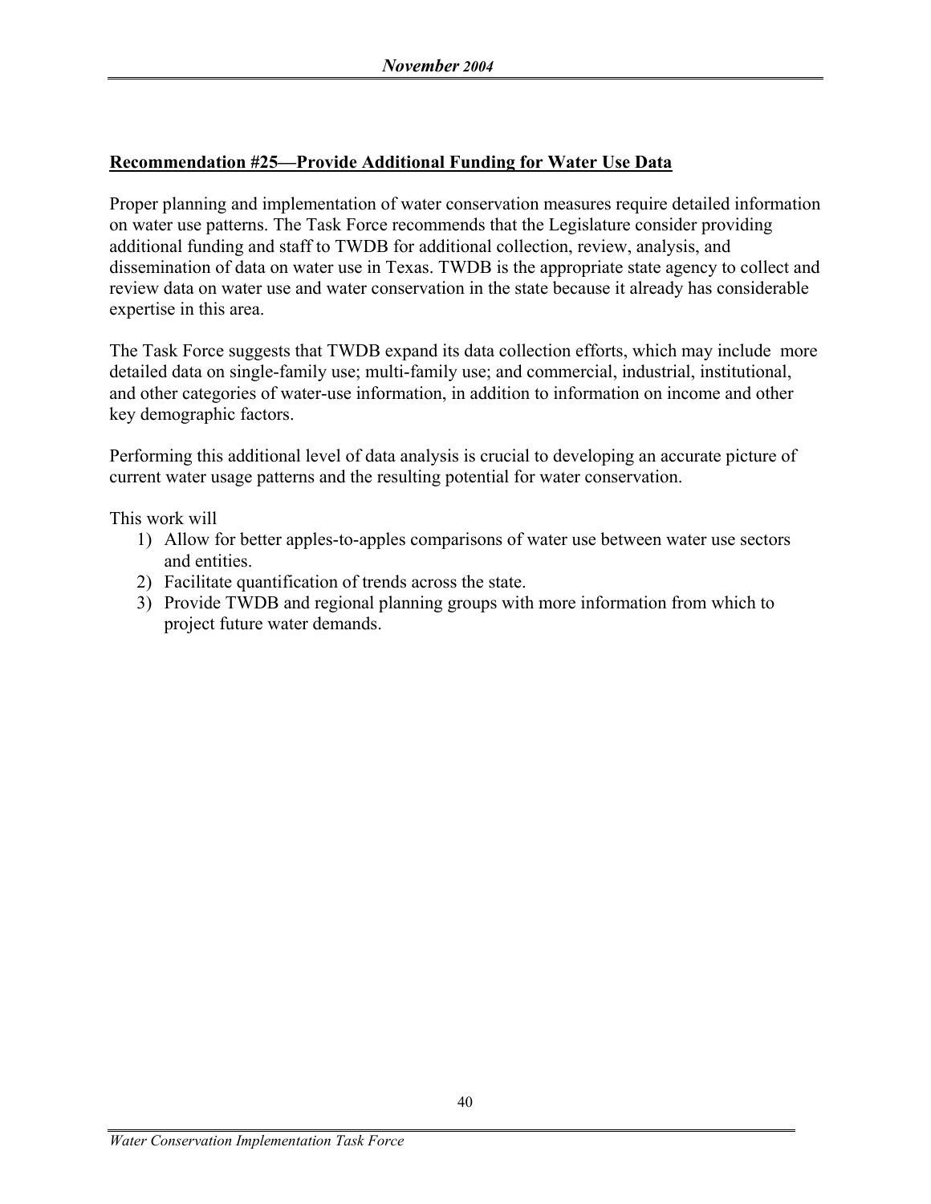**Recommendation #25—Provide Additional Funding for Water Use Data**

Proper planning and implementation of water conservation measures require detailed information on water use patterns. The Task Force recommends that the Legislature consider providing additional funding and staff to TWDB for additional collection, review, analysis, and dissemination of data on water use in Texas. TWDB is the appropriate state agency to collect and review data on water use and water conservation in the state because it already has considerable expertise in this area.

The Task Force suggests that TWDB expand its data collection efforts, which may include more detailed data on single-family use; multi-family use; and commercial, industrial, institutional, and other categories of water-use information, in addition to information on income and other key demographic factors.

Performing this additional level of data analysis is crucial to developing an accurate picture of current water usage patterns and the resulting potential for water conservation.

This work will

1) Allow for better apples-to-apples comparisons of water use between water use sectors and entities.
2) Facilitate quantification of trends across the state.
3) Provide TWDB and regional planning groups with more information from which to project future water demands.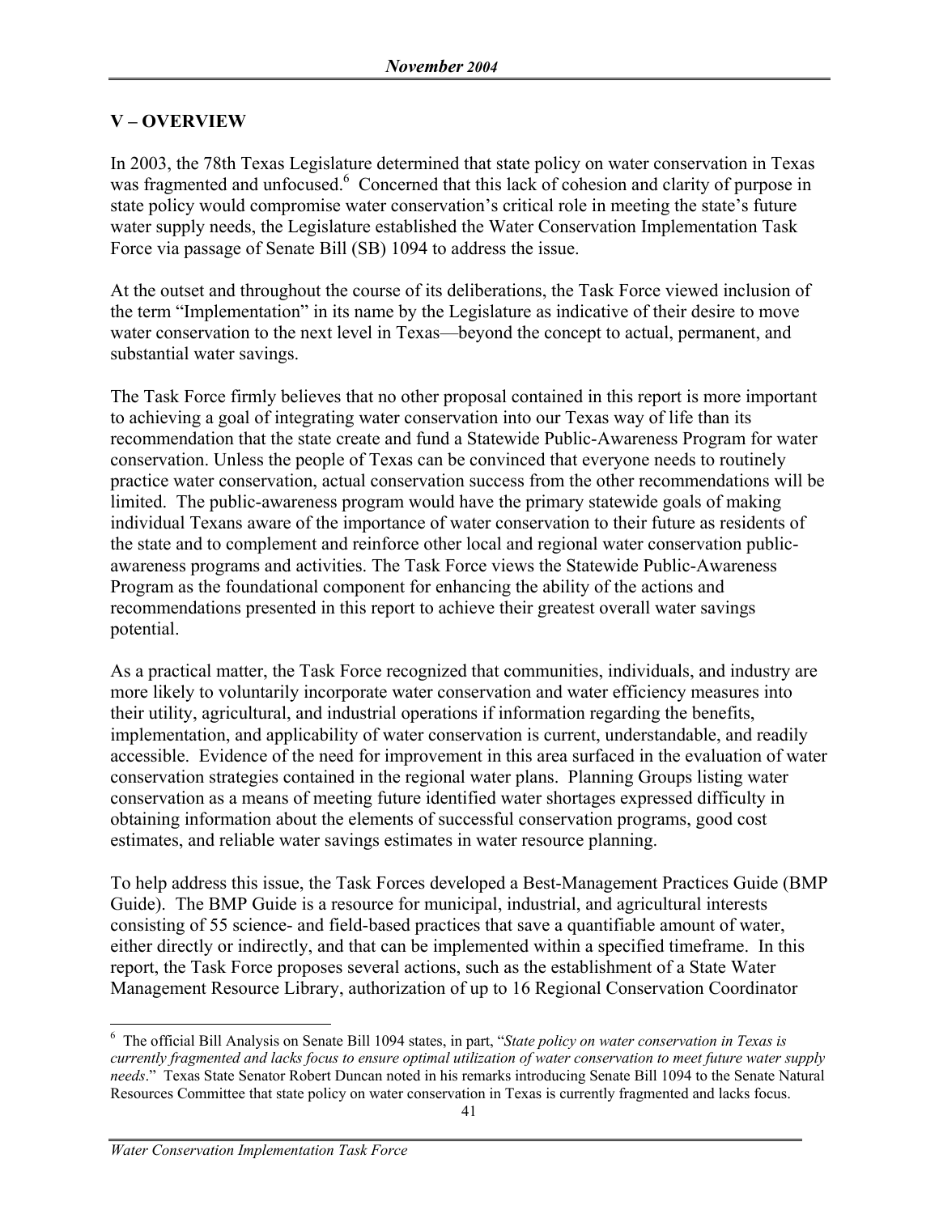## V – OVERVIEW

In 2003, the 78th Texas Legislature determined that state policy on water conservation in Texas was fragmented and unfocused.[6] Concerned that this lack of cohesion and clarity of purpose in state policy would compromise water conservation's critical role in meeting the state's future water supply needs, the Legislature established the Water Conservation Implementation Task Force via passage of Senate Bill (SB) 1094 to address the issue.

At the outset and throughout the course of its deliberations, the Task Force viewed inclusion of the term "Implementation" in its name by the Legislature as indicative of their desire to move water conservation to the next level in Texas—beyond the concept to actual, permanent, and substantial water savings.

The Task Force firmly believes that no other proposal contained in this report is more important to achieving a goal of integrating water conservation into our Texas way of life than its recommendation that the state create and fund a Statewide Public-Awareness Program for water conservation. Unless the people of Texas can be convinced that everyone needs to routinely practice water conservation, actual conservation success from the other recommendations will be limited. The public-awareness program would have the primary statewide goals of making individual Texans aware of the importance of water conservation to their future as residents of the state and to complement and reinforce other local and regional water conservation public-awareness programs and activities. The Task Force views the Statewide Public-Awareness Program as the foundational component for enhancing the ability of the actions and recommendations presented in this report to achieve their greatest overall water savings potential.

As a practical matter, the Task Force recognized that communities, individuals, and industry are more likely to voluntarily incorporate water conservation and water efficiency measures into their utility, agricultural, and industrial operations if information regarding the benefits, implementation, and applicability of water conservation is current, understandable, and readily accessible. Evidence of the need for improvement in this area surfaced in the evaluation of water conservation strategies contained in the regional water plans. Planning Groups listing water conservation as a means of meeting future identified water shortages expressed difficulty in obtaining information about the elements of successful conservation programs, good cost estimates, and reliable water savings estimates in water resource planning.

To help address this issue, the Task Forces developed a Best-Management Practices Guide (BMP Guide). The BMP Guide is a resource for municipal, industrial, and agricultural interests consisting of 55 science- and field-based practices that save a quantifiable amount of water, either directly or indirectly, and that can be implemented within a specified timeframe. In this report, the Task Force proposes several actions, such as the establishment of a State Water Management Resource Library, authorization of up to 16 Regional Conservation Coordinator

---

[6] The official Bill Analysis on Senate Bill 1094 states, in part, "*State policy on water conservation in Texas is currently fragmented and lacks focus to ensure optimal utilization of water conservation to meet future water supply needs*." Texas State Senator Robert Duncan noted in his remarks introducing Senate Bill 1094 to the Senate Natural Resources Committee that state policy on water conservation in Texas is currently fragmented and lacks focus.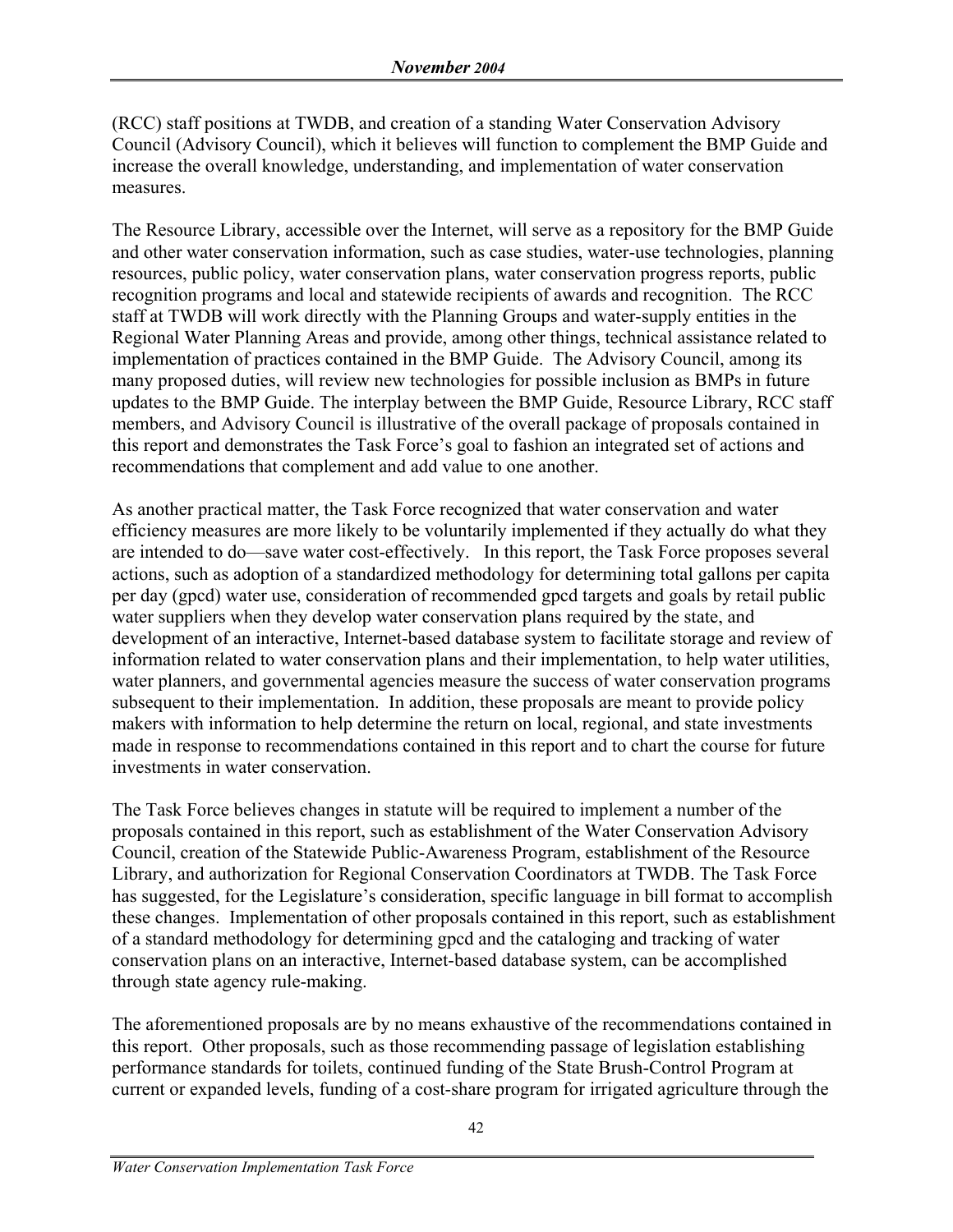(RCC) staff positions at TWDB, and creation of a standing Water Conservation Advisory Council (Advisory Council), which it believes will function to complement the BMP Guide and increase the overall knowledge, understanding, and implementation of water conservation measures.

The Resource Library, accessible over the Internet, will serve as a repository for the BMP Guide and other water conservation information, such as case studies, water-use technologies, planning resources, public policy, water conservation plans, water conservation progress reports, public recognition programs and local and statewide recipients of awards and recognition. The RCC staff at TWDB will work directly with the Planning Groups and water-supply entities in the Regional Water Planning Areas and provide, among other things, technical assistance related to implementation of practices contained in the BMP Guide. The Advisory Council, among its many proposed duties, will review new technologies for possible inclusion as BMPs in future updates to the BMP Guide. The interplay between the BMP Guide, Resource Library, RCC staff members, and Advisory Council is illustrative of the overall package of proposals contained in this report and demonstrates the Task Force's goal to fashion an integrated set of actions and recommendations that complement and add value to one another.

As another practical matter, the Task Force recognized that water conservation and water efficiency measures are more likely to be voluntarily implemented if they actually do what they are intended to do—save water cost-effectively. In this report, the Task Force proposes several actions, such as adoption of a standardized methodology for determining total gallons per capita per day (gpcd) water use, consideration of recommended gpcd targets and goals by retail public water suppliers when they develop water conservation plans required by the state, and development of an interactive, Internet-based database system to facilitate storage and review of information related to water conservation plans and their implementation, to help water utilities, water planners, and governmental agencies measure the success of water conservation programs subsequent to their implementation. In addition, these proposals are meant to provide policy makers with information to help determine the return on local, regional, and state investments made in response to recommendations contained in this report and to chart the course for future investments in water conservation.

The Task Force believes changes in statute will be required to implement a number of the proposals contained in this report, such as establishment of the Water Conservation Advisory Council, creation of the Statewide Public-Awareness Program, establishment of the Resource Library, and authorization for Regional Conservation Coordinators at TWDB. The Task Force has suggested, for the Legislature's consideration, specific language in bill format to accomplish these changes. Implementation of other proposals contained in this report, such as establishment of a standard methodology for determining gpcd and the cataloging and tracking of water conservation plans on an interactive, Internet-based database system, can be accomplished through state agency rule-making.

The aforementioned proposals are by no means exhaustive of the recommendations contained in this report. Other proposals, such as those recommending passage of legislation establishing performance standards for toilets, continued funding of the State Brush-Control Program at current or expanded levels, funding of a cost-share program for irrigated agriculture through the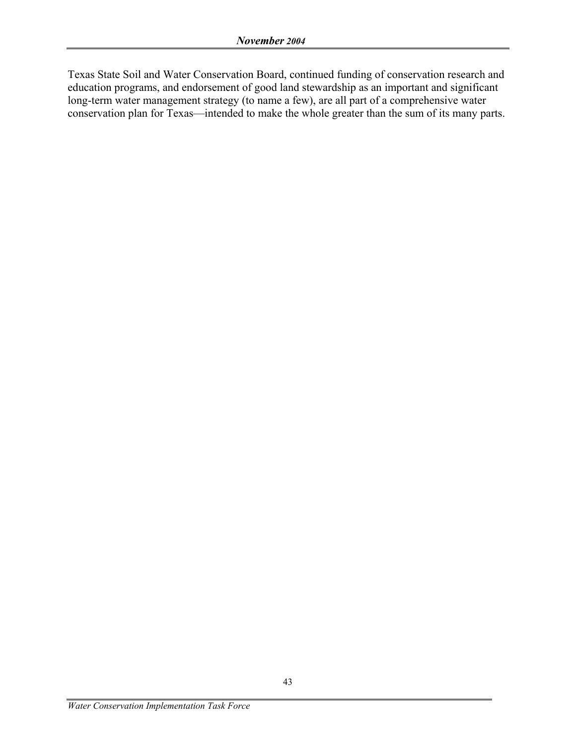Texas State Soil and Water Conservation Board, continued funding of conservation research and education programs, and endorsement of good land stewardship as an important and significant long-term water management strategy (to name a few), are all part of a comprehensive water conservation plan for Texas—intended to make the whole greater than the sum of its many parts.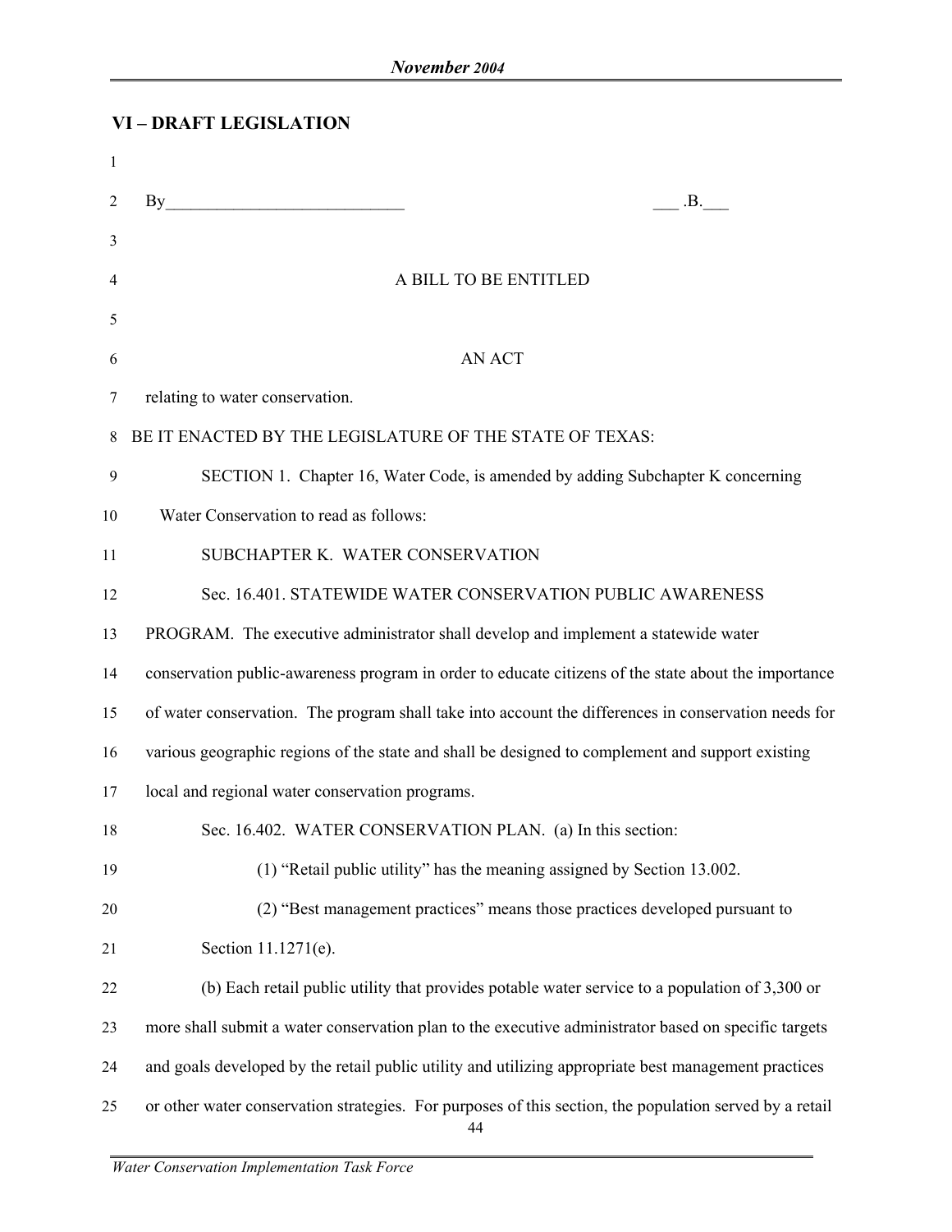## VI – DRAFT LEGISLATION

By____________________________ ___ .B.___

A BILL TO BE ENTITLED

AN ACT

relating to water conservation.

BE IT ENACTED BY THE LEGISLATURE OF THE STATE OF TEXAS:

SECTION 1. Chapter 16, Water Code, is amended by adding Subchapter K concerning Water Conservation to read as follows:

SUBCHAPTER K. WATER CONSERVATION

Sec. 16.401. STATEWIDE WATER CONSERVATION PUBLIC AWARENESS PROGRAM. The executive administrator shall develop and implement a statewide water conservation public-awareness program in order to educate citizens of the state about the importance of water conservation. The program shall take into account the differences in conservation needs for various geographic regions of the state and shall be designed to complement and support existing local and regional water conservation programs.

Sec. 16.402. WATER CONSERVATION PLAN. (a) In this section:

(1) "Retail public utility" has the meaning assigned by Section 13.002.

(2) "Best management practices" means those practices developed pursuant to Section 11.1271(e).

(b) Each retail public utility that provides potable water service to a population of 3,300 or more shall submit a water conservation plan to the executive administrator based on specific targets and goals developed by the retail public utility and utilizing appropriate best management practices or other water conservation strategies. For purposes of this section, the population served by a retail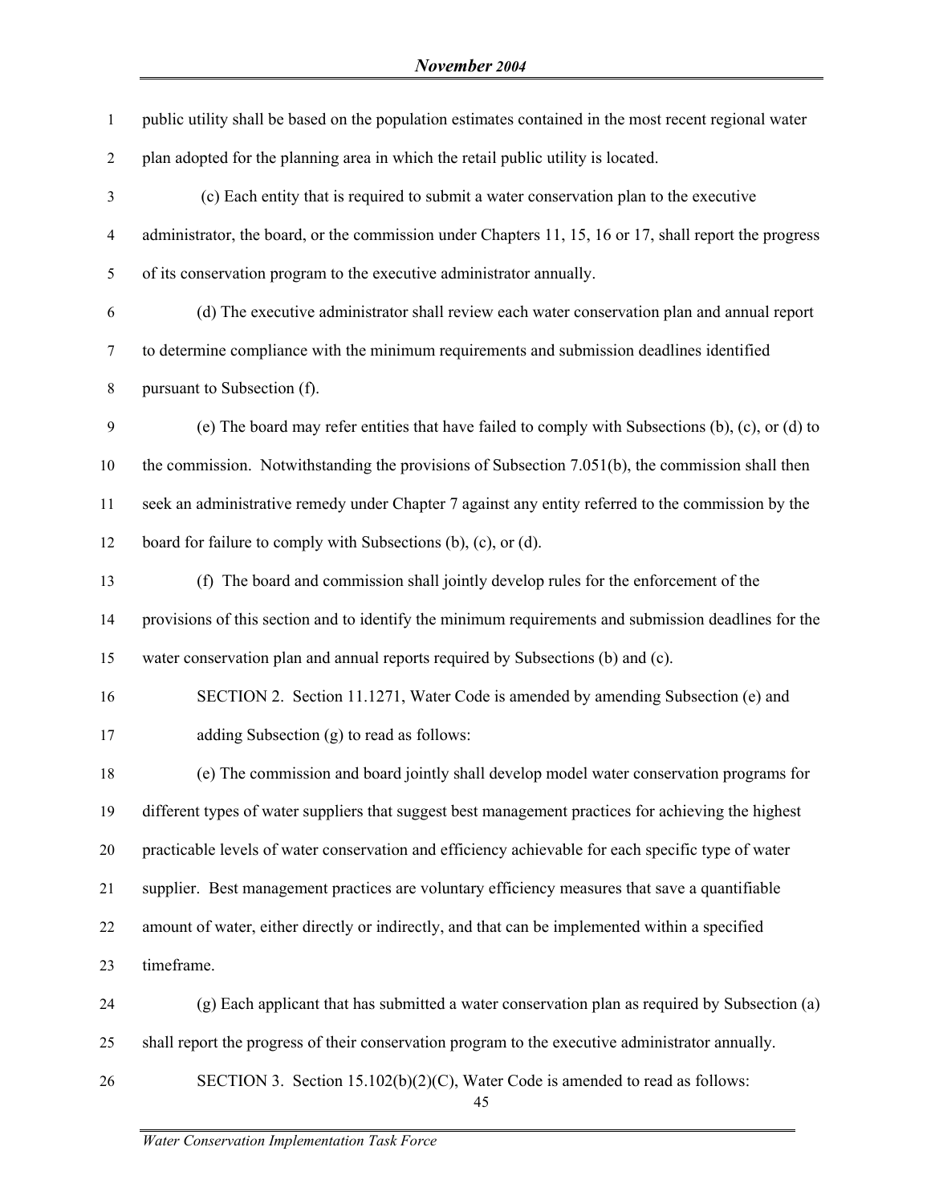public utility shall be based on the population estimates contained in the most recent regional water plan adopted for the planning area in which the retail public utility is located.

(c) Each entity that is required to submit a water conservation plan to the executive administrator, the board, or the commission under Chapters 11, 15, 16 or 17, shall report the progress of its conservation program to the executive administrator annually.

(d) The executive administrator shall review each water conservation plan and annual report to determine compliance with the minimum requirements and submission deadlines identified pursuant to Subsection (f).

(e) The board may refer entities that have failed to comply with Subsections (b), (c), or (d) to the commission. Notwithstanding the provisions of Subsection 7.051(b), the commission shall then seek an administrative remedy under Chapter 7 against any entity referred to the commission by the board for failure to comply with Subsections (b), (c), or (d).

(f) The board and commission shall jointly develop rules for the enforcement of the provisions of this section and to identify the minimum requirements and submission deadlines for the water conservation plan and annual reports required by Subsections (b) and (c).

SECTION 2. Section 11.1271, Water Code is amended by amending Subsection (e) and adding Subsection (g) to read as follows:

(e) The commission and board jointly shall develop model water conservation programs for different types of water suppliers that suggest best management practices for achieving the highest practicable levels of water conservation and efficiency achievable for each specific type of water supplier. Best management practices are voluntary efficiency measures that save a quantifiable amount of water, either directly or indirectly, and that can be implemented within a specified timeframe.

(g) Each applicant that has submitted a water conservation plan as required by Subsection (a) shall report the progress of their conservation program to the executive administrator annually.

SECTION 3. Section 15.102(b)(2)(C), Water Code is amended to read as follows: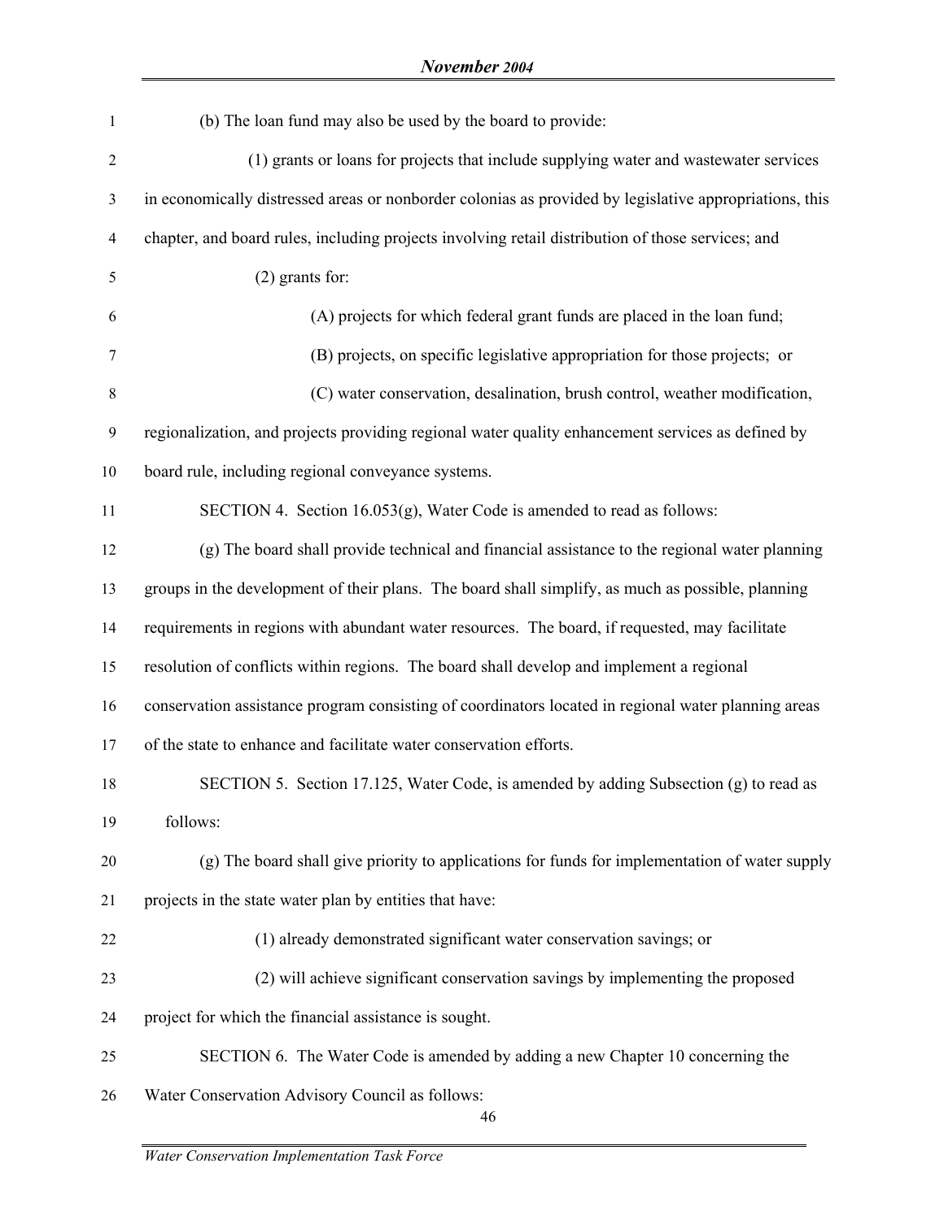(b) The loan fund may also be used by the board to provide:

(1) grants or loans for projects that include supplying water and wastewater services in economically distressed areas or nonborder colonias as provided by legislative appropriations, this chapter, and board rules, including projects involving retail distribution of those services; and

(2) grants for:

(A) projects for which federal grant funds are placed in the loan fund;

(B) projects, on specific legislative appropriation for those projects; or

(C) water conservation, desalination, brush control, weather modification, regionalization, and projects providing regional water quality enhancement services as defined by board rule, including regional conveyance systems.

SECTION 4. Section 16.053(g), Water Code is amended to read as follows:

(g) The board shall provide technical and financial assistance to the regional water planning groups in the development of their plans. The board shall simplify, as much as possible, planning requirements in regions with abundant water resources. The board, if requested, may facilitate resolution of conflicts within regions. The board shall develop and implement a regional conservation assistance program consisting of coordinators located in regional water planning areas of the state to enhance and facilitate water conservation efforts.

SECTION 5. Section 17.125, Water Code, is amended by adding Subsection (g) to read as follows:

(g) The board shall give priority to applications for funds for implementation of water supply projects in the state water plan by entities that have:

(1) already demonstrated significant water conservation savings; or

(2) will achieve significant conservation savings by implementing the proposed project for which the financial assistance is sought.

SECTION 6. The Water Code is amended by adding a new Chapter 10 concerning the Water Conservation Advisory Council as follows: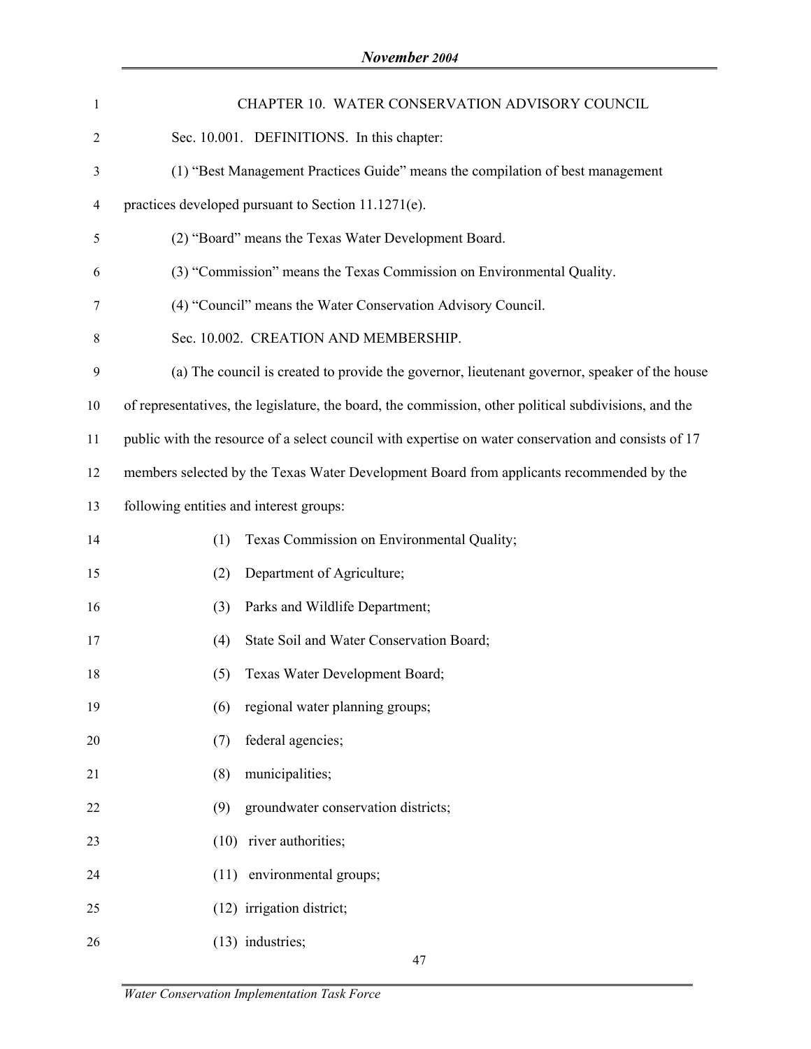## CHAPTER 10. WATER CONSERVATION ADVISORY COUNCIL

Sec. 10.001. DEFINITIONS. In this chapter:

(1) "Best Management Practices Guide" means the compilation of best management practices developed pursuant to Section 11.1271(e).

(2) "Board" means the Texas Water Development Board.

(3) "Commission" means the Texas Commission on Environmental Quality.

(4) "Council" means the Water Conservation Advisory Council.

Sec. 10.002. CREATION AND MEMBERSHIP.

(a) The council is created to provide the governor, lieutenant governor, speaker of the house of representatives, the legislature, the board, the commission, other political subdivisions, and the public with the resource of a select council with expertise on water conservation and consists of 17 members selected by the Texas Water Development Board from applicants recommended by the following entities and interest groups:

(1) Texas Commission on Environmental Quality;

(2) Department of Agriculture;

(3) Parks and Wildlife Department;

(4) State Soil and Water Conservation Board;

(5) Texas Water Development Board;

(6) regional water planning groups;

(7) federal agencies;

(8) municipalities;

(9) groundwater conservation districts;

(10) river authorities;

(11) environmental groups;

(12) irrigation district;

(13) industries;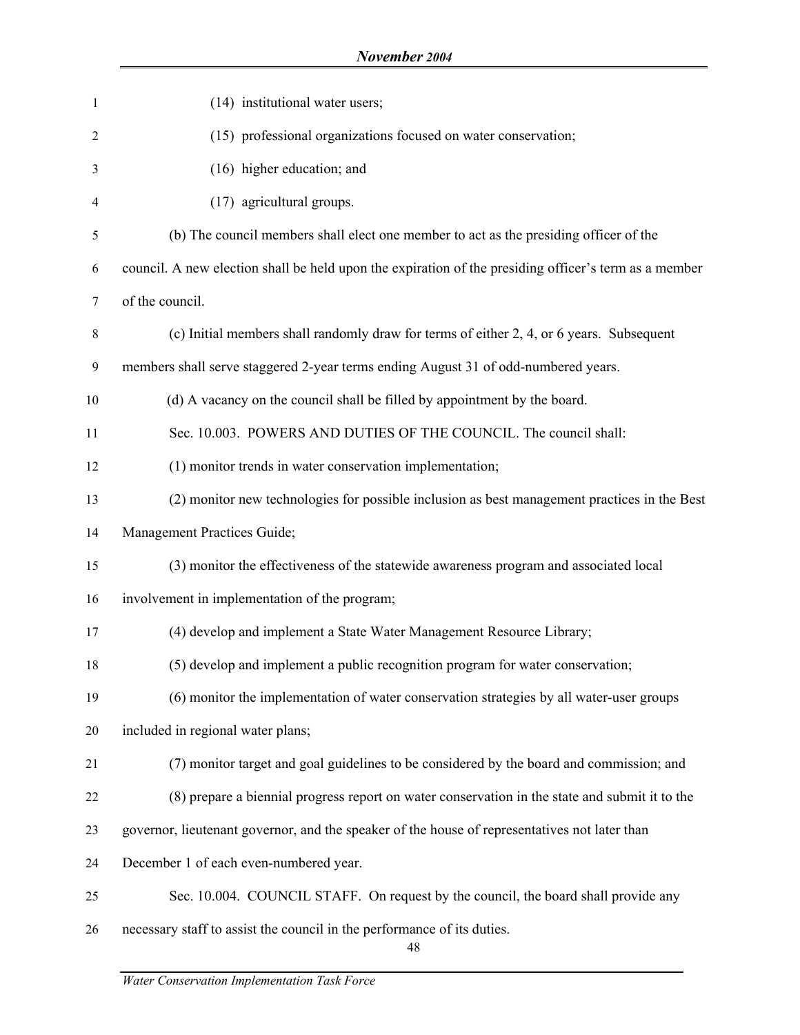(14) institutional water users;

(15) professional organizations focused on water conservation;

(16) higher education; and

(17) agricultural groups.

(b) The council members shall elect one member to act as the presiding officer of the council. A new election shall be held upon the expiration of the presiding officer's term as a member of the council.

(c) Initial members shall randomly draw for terms of either 2, 4, or 6 years. Subsequent members shall serve staggered 2-year terms ending August 31 of odd-numbered years.

(d) A vacancy on the council shall be filled by appointment by the board.

Sec. 10.003. POWERS AND DUTIES OF THE COUNCIL. The council shall:

(1) monitor trends in water conservation implementation;

(2) monitor new technologies for possible inclusion as best management practices in the Best Management Practices Guide;

(3) monitor the effectiveness of the statewide awareness program and associated local involvement in implementation of the program;

(4) develop and implement a State Water Management Resource Library;

(5) develop and implement a public recognition program for water conservation;

(6) monitor the implementation of water conservation strategies by all water-user groups included in regional water plans;

(7) monitor target and goal guidelines to be considered by the board and commission; and

(8) prepare a biennial progress report on water conservation in the state and submit it to the governor, lieutenant governor, and the speaker of the house of representatives not later than December 1 of each even-numbered year.

Sec. 10.004. COUNCIL STAFF. On request by the council, the board shall provide any necessary staff to assist the council in the performance of its duties.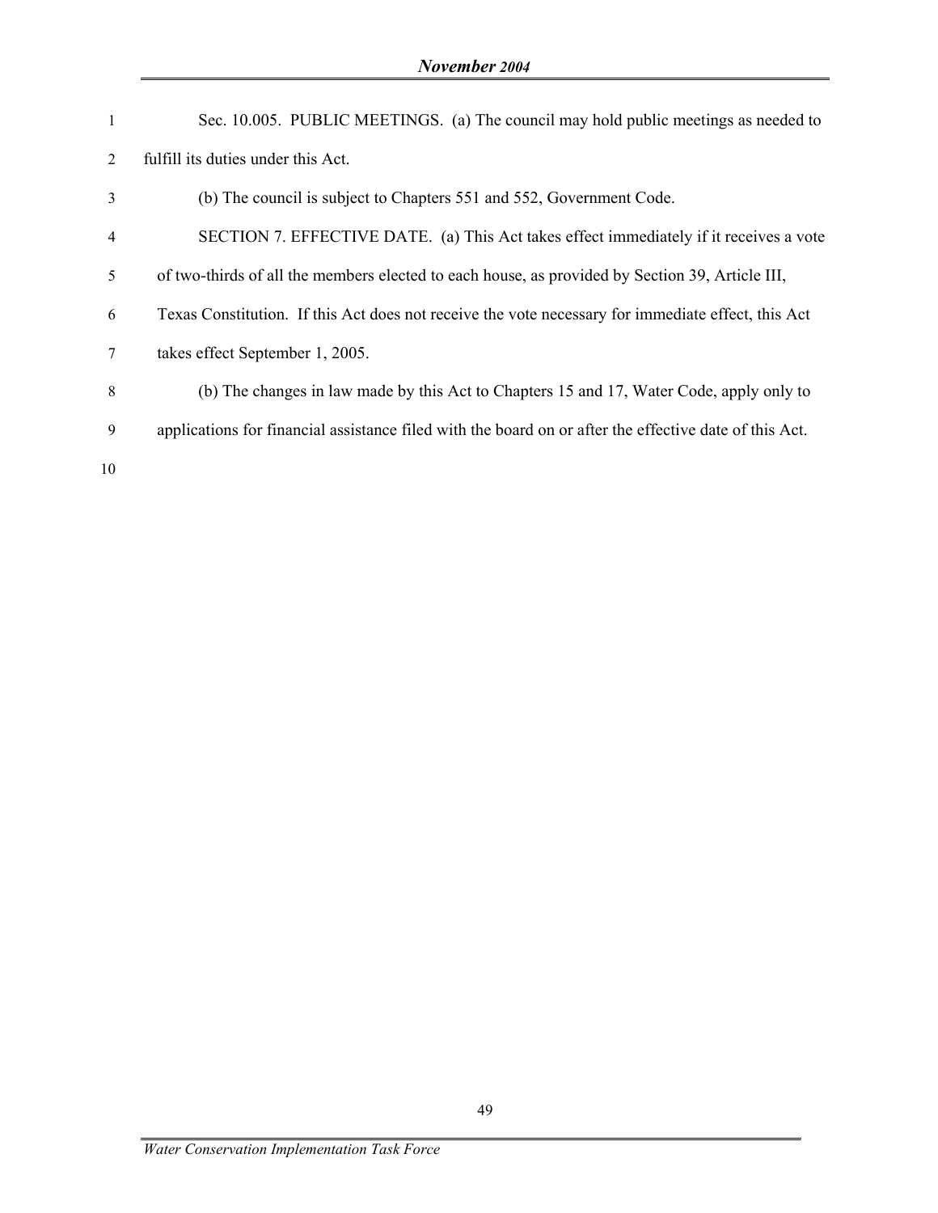Sec. 10.005. PUBLIC MEETINGS. (a) The council may hold public meetings as needed to fulfill its duties under this Act.

(b) The council is subject to Chapters 551 and 552, Government Code.

SECTION 7. EFFECTIVE DATE. (a) This Act takes effect immediately if it receives a vote of two-thirds of all the members elected to each house, as provided by Section 39, Article III, Texas Constitution. If this Act does not receive the vote necessary for immediate effect, this Act takes effect September 1, 2005.

(b) The changes in law made by this Act to Chapters 15 and 17, Water Code, apply only to applications for financial assistance filed with the board on or after the effective date of this Act.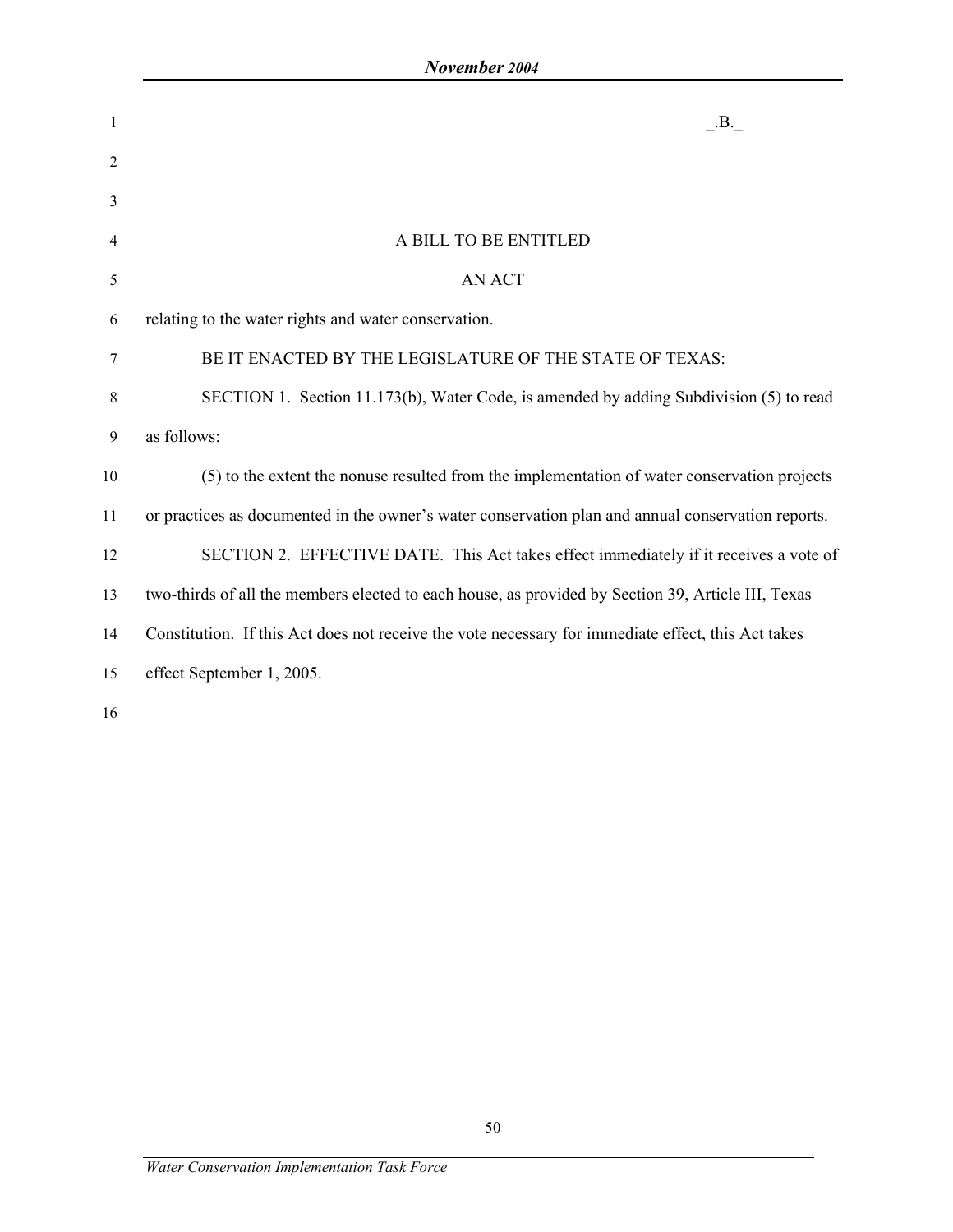_.B._

A BILL TO BE ENTITLED

AN ACT

relating to the water rights and water conservation.

BE IT ENACTED BY THE LEGISLATURE OF THE STATE OF TEXAS:

SECTION 1. Section 11.173(b), Water Code, is amended by adding Subdivision (5) to read as follows:

(5) to the extent the nonuse resulted from the implementation of water conservation projects or practices as documented in the owner's water conservation plan and annual conservation reports.

SECTION 2. EFFECTIVE DATE. This Act takes effect immediately if it receives a vote of two-thirds of all the members elected to each house, as provided by Section 39, Article III, Texas Constitution. If this Act does not receive the vote necessary for immediate effect, this Act takes effect September 1, 2005.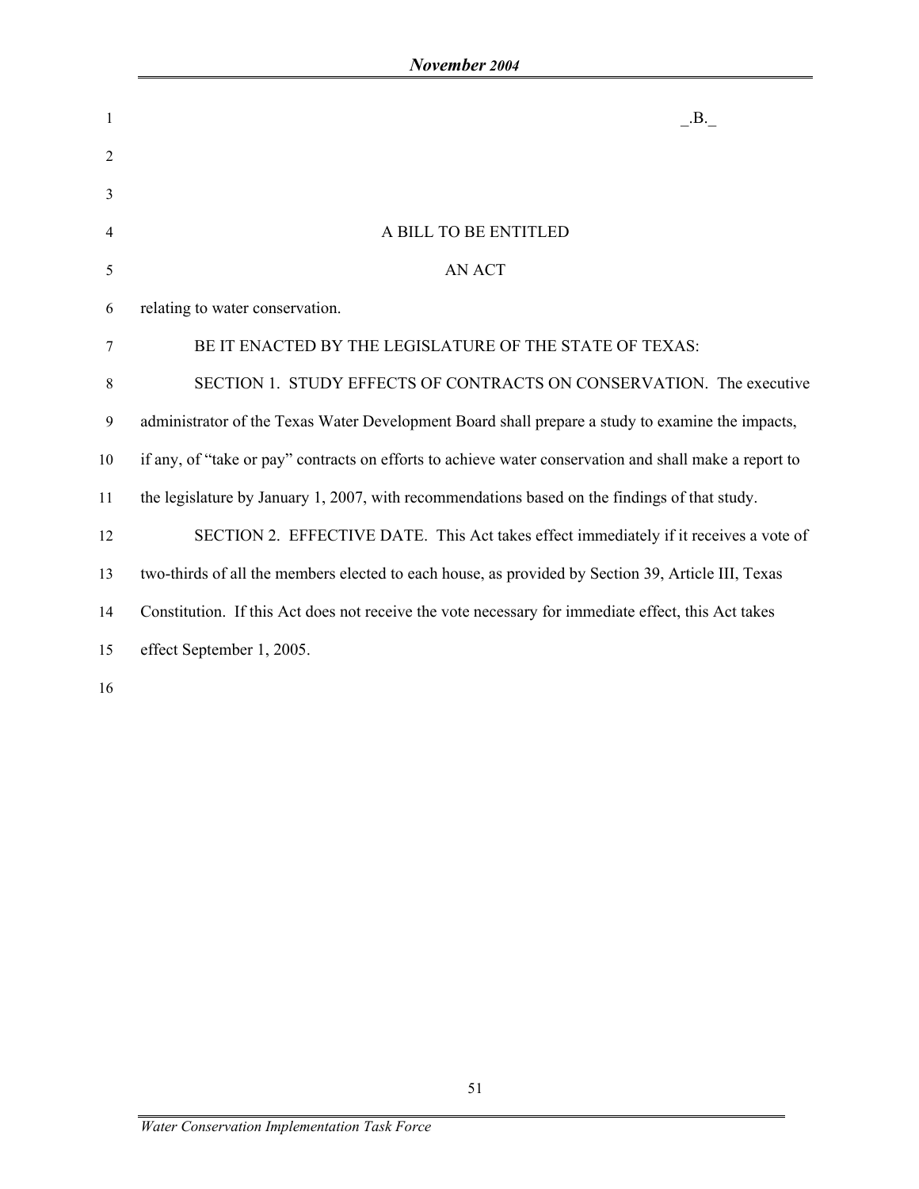_.B._

A BILL TO BE ENTITLED

AN ACT

relating to water conservation.

BE IT ENACTED BY THE LEGISLATURE OF THE STATE OF TEXAS:

SECTION 1. STUDY EFFECTS OF CONTRACTS ON CONSERVATION. The executive administrator of the Texas Water Development Board shall prepare a study to examine the impacts, if any, of "take or pay" contracts on efforts to achieve water conservation and shall make a report to the legislature by January 1, 2007, with recommendations based on the findings of that study.

SECTION 2. EFFECTIVE DATE. This Act takes effect immediately if it receives a vote of two-thirds of all the members elected to each house, as provided by Section 39, Article III, Texas Constitution. If this Act does not receive the vote necessary for immediate effect, this Act takes effect September 1, 2005.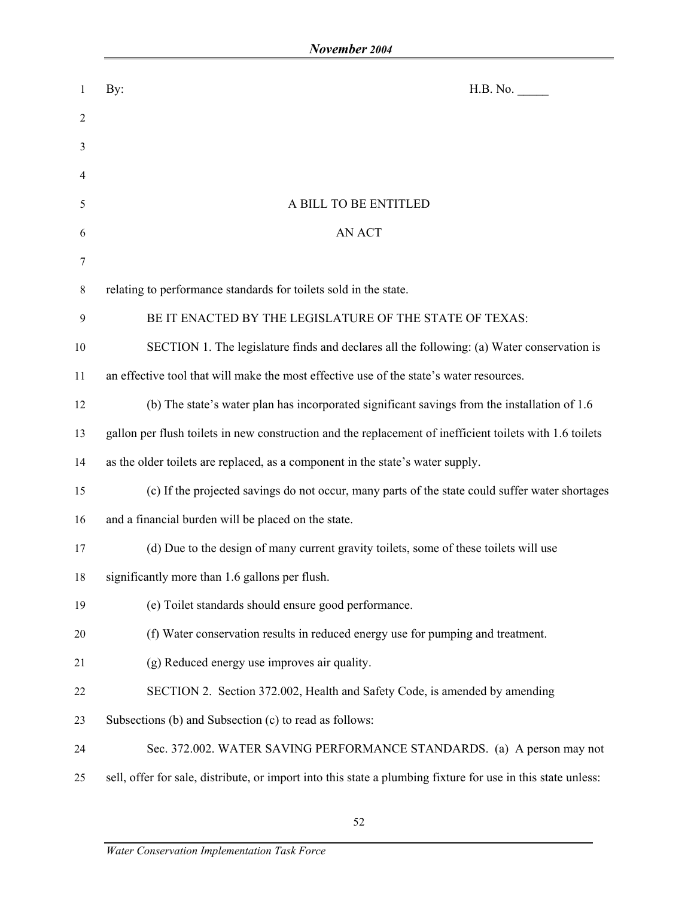By: H.B. No. _____

A BILL TO BE ENTITLED

AN ACT

relating to performance standards for toilets sold in the state.

BE IT ENACTED BY THE LEGISLATURE OF THE STATE OF TEXAS:

SECTION 1. The legislature finds and declares all the following: (a) Water conservation is an effective tool that will make the most effective use of the state's water resources.

(b) The state's water plan has incorporated significant savings from the installation of 1.6 gallon per flush toilets in new construction and the replacement of inefficient toilets with 1.6 toilets as the older toilets are replaced, as a component in the state's water supply.

(c) If the projected savings do not occur, many parts of the state could suffer water shortages and a financial burden will be placed on the state.

(d) Due to the design of many current gravity toilets, some of these toilets will use significantly more than 1.6 gallons per flush.

(e) Toilet standards should ensure good performance.

(f) Water conservation results in reduced energy use for pumping and treatment.

(g) Reduced energy use improves air quality.

SECTION 2. Section 372.002, Health and Safety Code, is amended by amending Subsections (b) and Subsection (c) to read as follows:

Sec. 372.002. WATER SAVING PERFORMANCE STANDARDS. (a) A person may not sell, offer for sale, distribute, or import into this state a plumbing fixture for use in this state unless: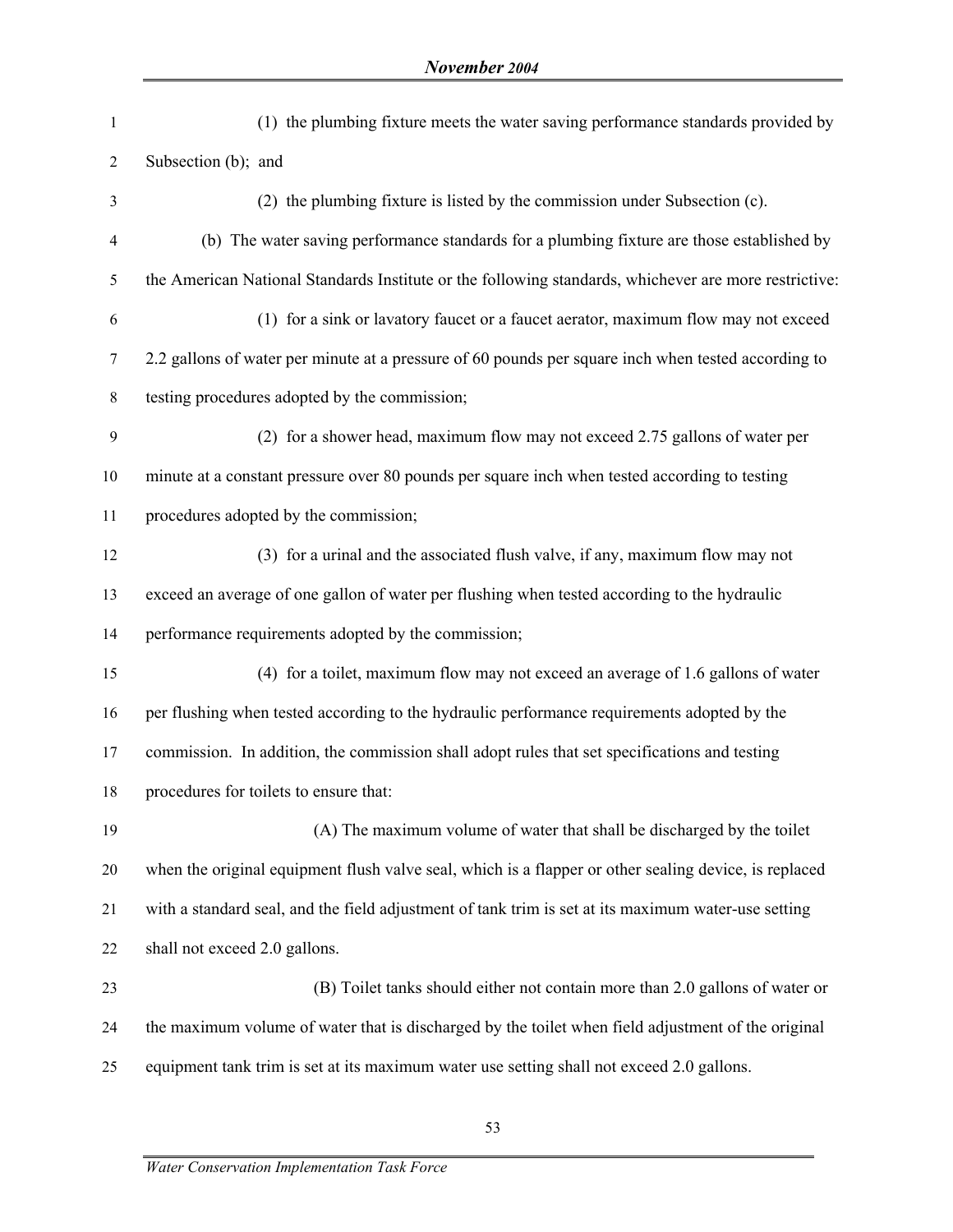(1) the plumbing fixture meets the water saving performance standards provided by Subsection (b); and

(2) the plumbing fixture is listed by the commission under Subsection (c).

(b) The water saving performance standards for a plumbing fixture are those established by the American National Standards Institute or the following standards, whichever are more restrictive:

(1) for a sink or lavatory faucet or a faucet aerator, maximum flow may not exceed 2.2 gallons of water per minute at a pressure of 60 pounds per square inch when tested according to testing procedures adopted by the commission;

(2) for a shower head, maximum flow may not exceed 2.75 gallons of water per minute at a constant pressure over 80 pounds per square inch when tested according to testing procedures adopted by the commission;

(3) for a urinal and the associated flush valve, if any, maximum flow may not exceed an average of one gallon of water per flushing when tested according to the hydraulic performance requirements adopted by the commission;

(4) for a toilet, maximum flow may not exceed an average of 1.6 gallons of water per flushing when tested according to the hydraulic performance requirements adopted by the commission. In addition, the commission shall adopt rules that set specifications and testing procedures for toilets to ensure that:

(A) The maximum volume of water that shall be discharged by the toilet when the original equipment flush valve seal, which is a flapper or other sealing device, is replaced with a standard seal, and the field adjustment of tank trim is set at its maximum water-use setting shall not exceed 2.0 gallons.

(B) Toilet tanks should either not contain more than 2.0 gallons of water or the maximum volume of water that is discharged by the toilet when field adjustment of the original equipment tank trim is set at its maximum water use setting shall not exceed 2.0 gallons.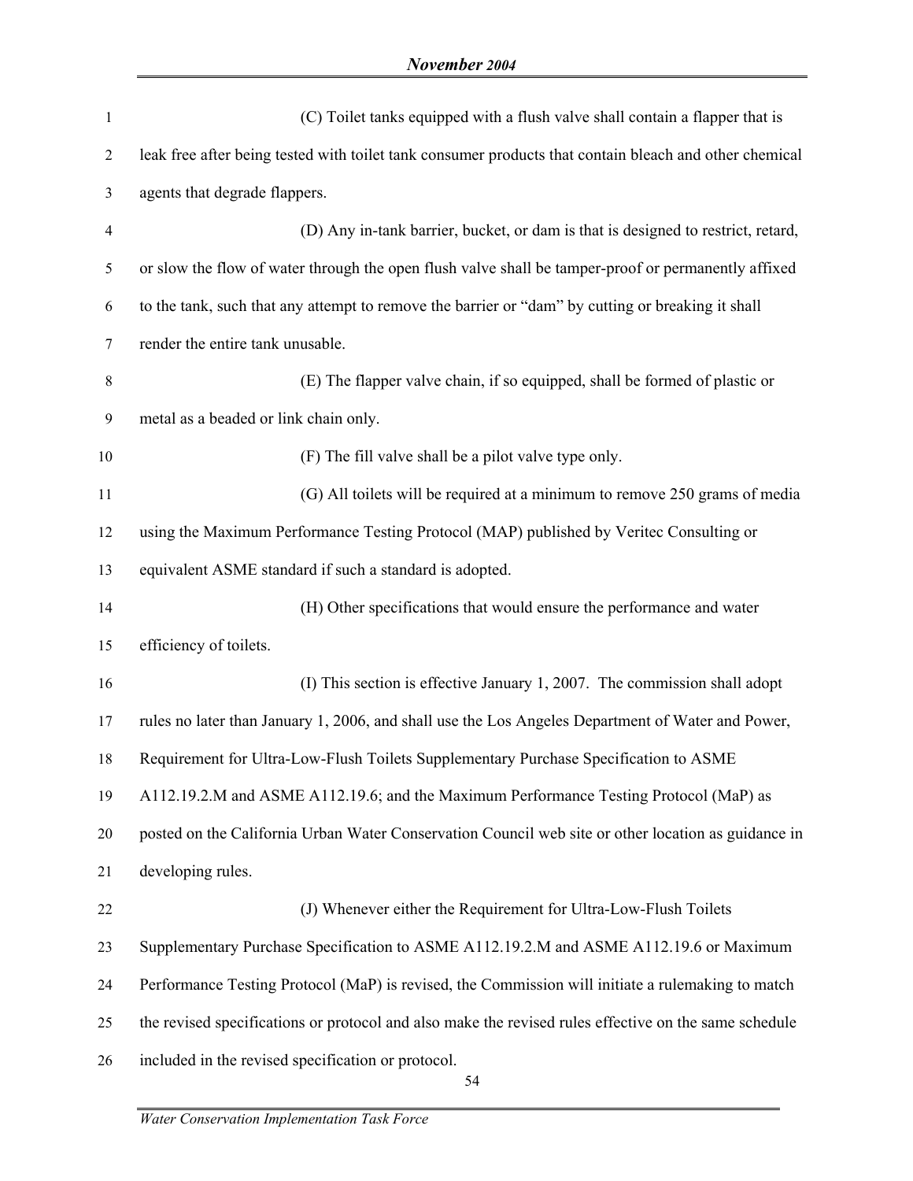(C) Toilet tanks equipped with a flush valve shall contain a flapper that is leak free after being tested with toilet tank consumer products that contain bleach and other chemical agents that degrade flappers.

(D) Any in-tank barrier, bucket, or dam is that is designed to restrict, retard, or slow the flow of water through the open flush valve shall be tamper-proof or permanently affixed to the tank, such that any attempt to remove the barrier or "dam" by cutting or breaking it shall render the entire tank unusable.

(E) The flapper valve chain, if so equipped, shall be formed of plastic or metal as a beaded or link chain only.

(F) The fill valve shall be a pilot valve type only.

(G) All toilets will be required at a minimum to remove 250 grams of media using the Maximum Performance Testing Protocol (MAP) published by Veritec Consulting or equivalent ASME standard if such a standard is adopted.

(H) Other specifications that would ensure the performance and water efficiency of toilets.

(I) This section is effective January 1, 2007. The commission shall adopt rules no later than January 1, 2006, and shall use the Los Angeles Department of Water and Power, Requirement for Ultra-Low-Flush Toilets Supplementary Purchase Specification to ASME A112.19.2.M and ASME A112.19.6; and the Maximum Performance Testing Protocol (MaP) as posted on the California Urban Water Conservation Council web site or other location as guidance in developing rules.

(J) Whenever either the Requirement for Ultra-Low-Flush Toilets Supplementary Purchase Specification to ASME A112.19.2.M and ASME A112.19.6 or Maximum Performance Testing Protocol (MaP) is revised, the Commission will initiate a rulemaking to match the revised specifications or protocol and also make the revised rules effective on the same schedule included in the revised specification or protocol.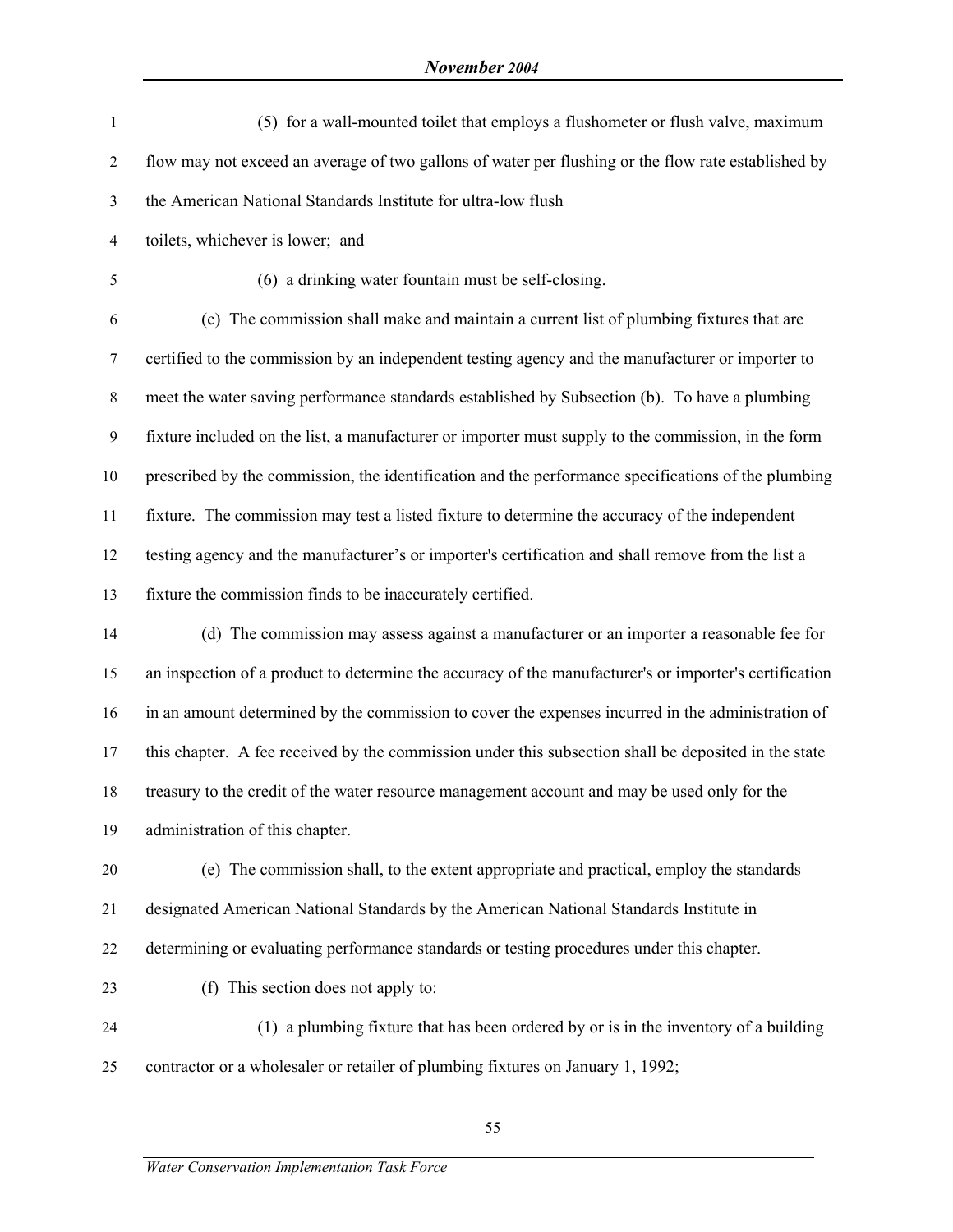(5) for a wall-mounted toilet that employs a flushometer or flush valve, maximum flow may not exceed an average of two gallons of water per flushing or the flow rate established by the American National Standards Institute for ultra-low flush toilets, whichever is lower; and

(6) a drinking water fountain must be self-closing.

(c) The commission shall make and maintain a current list of plumbing fixtures that are certified to the commission by an independent testing agency and the manufacturer or importer to meet the water saving performance standards established by Subsection (b). To have a plumbing fixture included on the list, a manufacturer or importer must supply to the commission, in the form prescribed by the commission, the identification and the performance specifications of the plumbing fixture. The commission may test a listed fixture to determine the accuracy of the independent testing agency and the manufacturer's or importer's certification and shall remove from the list a fixture the commission finds to be inaccurately certified.

(d) The commission may assess against a manufacturer or an importer a reasonable fee for an inspection of a product to determine the accuracy of the manufacturer's or importer's certification in an amount determined by the commission to cover the expenses incurred in the administration of this chapter. A fee received by the commission under this subsection shall be deposited in the state treasury to the credit of the water resource management account and may be used only for the administration of this chapter.

(e) The commission shall, to the extent appropriate and practical, employ the standards designated American National Standards by the American National Standards Institute in determining or evaluating performance standards or testing procedures under this chapter.

(f) This section does not apply to:

(1) a plumbing fixture that has been ordered by or is in the inventory of a building contractor or a wholesaler or retailer of plumbing fixtures on January 1, 1992;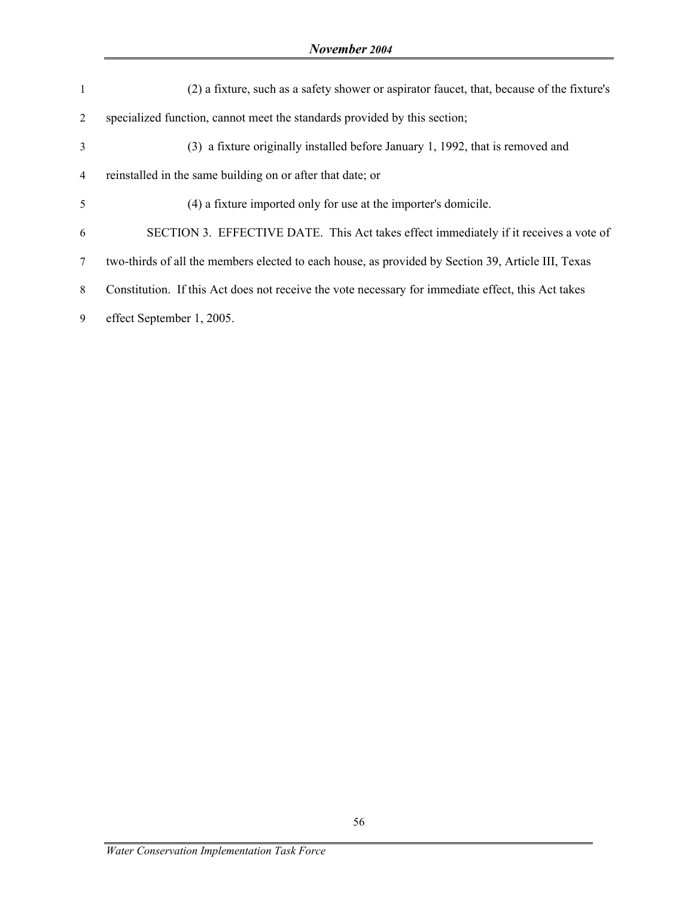(2) a fixture, such as a safety shower or aspirator faucet, that, because of the fixture's specialized function, cannot meet the standards provided by this section;

(3) a fixture originally installed before January 1, 1992, that is removed and reinstalled in the same building on or after that date; or

(4) a fixture imported only for use at the importer's domicile.

SECTION 3. EFFECTIVE DATE. This Act takes effect immediately if it receives a vote of two-thirds of all the members elected to each house, as provided by Section 39, Article III, Texas Constitution. If this Act does not receive the vote necessary for immediate effect, this Act takes effect September 1, 2005.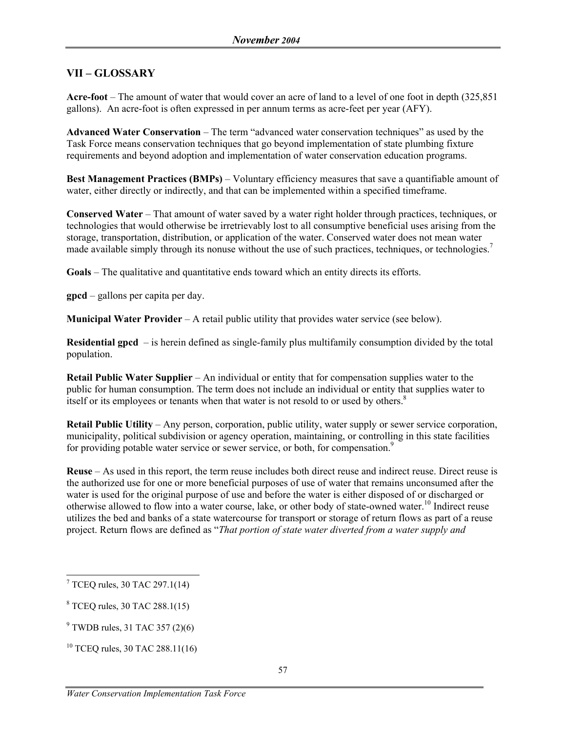## VII – GLOSSARY

**Acre-foot** – The amount of water that would cover an acre of land to a level of one foot in depth (325,851 gallons). An acre-foot is often expressed in per annum terms as acre-feet per year (AFY).

**Advanced Water Conservation** – The term "advanced water conservation techniques" as used by the Task Force means conservation techniques that go beyond implementation of state plumbing fixture requirements and beyond adoption and implementation of water conservation education programs.

**Best Management Practices (BMPs)** – Voluntary efficiency measures that save a quantifiable amount of water, either directly or indirectly, and that can be implemented within a specified timeframe.

**Conserved Water** – That amount of water saved by a water right holder through practices, techniques, or technologies that would otherwise be irretrievably lost to all consumptive beneficial uses arising from the storage, transportation, distribution, or application of the water. Conserved water does not mean water made available simply through its nonuse without the use of such practices, techniques, or technologies.[7]

**Goals** – The qualitative and quantitative ends toward which an entity directs its efforts.

**gpcd** – gallons per capita per day.

**Municipal Water Provider** – A retail public utility that provides water service (see below).

**Residential gpcd** – is herein defined as single-family plus multifamily consumption divided by the total population.

**Retail Public Water Supplier** – An individual or entity that for compensation supplies water to the public for human consumption. The term does not include an individual or entity that supplies water to itself or its employees or tenants when that water is not resold to or used by others.[8]

**Retail Public Utility** – Any person, corporation, public utility, water supply or sewer service corporation, municipality, political subdivision or agency operation, maintaining, or controlling in this state facilities for providing potable water service or sewer service, or both, for compensation.[9]

**Reuse** – As used in this report, the term reuse includes both direct reuse and indirect reuse. Direct reuse is the authorized use for one or more beneficial purposes of use of water that remains unconsumed after the water is used for the original purpose of use and before the water is either disposed of or discharged or otherwise allowed to flow into a water course, lake, or other body of state-owned water.[10] Indirect reuse utilizes the bed and banks of a state watercourse for transport or storage of return flows as part of a reuse project. Return flows are defined as "*That portion of state water diverted from a water supply and*

---

[7] TCEQ rules, 30 TAC 297.1(14)

[8] TCEQ rules, 30 TAC 288.1(15)

[9] TWDB rules, 31 TAC 357 (2)(6)

[10] TCEQ rules, 30 TAC 288.11(16)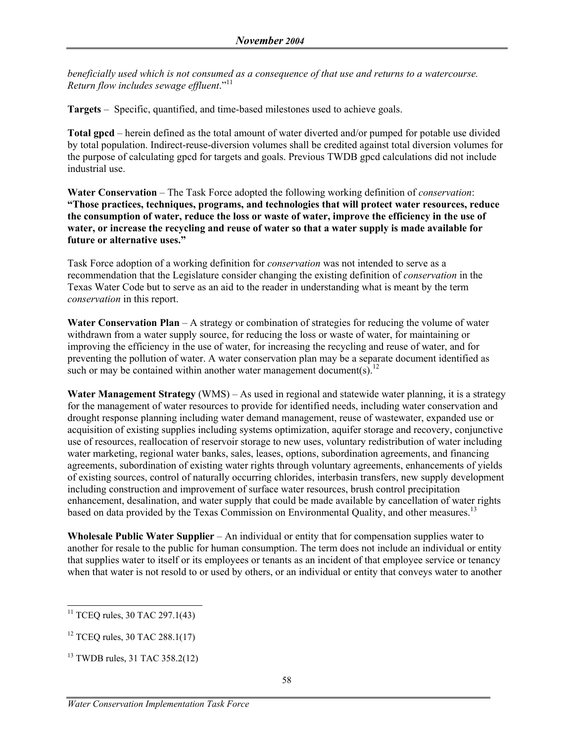*beneficially used which is not consumed as a consequence of that use and returns to a watercourse. Return flow includes sewage effluent*."[11]

**Targets** – Specific, quantified, and time-based milestones used to achieve goals.

**Total gpcd** – herein defined as the total amount of water diverted and/or pumped for potable use divided by total population. Indirect-reuse-diversion volumes shall be credited against total diversion volumes for the purpose of calculating gpcd for targets and goals. Previous TWDB gpcd calculations did not include industrial use.

**Water Conservation** – The Task Force adopted the following working definition of *conservation*: **"Those practices, techniques, programs, and technologies that will protect water resources, reduce the consumption of water, reduce the loss or waste of water, improve the efficiency in the use of water, or increase the recycling and reuse of water so that a water supply is made available for future or alternative uses."**

Task Force adoption of a working definition for *conservation* was not intended to serve as a recommendation that the Legislature consider changing the existing definition of *conservation* in the Texas Water Code but to serve as an aid to the reader in understanding what is meant by the term *conservation* in this report.

**Water Conservation Plan** – A strategy or combination of strategies for reducing the volume of water withdrawn from a water supply source, for reducing the loss or waste of water, for maintaining or improving the efficiency in the use of water, for increasing the recycling and reuse of water, and for preventing the pollution of water. A water conservation plan may be a separate document identified as such or may be contained within another water management document(s).[12]

**Water Management Strategy** (WMS) – As used in regional and statewide water planning, it is a strategy for the management of water resources to provide for identified needs, including water conservation and drought response planning including water demand management, reuse of wastewater, expanded use or acquisition of existing supplies including systems optimization, aquifer storage and recovery, conjunctive use of resources, reallocation of reservoir storage to new uses, voluntary redistribution of water including water marketing, regional water banks, sales, leases, options, subordination agreements, and financing agreements, subordination of existing water rights through voluntary agreements, enhancements of yields of existing sources, control of naturally occurring chlorides, interbasin transfers, new supply development including construction and improvement of surface water resources, brush control precipitation enhancement, desalination, and water supply that could be made available by cancellation of water rights based on data provided by the Texas Commission on Environmental Quality, and other measures.[13]

**Wholesale Public Water Supplier** – An individual or entity that for compensation supplies water to another for resale to the public for human consumption. The term does not include an individual or entity that supplies water to itself or its employees or tenants as an incident of that employee service or tenancy when that water is not resold to or used by others, or an individual or entity that conveys water to another

---

[11] TCEQ rules, 30 TAC 297.1(43)

[12] TCEQ rules, 30 TAC 288.1(17)

[13] TWDB rules, 31 TAC 358.2(12)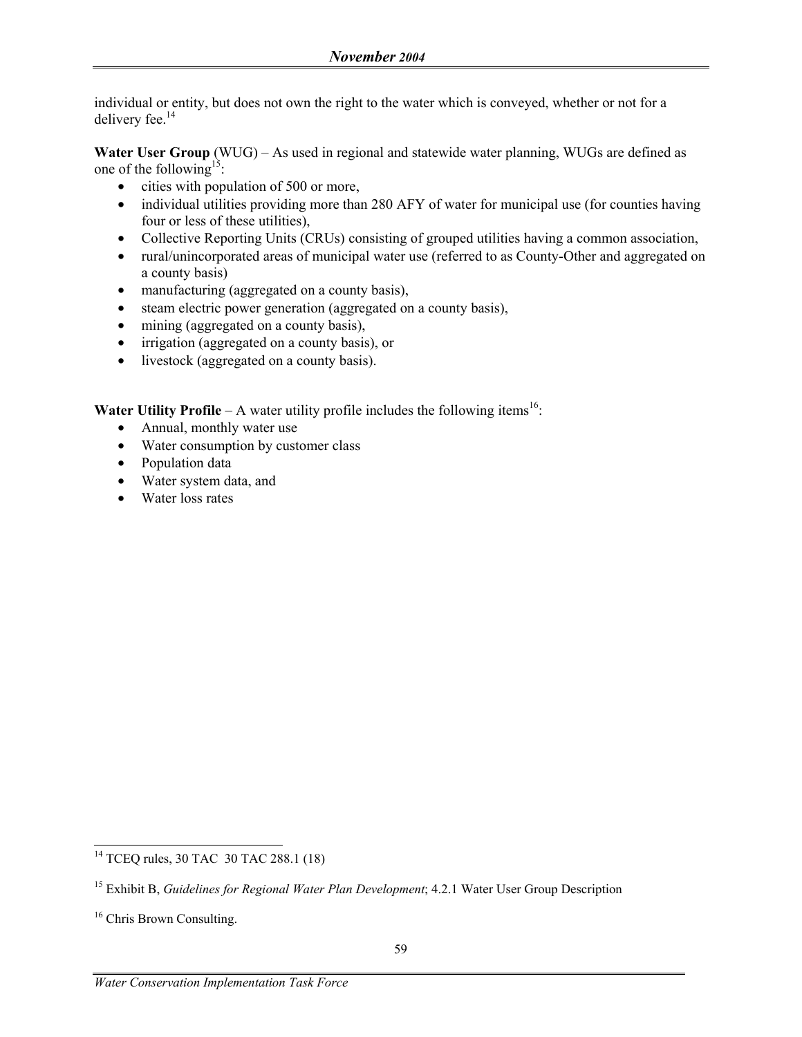individual or entity, but does not own the right to the water which is conveyed, whether or not for a delivery fee.[14]

**Water User Group** (WUG) – As used in regional and statewide water planning, WUGs are defined as one of the following[15]:

- cities with population of 500 or more,
- individual utilities providing more than 280 AFY of water for municipal use (for counties having four or less of these utilities),
- Collective Reporting Units (CRUs) consisting of grouped utilities having a common association,
- rural/unincorporated areas of municipal water use (referred to as County-Other and aggregated on a county basis)
- manufacturing (aggregated on a county basis),
- steam electric power generation (aggregated on a county basis),
- mining (aggregated on a county basis),
- irrigation (aggregated on a county basis), or
- livestock (aggregated on a county basis).

**Water Utility Profile** – A water utility profile includes the following items[16]:

- Annual, monthly water use
- Water consumption by customer class
- Population data
- Water system data, and
- Water loss rates

---

[14] TCEQ rules, 30 TAC 30 TAC 288.1 (18)

[15] Exhibit B, *Guidelines for Regional Water Plan Development*; 4.2.1 Water User Group Description

[16] Chris Brown Consulting.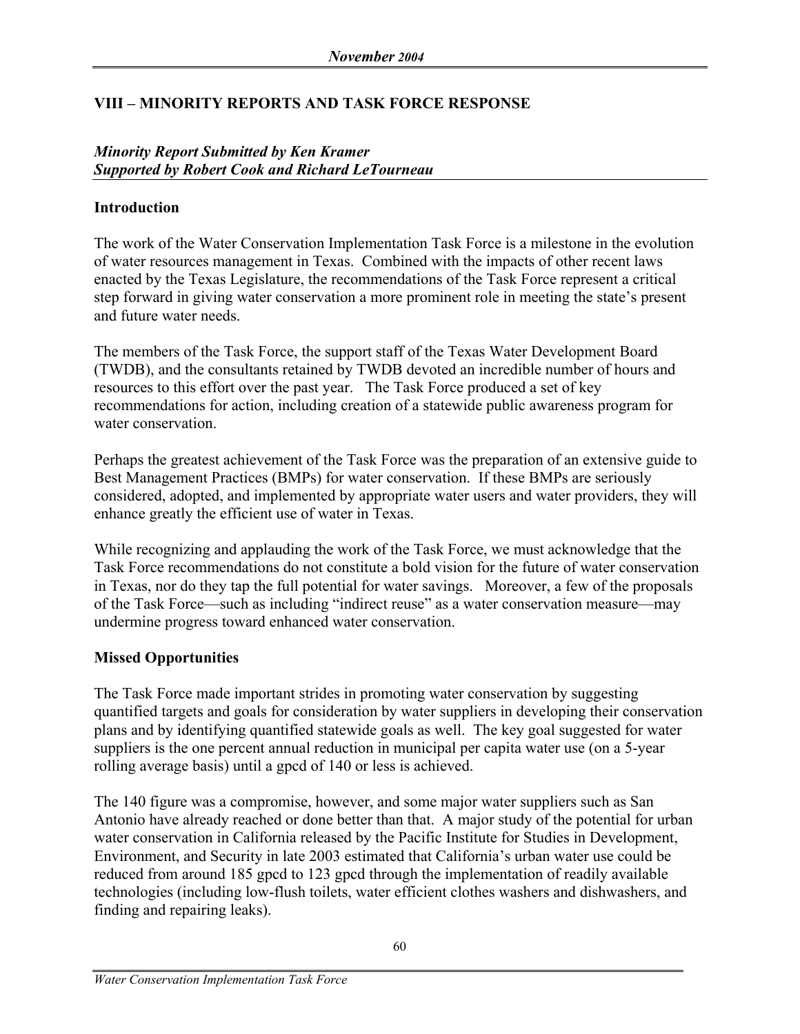## VIII – MINORITY REPORTS AND TASK FORCE RESPONSE

***Minority Report Submitted by Ken Kramer***
***Supported by Robert Cook and Richard LeTourneau***

### Introduction

The work of the Water Conservation Implementation Task Force is a milestone in the evolution of water resources management in Texas. Combined with the impacts of other recent laws enacted by the Texas Legislature, the recommendations of the Task Force represent a critical step forward in giving water conservation a more prominent role in meeting the state's present and future water needs.

The members of the Task Force, the support staff of the Texas Water Development Board (TWDB), and the consultants retained by TWDB devoted an incredible number of hours and resources to this effort over the past year. The Task Force produced a set of key recommendations for action, including creation of a statewide public awareness program for water conservation.

Perhaps the greatest achievement of the Task Force was the preparation of an extensive guide to Best Management Practices (BMPs) for water conservation. If these BMPs are seriously considered, adopted, and implemented by appropriate water users and water providers, they will enhance greatly the efficient use of water in Texas.

While recognizing and applauding the work of the Task Force, we must acknowledge that the Task Force recommendations do not constitute a bold vision for the future of water conservation in Texas, nor do they tap the full potential for water savings. Moreover, a few of the proposals of the Task Force—such as including "indirect reuse" as a water conservation measure—may undermine progress toward enhanced water conservation.

### Missed Opportunities

The Task Force made important strides in promoting water conservation by suggesting quantified targets and goals for consideration by water suppliers in developing their conservation plans and by identifying quantified statewide goals as well. The key goal suggested for water suppliers is the one percent annual reduction in municipal per capita water use (on a 5-year rolling average basis) until a gpcd of 140 or less is achieved.

The 140 figure was a compromise, however, and some major water suppliers such as San Antonio have already reached or done better than that. A major study of the potential for urban water conservation in California released by the Pacific Institute for Studies in Development, Environment, and Security in late 2003 estimated that California's urban water use could be reduced from around 185 gpcd to 123 gpcd through the implementation of readily available technologies (including low-flush toilets, water efficient clothes washers and dishwashers, and finding and repairing leaks).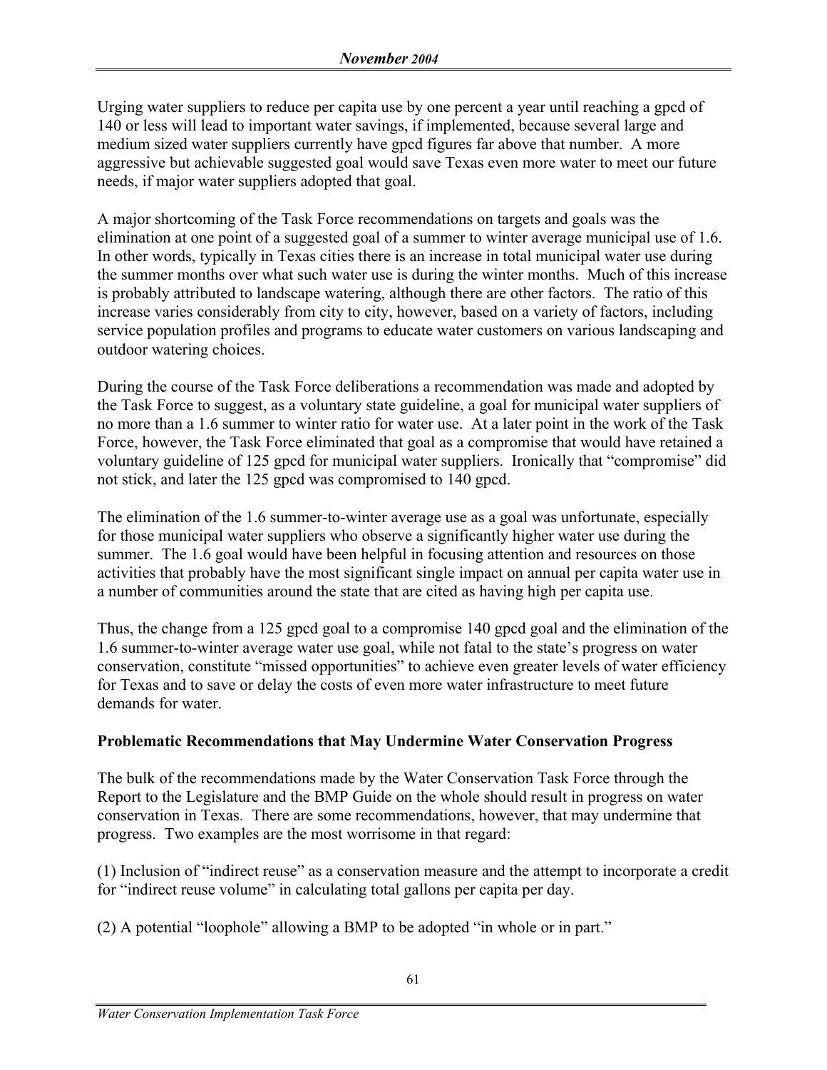Urging water suppliers to reduce per capita use by one percent a year until reaching a gpcd of 140 or less will lead to important water savings, if implemented, because several large and medium sized water suppliers currently have gpcd figures far above that number. A more aggressive but achievable suggested goal would save Texas even more water to meet our future needs, if major water suppliers adopted that goal.

A major shortcoming of the Task Force recommendations on targets and goals was the elimination at one point of a suggested goal of a summer to winter average municipal use of 1.6. In other words, typically in Texas cities there is an increase in total municipal water use during the summer months over what such water use is during the winter months. Much of this increase is probably attributed to landscape watering, although there are other factors. The ratio of this increase varies considerably from city to city, however, based on a variety of factors, including service population profiles and programs to educate water customers on various landscaping and outdoor watering choices.

During the course of the Task Force deliberations a recommendation was made and adopted by the Task Force to suggest, as a voluntary state guideline, a goal for municipal water suppliers of no more than a 1.6 summer to winter ratio for water use. At a later point in the work of the Task Force, however, the Task Force eliminated that goal as a compromise that would have retained a voluntary guideline of 125 gpcd for municipal water suppliers. Ironically that "compromise" did not stick, and later the 125 gpcd was compromised to 140 gpcd.

The elimination of the 1.6 summer-to-winter average use as a goal was unfortunate, especially for those municipal water suppliers who observe a significantly higher water use during the summer. The 1.6 goal would have been helpful in focusing attention and resources on those activities that probably have the most significant single impact on annual per capita water use in a number of communities around the state that are cited as having high per capita use.

Thus, the change from a 125 gpcd goal to a compromise 140 gpcd goal and the elimination of the 1.6 summer-to-winter average water use goal, while not fatal to the state's progress on water conservation, constitute "missed opportunities" to achieve even greater levels of water efficiency for Texas and to save or delay the costs of even more water infrastructure to meet future demands for water.

**Problematic Recommendations that May Undermine Water Conservation Progress**

The bulk of the recommendations made by the Water Conservation Task Force through the Report to the Legislature and the BMP Guide on the whole should result in progress on water conservation in Texas. There are some recommendations, however, that may undermine that progress. Two examples are the most worrisome in that regard:

(1) Inclusion of "indirect reuse" as a conservation measure and the attempt to incorporate a credit for "indirect reuse volume" in calculating total gallons per capita per day.

(2) A potential "loophole" allowing a BMP to be adopted "in whole or in part."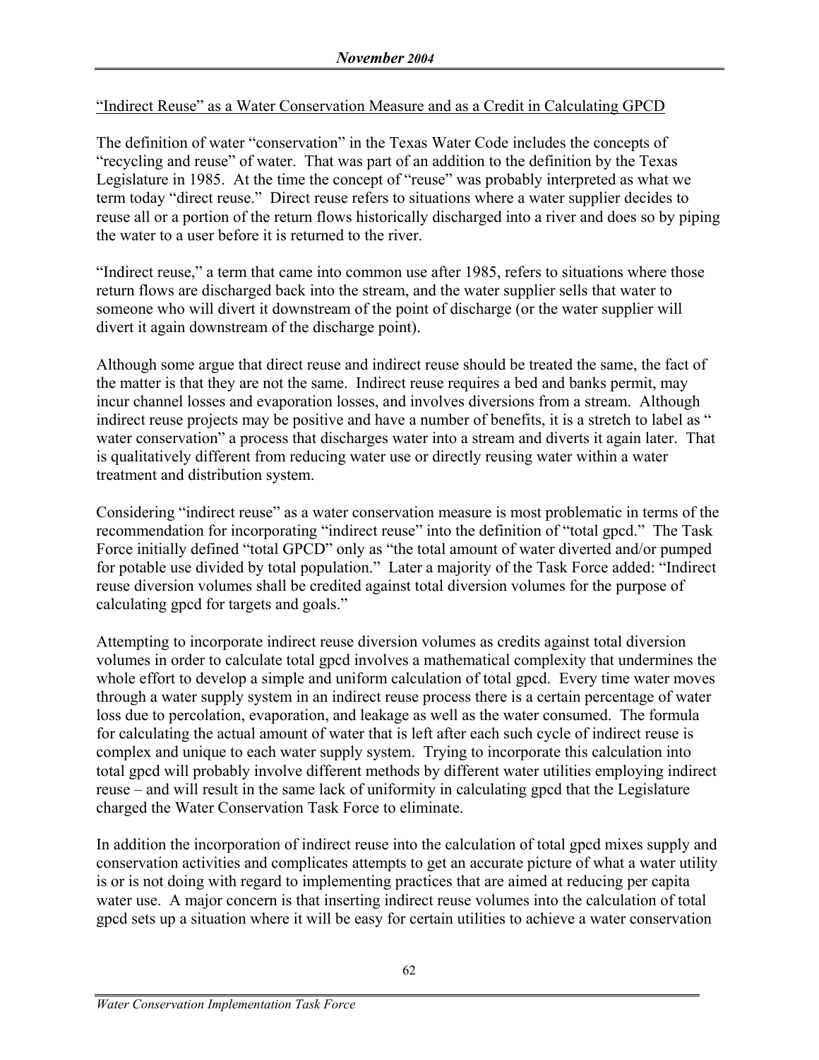<u>"Indirect Reuse" as a Water Conservation Measure and as a Credit in Calculating GPCD</u>

The definition of water "conservation" in the Texas Water Code includes the concepts of "recycling and reuse" of water. That was part of an addition to the definition by the Texas Legislature in 1985. At the time the concept of "reuse" was probably interpreted as what we term today "direct reuse." Direct reuse refers to situations where a water supplier decides to reuse all or a portion of the return flows historically discharged into a river and does so by piping the water to a user before it is returned to the river.

"Indirect reuse," a term that came into common use after 1985, refers to situations where those return flows are discharged back into the stream, and the water supplier sells that water to someone who will divert it downstream of the point of discharge (or the water supplier will divert it again downstream of the discharge point).

Although some argue that direct reuse and indirect reuse should be treated the same, the fact of the matter is that they are not the same. Indirect reuse requires a bed and banks permit, may incur channel losses and evaporation losses, and involves diversions from a stream. Although indirect reuse projects may be positive and have a number of benefits, it is a stretch to label as " water conservation" a process that discharges water into a stream and diverts it again later. That is qualitatively different from reducing water use or directly reusing water within a water treatment and distribution system.

Considering "indirect reuse" as a water conservation measure is most problematic in terms of the recommendation for incorporating "indirect reuse" into the definition of "total gpcd." The Task Force initially defined "total GPCD" only as "the total amount of water diverted and/or pumped for potable use divided by total population." Later a majority of the Task Force added: "Indirect reuse diversion volumes shall be credited against total diversion volumes for the purpose of calculating gpcd for targets and goals."

Attempting to incorporate indirect reuse diversion volumes as credits against total diversion volumes in order to calculate total gpcd involves a mathematical complexity that undermines the whole effort to develop a simple and uniform calculation of total gpcd. Every time water moves through a water supply system in an indirect reuse process there is a certain percentage of water loss due to percolation, evaporation, and leakage as well as the water consumed. The formula for calculating the actual amount of water that is left after each such cycle of indirect reuse is complex and unique to each water supply system. Trying to incorporate this calculation into total gpcd will probably involve different methods by different water utilities employing indirect reuse – and will result in the same lack of uniformity in calculating gpcd that the Legislature charged the Water Conservation Task Force to eliminate.

In addition the incorporation of indirect reuse into the calculation of total gpcd mixes supply and conservation activities and complicates attempts to get an accurate picture of what a water utility is or is not doing with regard to implementing practices that are aimed at reducing per capita water use. A major concern is that inserting indirect reuse volumes into the calculation of total gpcd sets up a situation where it will be easy for certain utilities to achieve a water conservation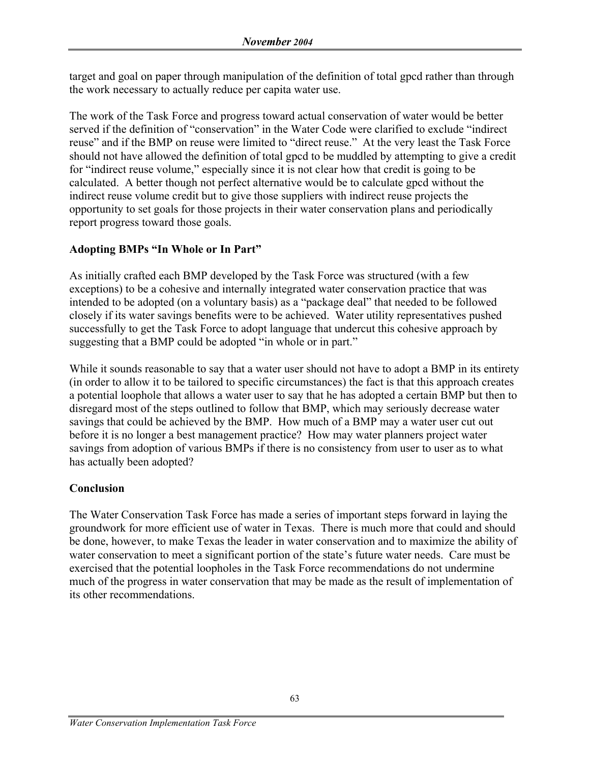target and goal on paper through manipulation of the definition of total gpcd rather than through the work necessary to actually reduce per capita water use.

The work of the Task Force and progress toward actual conservation of water would be better served if the definition of "conservation" in the Water Code were clarified to exclude "indirect reuse" and if the BMP on reuse were limited to "direct reuse." At the very least the Task Force should not have allowed the definition of total gpcd to be muddled by attempting to give a credit for "indirect reuse volume," especially since it is not clear how that credit is going to be calculated. A better though not perfect alternative would be to calculate gpcd without the indirect reuse volume credit but to give those suppliers with indirect reuse projects the opportunity to set goals for those projects in their water conservation plans and periodically report progress toward those goals.

**Adopting BMPs "In Whole or In Part"**

As initially crafted each BMP developed by the Task Force was structured (with a few exceptions) to be a cohesive and internally integrated water conservation practice that was intended to be adopted (on a voluntary basis) as a "package deal" that needed to be followed closely if its water savings benefits were to be achieved. Water utility representatives pushed successfully to get the Task Force to adopt language that undercut this cohesive approach by suggesting that a BMP could be adopted "in whole or in part."

While it sounds reasonable to say that a water user should not have to adopt a BMP in its entirety (in order to allow it to be tailored to specific circumstances) the fact is that this approach creates a potential loophole that allows a water user to say that he has adopted a certain BMP but then to disregard most of the steps outlined to follow that BMP, which may seriously decrease water savings that could be achieved by the BMP. How much of a BMP may a water user cut out before it is no longer a best management practice? How may water planners project water savings from adoption of various BMPs if there is no consistency from user to user as to what has actually been adopted?

**Conclusion**

The Water Conservation Task Force has made a series of important steps forward in laying the groundwork for more efficient use of water in Texas. There is much more that could and should be done, however, to make Texas the leader in water conservation and to maximize the ability of water conservation to meet a significant portion of the state's future water needs. Care must be exercised that the potential loopholes in the Task Force recommendations do not undermine much of the progress in water conservation that may be made as the result of implementation of its other recommendations.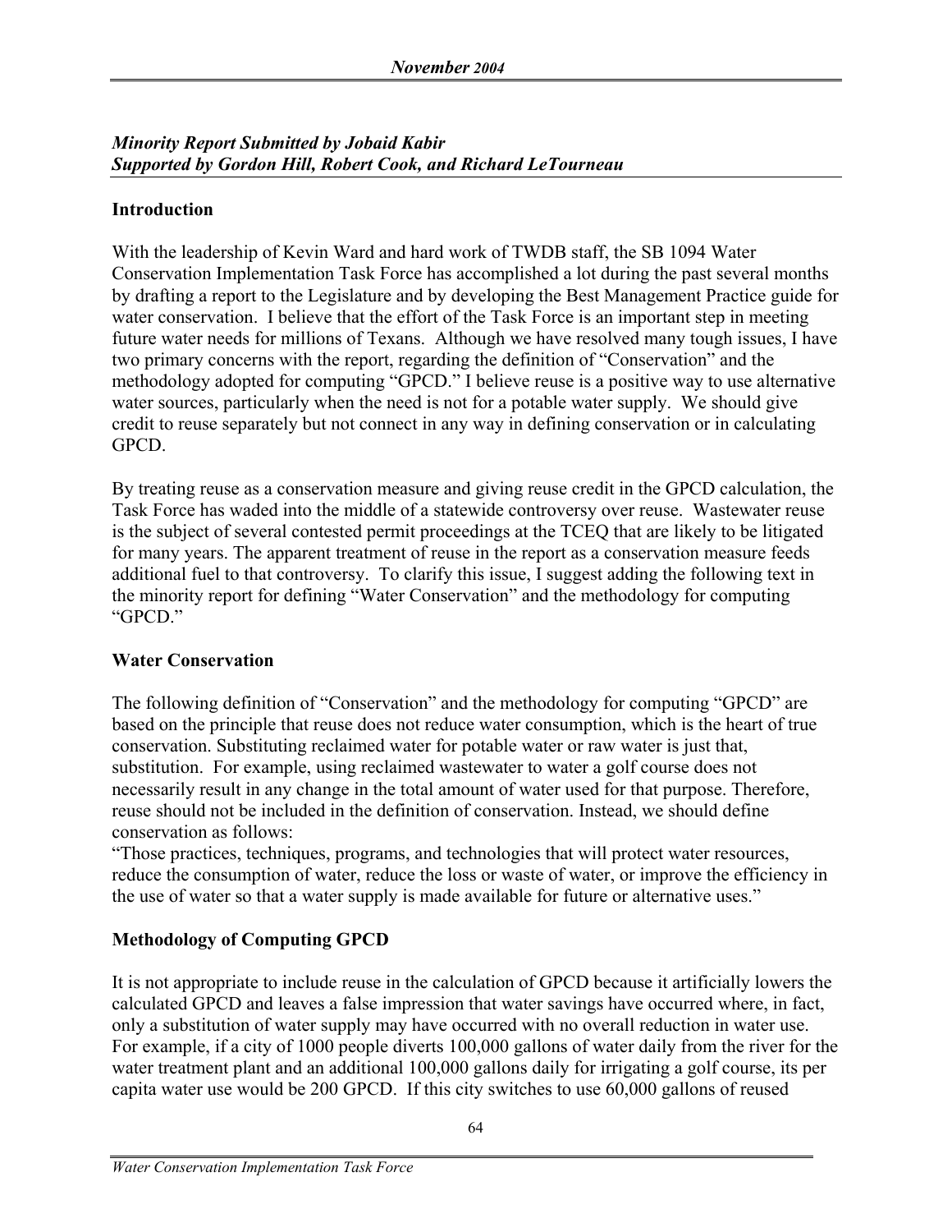*Minority Report Submitted by Jobaid Kabir*
*Supported by Gordon Hill, Robert Cook, and Richard LeTourneau*

**Introduction**

With the leadership of Kevin Ward and hard work of TWDB staff, the SB 1094 Water Conservation Implementation Task Force has accomplished a lot during the past several months by drafting a report to the Legislature and by developing the Best Management Practice guide for water conservation. I believe that the effort of the Task Force is an important step in meeting future water needs for millions of Texans. Although we have resolved many tough issues, I have two primary concerns with the report, regarding the definition of "Conservation" and the methodology adopted for computing "GPCD." I believe reuse is a positive way to use alternative water sources, particularly when the need is not for a potable water supply. We should give credit to reuse separately but not connect in any way in defining conservation or in calculating GPCD.

By treating reuse as a conservation measure and giving reuse credit in the GPCD calculation, the Task Force has waded into the middle of a statewide controversy over reuse. Wastewater reuse is the subject of several contested permit proceedings at the TCEQ that are likely to be litigated for many years. The apparent treatment of reuse in the report as a conservation measure feeds additional fuel to that controversy. To clarify this issue, I suggest adding the following text in the minority report for defining "Water Conservation" and the methodology for computing "GPCD."

**Water Conservation**

The following definition of "Conservation" and the methodology for computing "GPCD" are based on the principle that reuse does not reduce water consumption, which is the heart of true conservation. Substituting reclaimed water for potable water or raw water is just that, substitution. For example, using reclaimed wastewater to water a golf course does not necessarily result in any change in the total amount of water used for that purpose. Therefore, reuse should not be included in the definition of conservation. Instead, we should define conservation as follows:

"Those practices, techniques, programs, and technologies that will protect water resources, reduce the consumption of water, reduce the loss or waste of water, or improve the efficiency in the use of water so that a water supply is made available for future or alternative uses."

**Methodology of Computing GPCD**

It is not appropriate to include reuse in the calculation of GPCD because it artificially lowers the calculated GPCD and leaves a false impression that water savings have occurred where, in fact, only a substitution of water supply may have occurred with no overall reduction in water use. For example, if a city of 1000 people diverts 100,000 gallons of water daily from the river for the water treatment plant and an additional 100,000 gallons daily for irrigating a golf course, its per capita water use would be 200 GPCD. If this city switches to use 60,000 gallons of reused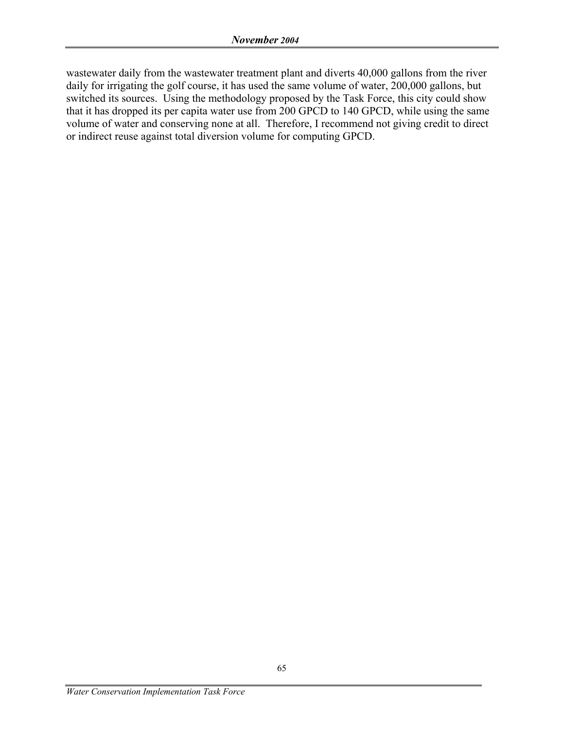wastewater daily from the wastewater treatment plant and diverts 40,000 gallons from the river daily for irrigating the golf course, it has used the same volume of water, 200,000 gallons, but switched its sources. Using the methodology proposed by the Task Force, this city could show that it has dropped its per capita water use from 200 GPCD to 140 GPCD, while using the same volume of water and conserving none at all. Therefore, I recommend not giving credit to direct or indirect reuse against total diversion volume for computing GPCD.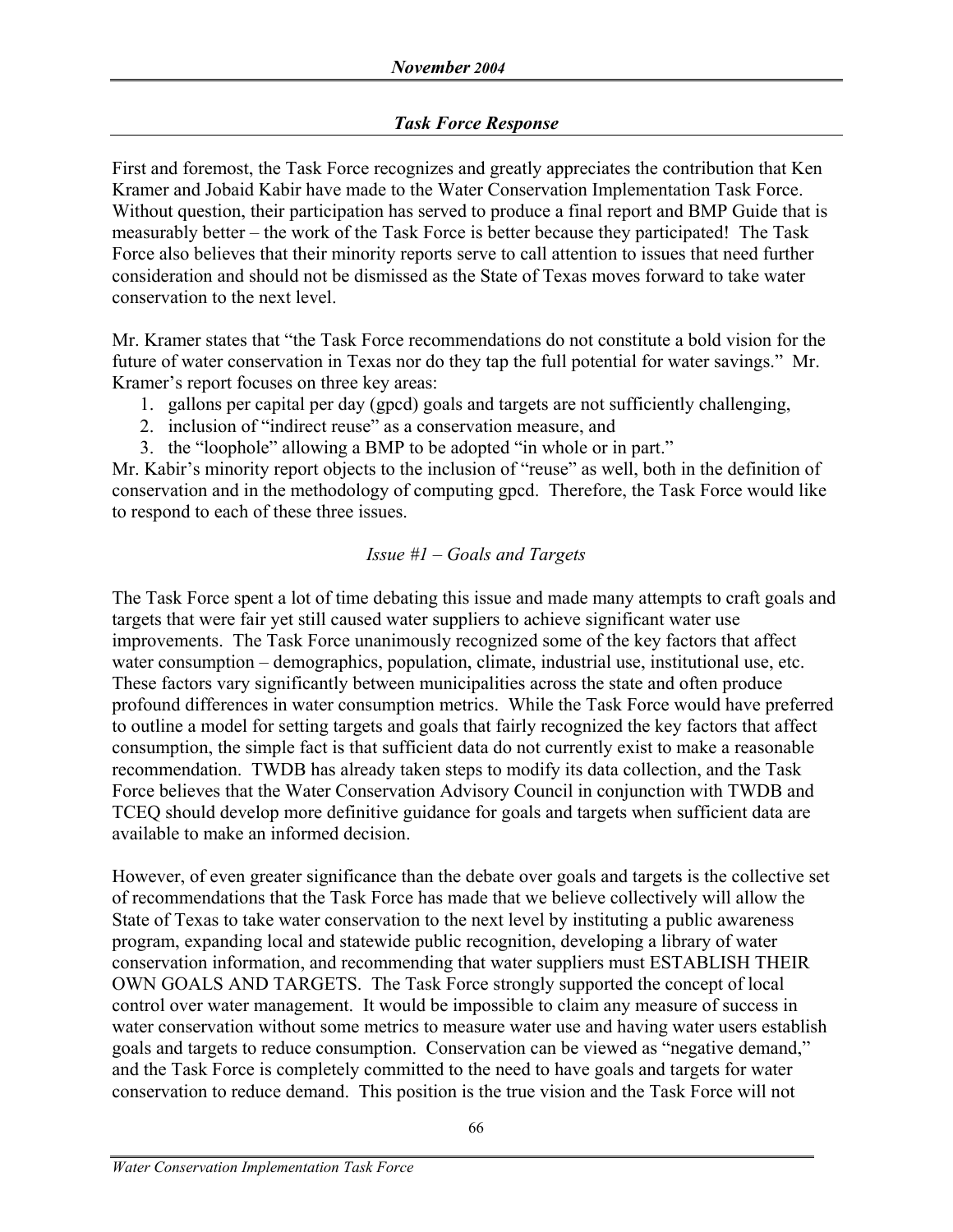### *Task Force Response*

First and foremost, the Task Force recognizes and greatly appreciates the contribution that Ken Kramer and Jobaid Kabir have made to the Water Conservation Implementation Task Force. Without question, their participation has served to produce a final report and BMP Guide that is measurably better – the work of the Task Force is better because they participated! The Task Force also believes that their minority reports serve to call attention to issues that need further consideration and should not be dismissed as the State of Texas moves forward to take water conservation to the next level.

Mr. Kramer states that "the Task Force recommendations do not constitute a bold vision for the future of water conservation in Texas nor do they tap the full potential for water savings." Mr. Kramer's report focuses on three key areas:

1. gallons per capital per day (gpcd) goals and targets are not sufficiently challenging,
2. inclusion of "indirect reuse" as a conservation measure, and
3. the "loophole" allowing a BMP to be adopted "in whole or in part."

Mr. Kabir's minority report objects to the inclusion of "reuse" as well, both in the definition of conservation and in the methodology of computing gpcd. Therefore, the Task Force would like to respond to each of these three issues.

*Issue #1 – Goals and Targets*

The Task Force spent a lot of time debating this issue and made many attempts to craft goals and targets that were fair yet still caused water suppliers to achieve significant water use improvements. The Task Force unanimously recognized some of the key factors that affect water consumption – demographics, population, climate, industrial use, institutional use, etc. These factors vary significantly between municipalities across the state and often produce profound differences in water consumption metrics. While the Task Force would have preferred to outline a model for setting targets and goals that fairly recognized the key factors that affect consumption, the simple fact is that sufficient data do not currently exist to make a reasonable recommendation. TWDB has already taken steps to modify its data collection, and the Task Force believes that the Water Conservation Advisory Council in conjunction with TWDB and TCEQ should develop more definitive guidance for goals and targets when sufficient data are available to make an informed decision.

However, of even greater significance than the debate over goals and targets is the collective set of recommendations that the Task Force has made that we believe collectively will allow the State of Texas to take water conservation to the next level by instituting a public awareness program, expanding local and statewide public recognition, developing a library of water conservation information, and recommending that water suppliers must ESTABLISH THEIR OWN GOALS AND TARGETS. The Task Force strongly supported the concept of local control over water management. It would be impossible to claim any measure of success in water conservation without some metrics to measure water use and having water users establish goals and targets to reduce consumption. Conservation can be viewed as "negative demand," and the Task Force is completely committed to the need to have goals and targets for water conservation to reduce demand. This position is the true vision and the Task Force will not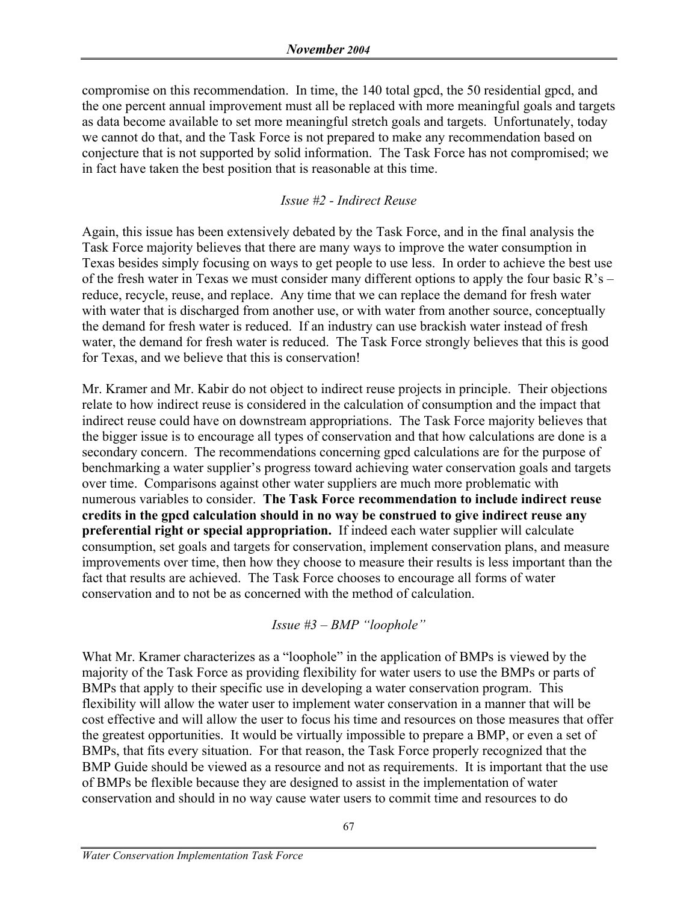compromise on this recommendation. In time, the 140 total gpcd, the 50 residential gpcd, and the one percent annual improvement must all be replaced with more meaningful goals and targets as data become available to set more meaningful stretch goals and targets. Unfortunately, today we cannot do that, and the Task Force is not prepared to make any recommendation based on conjecture that is not supported by solid information. The Task Force has not compromised; we in fact have taken the best position that is reasonable at this time.

*Issue #2 - Indirect Reuse*

Again, this issue has been extensively debated by the Task Force, and in the final analysis the Task Force majority believes that there are many ways to improve the water consumption in Texas besides simply focusing on ways to get people to use less. In order to achieve the best use of the fresh water in Texas we must consider many different options to apply the four basic R's – reduce, recycle, reuse, and replace. Any time that we can replace the demand for fresh water with water that is discharged from another use, or with water from another source, conceptually the demand for fresh water is reduced. If an industry can use brackish water instead of fresh water, the demand for fresh water is reduced. The Task Force strongly believes that this is good for Texas, and we believe that this is conservation!

Mr. Kramer and Mr. Kabir do not object to indirect reuse projects in principle. Their objections relate to how indirect reuse is considered in the calculation of consumption and the impact that indirect reuse could have on downstream appropriations. The Task Force majority believes that the bigger issue is to encourage all types of conservation and that how calculations are done is a secondary concern. The recommendations concerning gpcd calculations are for the purpose of benchmarking a water supplier's progress toward achieving water conservation goals and targets over time. Comparisons against other water suppliers are much more problematic with numerous variables to consider. **The Task Force recommendation to include indirect reuse credits in the gpcd calculation should in no way be construed to give indirect reuse any preferential right or special appropriation.** If indeed each water supplier will calculate consumption, set goals and targets for conservation, implement conservation plans, and measure improvements over time, then how they choose to measure their results is less important than the fact that results are achieved. The Task Force chooses to encourage all forms of water conservation and to not be as concerned with the method of calculation.

*Issue #3 – BMP "loophole"*

What Mr. Kramer characterizes as a "loophole" in the application of BMPs is viewed by the majority of the Task Force as providing flexibility for water users to use the BMPs or parts of BMPs that apply to their specific use in developing a water conservation program. This flexibility will allow the water user to implement water conservation in a manner that will be cost effective and will allow the user to focus his time and resources on those measures that offer the greatest opportunities. It would be virtually impossible to prepare a BMP, or even a set of BMPs, that fits every situation. For that reason, the Task Force properly recognized that the BMP Guide should be viewed as a resource and not as requirements. It is important that the use of BMPs be flexible because they are designed to assist in the implementation of water conservation and should in no way cause water users to commit time and resources to do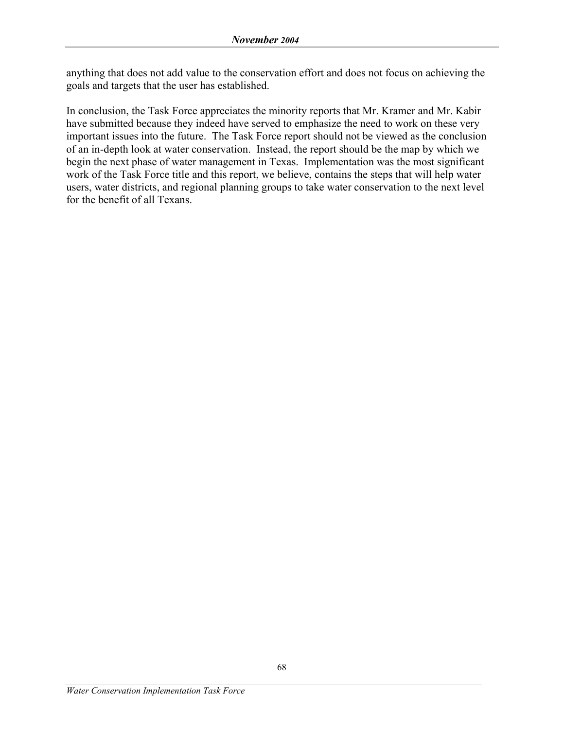anything that does not add value to the conservation effort and does not focus on achieving the goals and targets that the user has established.

In conclusion, the Task Force appreciates the minority reports that Mr. Kramer and Mr. Kabir have submitted because they indeed have served to emphasize the need to work on these very important issues into the future. The Task Force report should not be viewed as the conclusion of an in-depth look at water conservation. Instead, the report should be the map by which we begin the next phase of water management in Texas. Implementation was the most significant work of the Task Force title and this report, we believe, contains the steps that will help water users, water districts, and regional planning groups to take water conservation to the next level for the benefit of all Texans.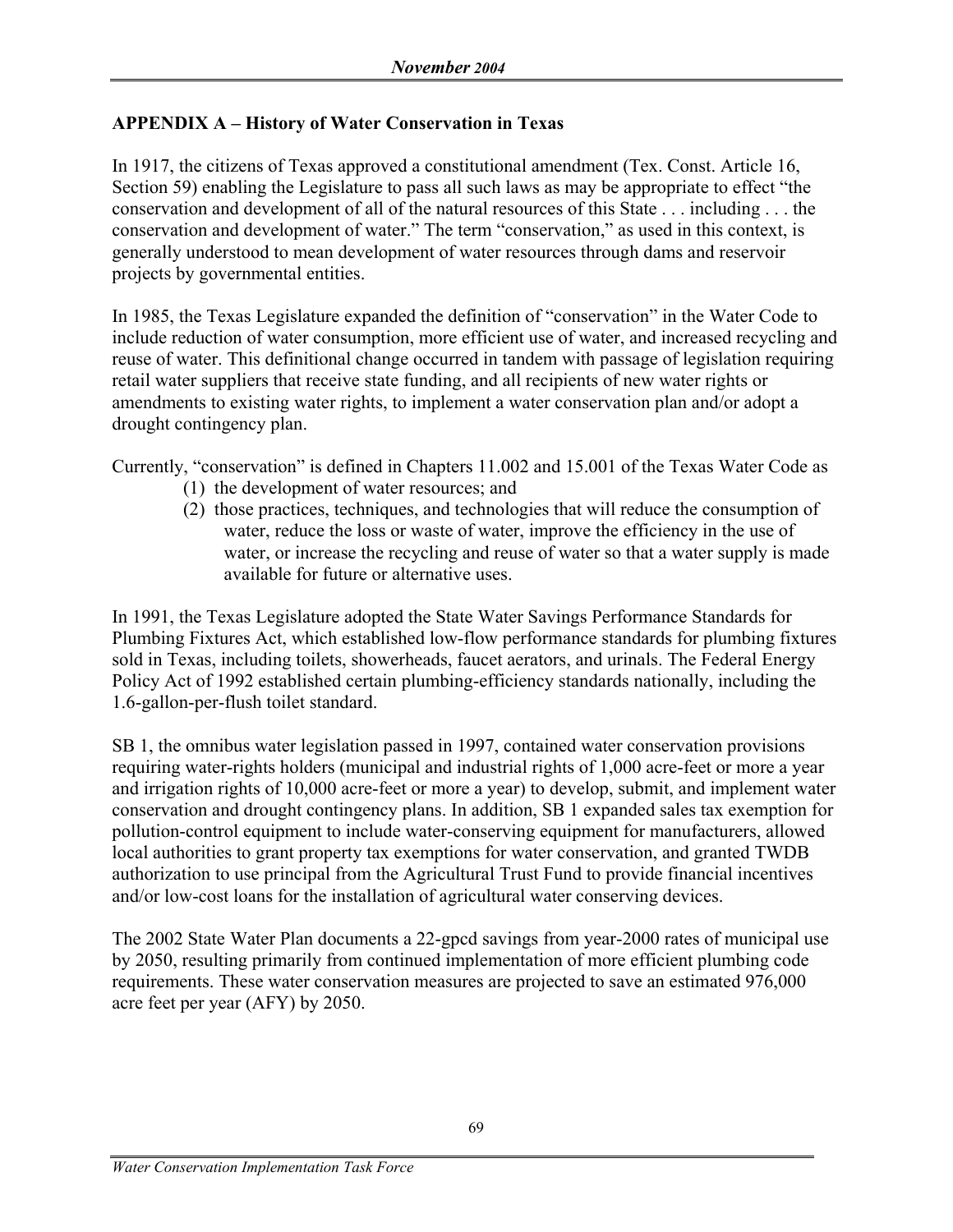## APPENDIX A – History of Water Conservation in Texas

In 1917, the citizens of Texas approved a constitutional amendment (Tex. Const. Article 16, Section 59) enabling the Legislature to pass all such laws as may be appropriate to effect "the conservation and development of all of the natural resources of this State . . . including . . . the conservation and development of water." The term "conservation," as used in this context, is generally understood to mean development of water resources through dams and reservoir projects by governmental entities.

In 1985, the Texas Legislature expanded the definition of "conservation" in the Water Code to include reduction of water consumption, more efficient use of water, and increased recycling and reuse of water. This definitional change occurred in tandem with passage of legislation requiring retail water suppliers that receive state funding, and all recipients of new water rights or amendments to existing water rights, to implement a water conservation plan and/or adopt a drought contingency plan.

Currently, "conservation" is defined in Chapters 11.002 and 15.001 of the Texas Water Code as

1. the development of water resources; and
2. those practices, techniques, and technologies that will reduce the consumption of water, reduce the loss or waste of water, improve the efficiency in the use of water, or increase the recycling and reuse of water so that a water supply is made available for future or alternative uses.

In 1991, the Texas Legislature adopted the State Water Savings Performance Standards for Plumbing Fixtures Act, which established low-flow performance standards for plumbing fixtures sold in Texas, including toilets, showerheads, faucet aerators, and urinals. The Federal Energy Policy Act of 1992 established certain plumbing-efficiency standards nationally, including the 1.6-gallon-per-flush toilet standard.

SB 1, the omnibus water legislation passed in 1997, contained water conservation provisions requiring water-rights holders (municipal and industrial rights of 1,000 acre-feet or more a year and irrigation rights of 10,000 acre-feet or more a year) to develop, submit, and implement water conservation and drought contingency plans. In addition, SB 1 expanded sales tax exemption for pollution-control equipment to include water-conserving equipment for manufacturers, allowed local authorities to grant property tax exemptions for water conservation, and granted TWDB authorization to use principal from the Agricultural Trust Fund to provide financial incentives and/or low-cost loans for the installation of agricultural water conserving devices.

The 2002 State Water Plan documents a 22-gpcd savings from year-2000 rates of municipal use by 2050, resulting primarily from continued implementation of more efficient plumbing code requirements. These water conservation measures are projected to save an estimated 976,000 acre feet per year (AFY) by 2050.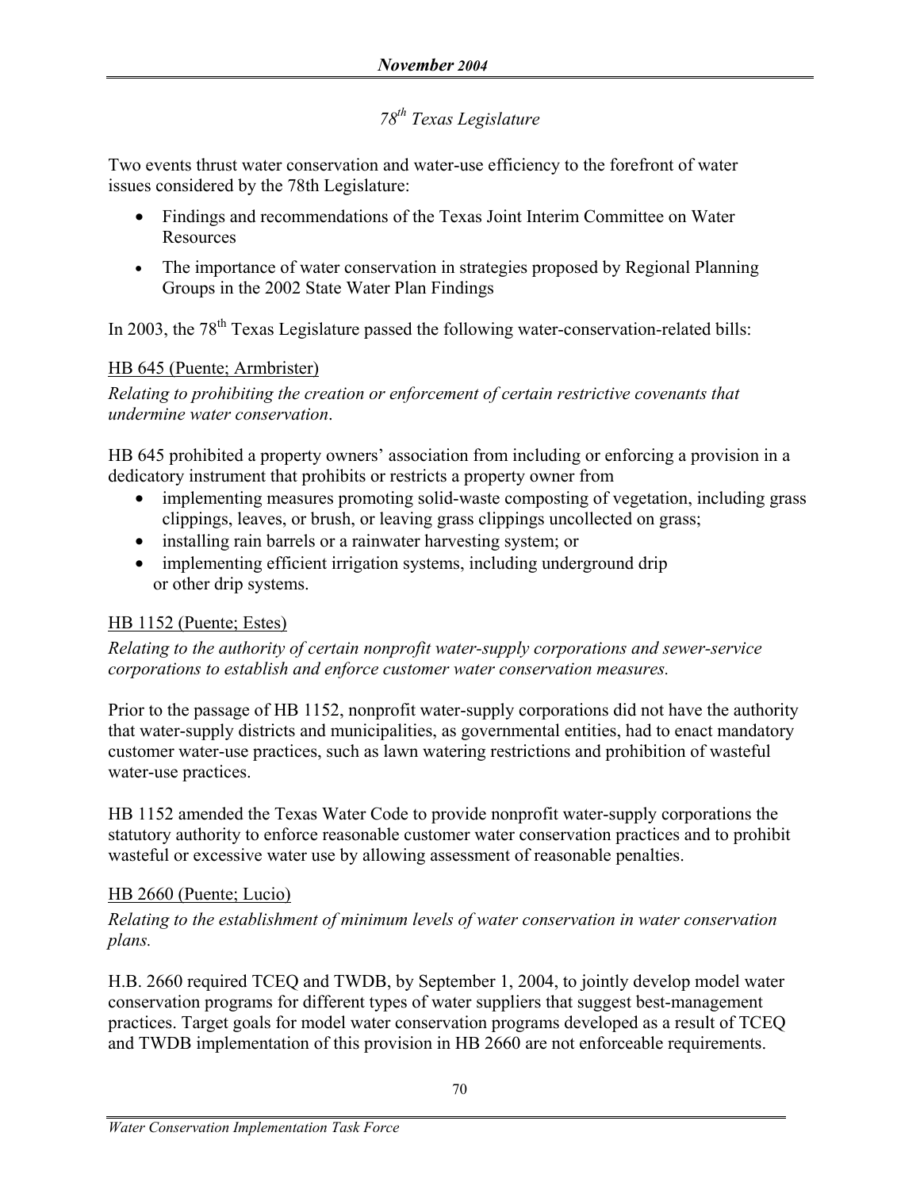*78th Texas Legislature*

Two events thrust water conservation and water-use efficiency to the forefront of water issues considered by the 78th Legislature:

- Findings and recommendations of the Texas Joint Interim Committee on Water Resources
- The importance of water conservation in strategies proposed by Regional Planning Groups in the 2002 State Water Plan Findings

In 2003, the 78th Texas Legislature passed the following water-conservation-related bills:

HB 645 (Puente; Armbrister)

*Relating to prohibiting the creation or enforcement of certain restrictive covenants that undermine water conservation*.

HB 645 prohibited a property owners' association from including or enforcing a provision in a dedicatory instrument that prohibits or restricts a property owner from

- implementing measures promoting solid-waste composting of vegetation, including grass clippings, leaves, or brush, or leaving grass clippings uncollected on grass;
- installing rain barrels or a rainwater harvesting system; or
- implementing efficient irrigation systems, including underground drip or other drip systems.

HB 1152 (Puente; Estes)

*Relating to the authority of certain nonprofit water-supply corporations and sewer-service corporations to establish and enforce customer water conservation measures.*

Prior to the passage of HB 1152, nonprofit water-supply corporations did not have the authority that water-supply districts and municipalities, as governmental entities, had to enact mandatory customer water-use practices, such as lawn watering restrictions and prohibition of wasteful water-use practices.

HB 1152 amended the Texas Water Code to provide nonprofit water-supply corporations the statutory authority to enforce reasonable customer water conservation practices and to prohibit wasteful or excessive water use by allowing assessment of reasonable penalties.

HB 2660 (Puente; Lucio)

*Relating to the establishment of minimum levels of water conservation in water conservation plans.*

H.B. 2660 required TCEQ and TWDB, by September 1, 2004, to jointly develop model water conservation programs for different types of water suppliers that suggest best-management practices. Target goals for model water conservation programs developed as a result of TCEQ and TWDB implementation of this provision in HB 2660 are not enforceable requirements.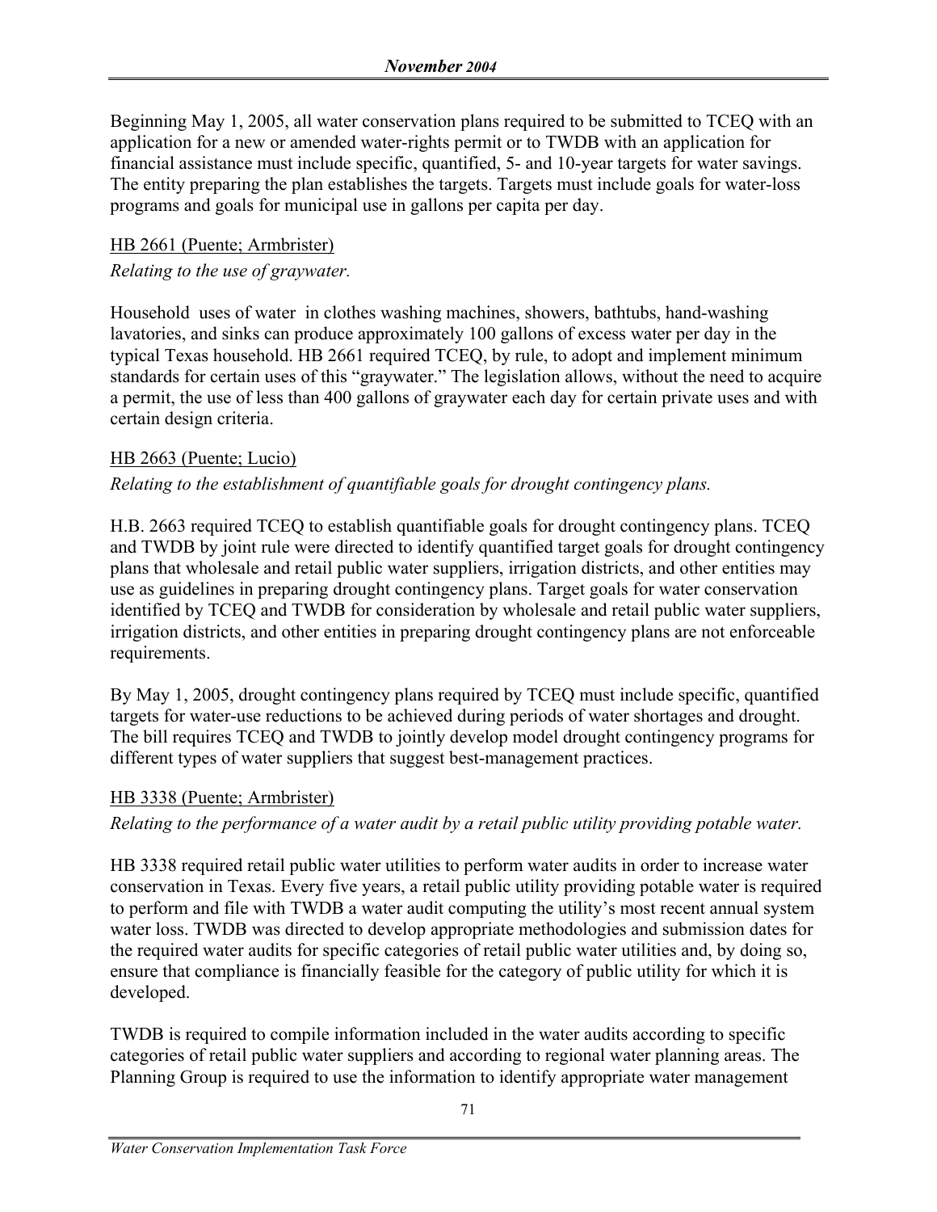Beginning May 1, 2005, all water conservation plans required to be submitted to TCEQ with an application for a new or amended water-rights permit or to TWDB with an application for financial assistance must include specific, quantified, 5- and 10-year targets for water savings. The entity preparing the plan establishes the targets. Targets must include goals for water-loss programs and goals for municipal use in gallons per capita per day.

HB 2661 (Puente; Armbrister)

*Relating to the use of graywater.*

Household uses of water in clothes washing machines, showers, bathtubs, hand-washing lavatories, and sinks can produce approximately 100 gallons of excess water per day in the typical Texas household. HB 2661 required TCEQ, by rule, to adopt and implement minimum standards for certain uses of this "graywater." The legislation allows, without the need to acquire a permit, the use of less than 400 gallons of graywater each day for certain private uses and with certain design criteria.

HB 2663 (Puente; Lucio)

*Relating to the establishment of quantifiable goals for drought contingency plans.*

H.B. 2663 required TCEQ to establish quantifiable goals for drought contingency plans. TCEQ and TWDB by joint rule were directed to identify quantified target goals for drought contingency plans that wholesale and retail public water suppliers, irrigation districts, and other entities may use as guidelines in preparing drought contingency plans. Target goals for water conservation identified by TCEQ and TWDB for consideration by wholesale and retail public water suppliers, irrigation districts, and other entities in preparing drought contingency plans are not enforceable requirements.

By May 1, 2005, drought contingency plans required by TCEQ must include specific, quantified targets for water-use reductions to be achieved during periods of water shortages and drought. The bill requires TCEQ and TWDB to jointly develop model drought contingency programs for different types of water suppliers that suggest best-management practices.

HB 3338 (Puente; Armbrister)

*Relating to the performance of a water audit by a retail public utility providing potable water.*

HB 3338 required retail public water utilities to perform water audits in order to increase water conservation in Texas. Every five years, a retail public utility providing potable water is required to perform and file with TWDB a water audit computing the utility's most recent annual system water loss. TWDB was directed to develop appropriate methodologies and submission dates for the required water audits for specific categories of retail public water utilities and, by doing so, ensure that compliance is financially feasible for the category of public utility for which it is developed.

TWDB is required to compile information included in the water audits according to specific categories of retail public water suppliers and according to regional water planning areas. The Planning Group is required to use the information to identify appropriate water management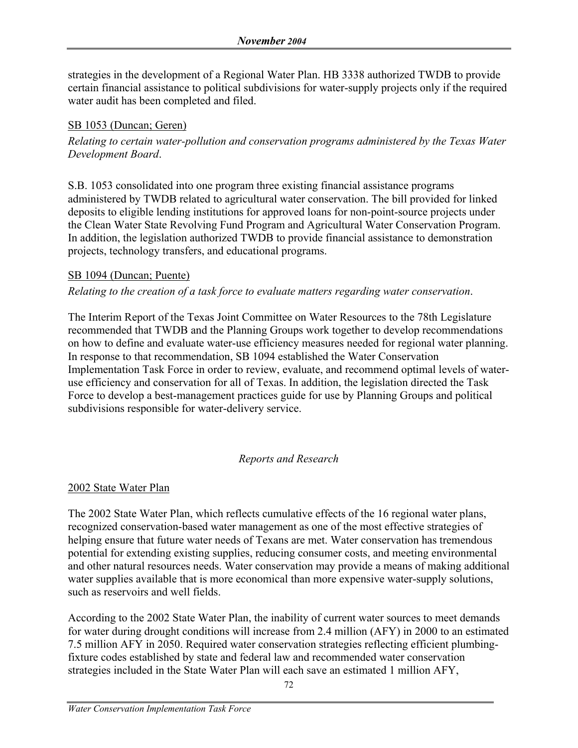strategies in the development of a Regional Water Plan. HB 3338 authorized TWDB to provide certain financial assistance to political subdivisions for water-supply projects only if the required water audit has been completed and filed.

SB 1053 (Duncan; Geren)

*Relating to certain water-pollution and conservation programs administered by the Texas Water Development Board*.

S.B. 1053 consolidated into one program three existing financial assistance programs administered by TWDB related to agricultural water conservation. The bill provided for linked deposits to eligible lending institutions for approved loans for non-point-source projects under the Clean Water State Revolving Fund Program and Agricultural Water Conservation Program. In addition, the legislation authorized TWDB to provide financial assistance to demonstration projects, technology transfers, and educational programs.

SB 1094 (Duncan; Puente)

*Relating to the creation of a task force to evaluate matters regarding water conservation*.

The Interim Report of the Texas Joint Committee on Water Resources to the 78th Legislature recommended that TWDB and the Planning Groups work together to develop recommendations on how to define and evaluate water-use efficiency measures needed for regional water planning. In response to that recommendation, SB 1094 established the Water Conservation Implementation Task Force in order to review, evaluate, and recommend optimal levels of water-use efficiency and conservation for all of Texas. In addition, the legislation directed the Task Force to develop a best-management practices guide for use by Planning Groups and political subdivisions responsible for water-delivery service.

*Reports and Research*

2002 State Water Plan

The 2002 State Water Plan, which reflects cumulative effects of the 16 regional water plans, recognized conservation-based water management as one of the most effective strategies of helping ensure that future water needs of Texans are met. Water conservation has tremendous potential for extending existing supplies, reducing consumer costs, and meeting environmental and other natural resources needs. Water conservation may provide a means of making additional water supplies available that is more economical than more expensive water-supply solutions, such as reservoirs and well fields.

According to the 2002 State Water Plan, the inability of current water sources to meet demands for water during drought conditions will increase from 2.4 million (AFY) in 2000 to an estimated 7.5 million AFY in 2050. Required water conservation strategies reflecting efficient plumbing-fixture codes established by state and federal law and recommended water conservation strategies included in the State Water Plan will each save an estimated 1 million AFY,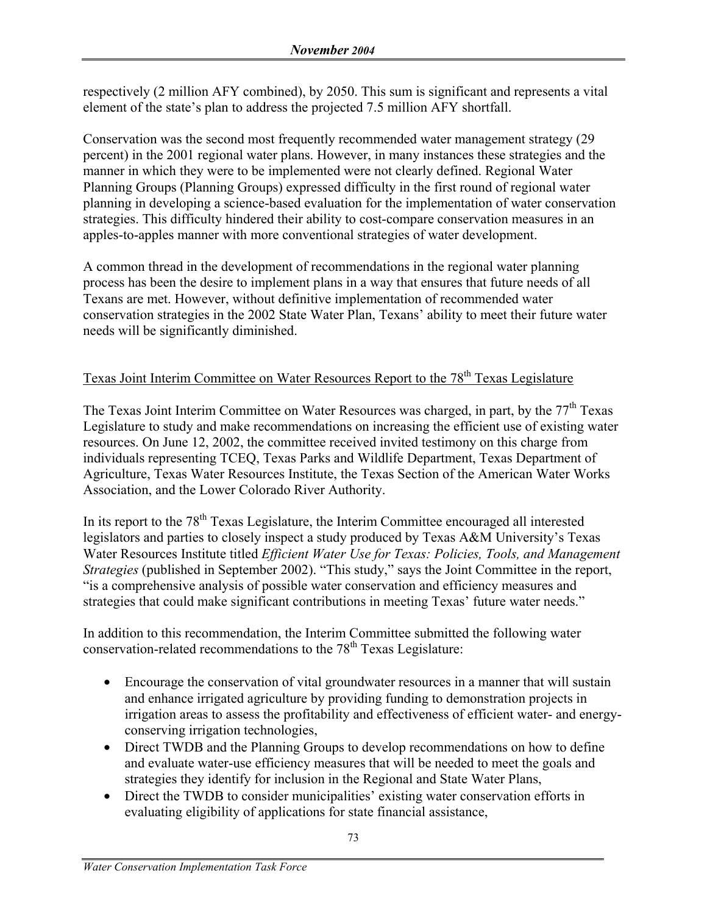respectively (2 million AFY combined), by 2050. This sum is significant and represents a vital element of the state's plan to address the projected 7.5 million AFY shortfall.

Conservation was the second most frequently recommended water management strategy (29 percent) in the 2001 regional water plans. However, in many instances these strategies and the manner in which they were to be implemented were not clearly defined. Regional Water Planning Groups (Planning Groups) expressed difficulty in the first round of regional water planning in developing a science-based evaluation for the implementation of water conservation strategies. This difficulty hindered their ability to cost-compare conservation measures in an apples-to-apples manner with more conventional strategies of water development.

A common thread in the development of recommendations in the regional water planning process has been the desire to implement plans in a way that ensures that future needs of all Texans are met. However, without definitive implementation of recommended water conservation strategies in the 2002 State Water Plan, Texans' ability to meet their future water needs will be significantly diminished.

Texas Joint Interim Committee on Water Resources Report to the 78th Texas Legislature

The Texas Joint Interim Committee on Water Resources was charged, in part, by the 77th Texas Legislature to study and make recommendations on increasing the efficient use of existing water resources. On June 12, 2002, the committee received invited testimony on this charge from individuals representing TCEQ, Texas Parks and Wildlife Department, Texas Department of Agriculture, Texas Water Resources Institute, the Texas Section of the American Water Works Association, and the Lower Colorado River Authority.

In its report to the 78th Texas Legislature, the Interim Committee encouraged all interested legislators and parties to closely inspect a study produced by Texas A&M University's Texas Water Resources Institute titled *Efficient Water Use for Texas: Policies, Tools, and Management Strategies* (published in September 2002). "This study," says the Joint Committee in the report, "is a comprehensive analysis of possible water conservation and efficiency measures and strategies that could make significant contributions in meeting Texas' future water needs."

In addition to this recommendation, the Interim Committee submitted the following water conservation-related recommendations to the 78th Texas Legislature:

- Encourage the conservation of vital groundwater resources in a manner that will sustain and enhance irrigated agriculture by providing funding to demonstration projects in irrigation areas to assess the profitability and effectiveness of efficient water- and energy-conserving irrigation technologies,
- Direct TWDB and the Planning Groups to develop recommendations on how to define and evaluate water-use efficiency measures that will be needed to meet the goals and strategies they identify for inclusion in the Regional and State Water Plans,
- Direct the TWDB to consider municipalities' existing water conservation efforts in evaluating eligibility of applications for state financial assistance,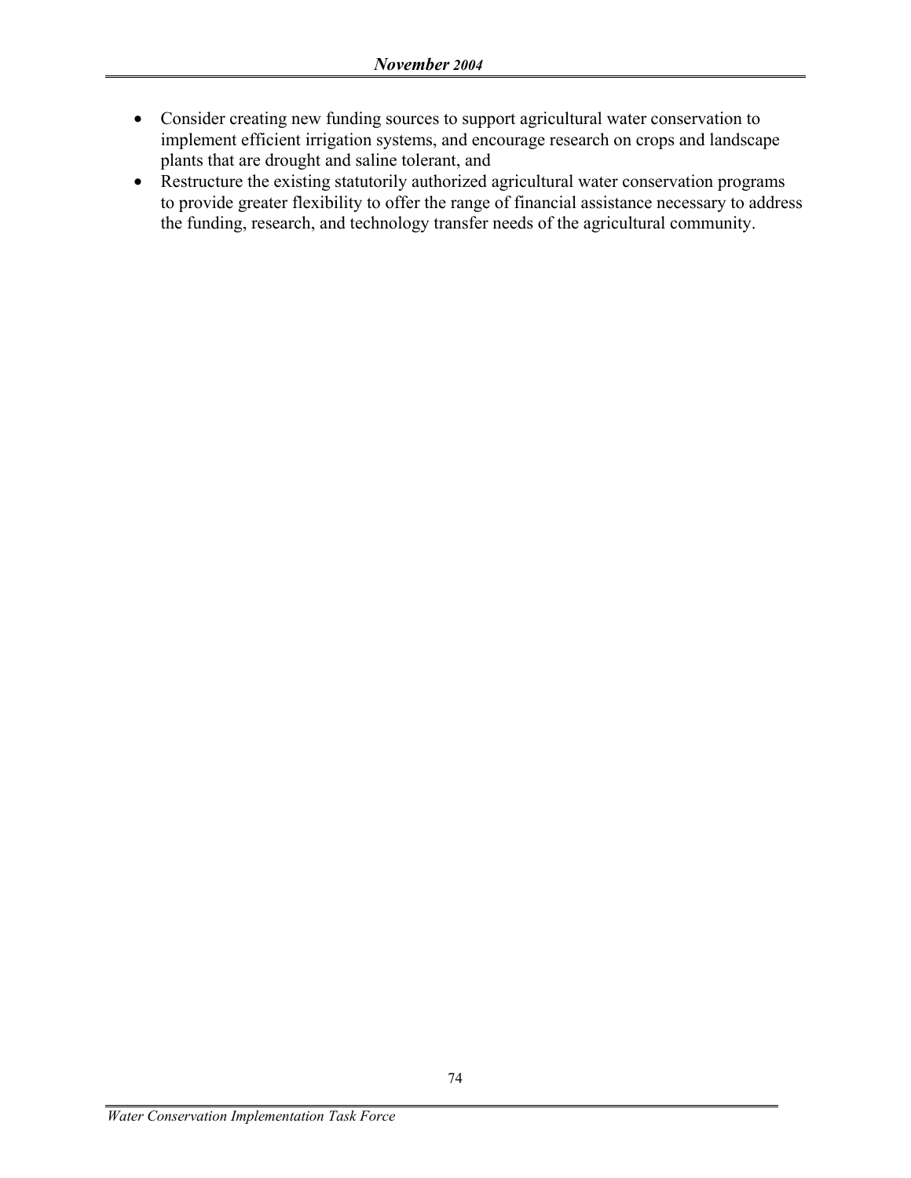- Consider creating new funding sources to support agricultural water conservation to implement efficient irrigation systems, and encourage research on crops and landscape plants that are drought and saline tolerant, and
- Restructure the existing statutorily authorized agricultural water conservation programs to provide greater flexibility to offer the range of financial assistance necessary to address the funding, research, and technology transfer needs of the agricultural community.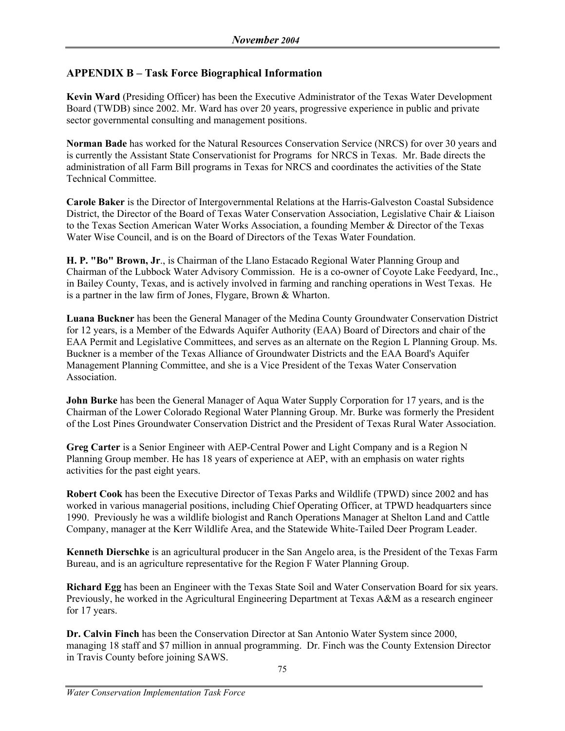## APPENDIX B – Task Force Biographical Information

**Kevin Ward** (Presiding Officer) has been the Executive Administrator of the Texas Water Development Board (TWDB) since 2002. Mr. Ward has over 20 years, progressive experience in public and private sector governmental consulting and management positions.

**Norman Bade** has worked for the Natural Resources Conservation Service (NRCS) for over 30 years and is currently the Assistant State Conservationist for Programs for NRCS in Texas. Mr. Bade directs the administration of all Farm Bill programs in Texas for NRCS and coordinates the activities of the State Technical Committee.

**Carole Baker** is the Director of Intergovernmental Relations at the Harris-Galveston Coastal Subsidence District, the Director of the Board of Texas Water Conservation Association, Legislative Chair & Liaison to the Texas Section American Water Works Association, a founding Member & Director of the Texas Water Wise Council, and is on the Board of Directors of the Texas Water Foundation.

**H. P. "Bo" Brown, Jr**., is Chairman of the Llano Estacado Regional Water Planning Group and Chairman of the Lubbock Water Advisory Commission. He is a co-owner of Coyote Lake Feedyard, Inc., in Bailey County, Texas, and is actively involved in farming and ranching operations in West Texas. He is a partner in the law firm of Jones, Flygare, Brown & Wharton.

**Luana Buckner** has been the General Manager of the Medina County Groundwater Conservation District for 12 years, is a Member of the Edwards Aquifer Authority (EAA) Board of Directors and chair of the EAA Permit and Legislative Committees, and serves as an alternate on the Region L Planning Group. Ms. Buckner is a member of the Texas Alliance of Groundwater Districts and the EAA Board's Aquifer Management Planning Committee, and she is a Vice President of the Texas Water Conservation Association.

**John Burke** has been the General Manager of Aqua Water Supply Corporation for 17 years, and is the Chairman of the Lower Colorado Regional Water Planning Group. Mr. Burke was formerly the President of the Lost Pines Groundwater Conservation District and the President of Texas Rural Water Association.

**Greg Carter** is a Senior Engineer with AEP-Central Power and Light Company and is a Region N Planning Group member. He has 18 years of experience at AEP, with an emphasis on water rights activities for the past eight years.

**Robert Cook** has been the Executive Director of Texas Parks and Wildlife (TPWD) since 2002 and has worked in various managerial positions, including Chief Operating Officer, at TPWD headquarters since 1990. Previously he was a wildlife biologist and Ranch Operations Manager at Shelton Land and Cattle Company, manager at the Kerr Wildlife Area, and the Statewide White-Tailed Deer Program Leader.

**Kenneth Dierschke** is an agricultural producer in the San Angelo area, is the President of the Texas Farm Bureau, and is an agriculture representative for the Region F Water Planning Group.

**Richard Egg** has been an Engineer with the Texas State Soil and Water Conservation Board for six years. Previously, he worked in the Agricultural Engineering Department at Texas A&M as a research engineer for 17 years.

**Dr. Calvin Finch** has been the Conservation Director at San Antonio Water System since 2000, managing 18 staff and $7 million in annual programming. Dr. Finch was the County Extension Director in Travis County before joining SAWS.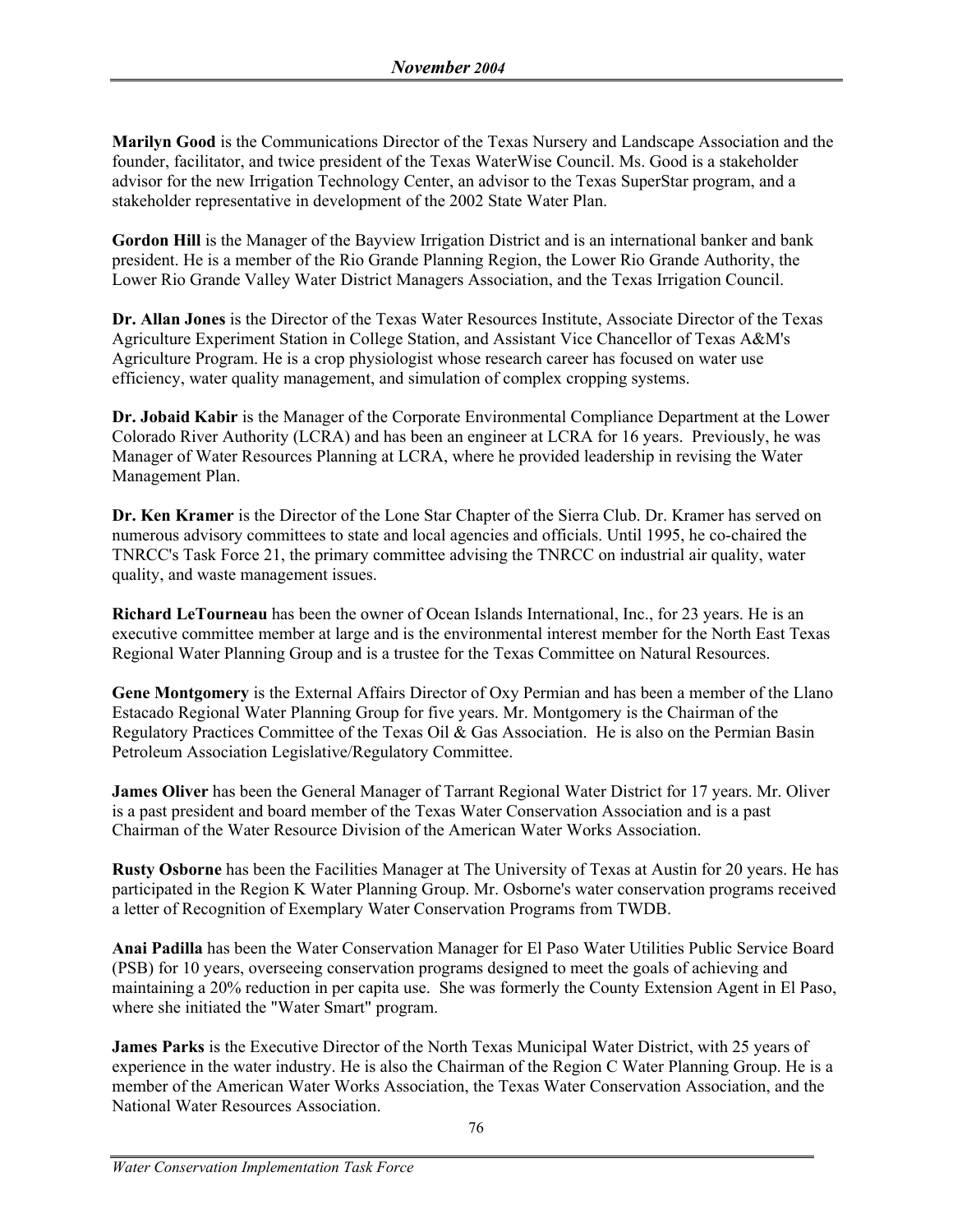**Marilyn Good** is the Communications Director of the Texas Nursery and Landscape Association and the founder, facilitator, and twice president of the Texas WaterWise Council. Ms. Good is a stakeholder advisor for the new Irrigation Technology Center, an advisor to the Texas SuperStar program, and a stakeholder representative in development of the 2002 State Water Plan.

**Gordon Hill** is the Manager of the Bayview Irrigation District and is an international banker and bank president. He is a member of the Rio Grande Planning Region, the Lower Rio Grande Authority, the Lower Rio Grande Valley Water District Managers Association, and the Texas Irrigation Council.

**Dr. Allan Jones** is the Director of the Texas Water Resources Institute, Associate Director of the Texas Agriculture Experiment Station in College Station, and Assistant Vice Chancellor of Texas A&M's Agriculture Program. He is a crop physiologist whose research career has focused on water use efficiency, water quality management, and simulation of complex cropping systems.

**Dr. Jobaid Kabir** is the Manager of the Corporate Environmental Compliance Department at the Lower Colorado River Authority (LCRA) and has been an engineer at LCRA for 16 years. Previously, he was Manager of Water Resources Planning at LCRA, where he provided leadership in revising the Water Management Plan.

**Dr. Ken Kramer** is the Director of the Lone Star Chapter of the Sierra Club. Dr. Kramer has served on numerous advisory committees to state and local agencies and officials. Until 1995, he co-chaired the TNRCC's Task Force 21, the primary committee advising the TNRCC on industrial air quality, water quality, and waste management issues.

**Richard LeTourneau** has been the owner of Ocean Islands International, Inc., for 23 years. He is an executive committee member at large and is the environmental interest member for the North East Texas Regional Water Planning Group and is a trustee for the Texas Committee on Natural Resources.

**Gene Montgomery** is the External Affairs Director of Oxy Permian and has been a member of the Llano Estacado Regional Water Planning Group for five years. Mr. Montgomery is the Chairman of the Regulatory Practices Committee of the Texas Oil & Gas Association. He is also on the Permian Basin Petroleum Association Legislative/Regulatory Committee.

**James Oliver** has been the General Manager of Tarrant Regional Water District for 17 years. Mr. Oliver is a past president and board member of the Texas Water Conservation Association and is a past Chairman of the Water Resource Division of the American Water Works Association.

**Rusty Osborne** has been the Facilities Manager at The University of Texas at Austin for 20 years. He has participated in the Region K Water Planning Group. Mr. Osborne's water conservation programs received a letter of Recognition of Exemplary Water Conservation Programs from TWDB.

**Anai Padilla** has been the Water Conservation Manager for El Paso Water Utilities Public Service Board (PSB) for 10 years, overseeing conservation programs designed to meet the goals of achieving and maintaining a 20% reduction in per capita use. She was formerly the County Extension Agent in El Paso, where she initiated the "Water Smart" program.

**James Parks** is the Executive Director of the North Texas Municipal Water District, with 25 years of experience in the water industry. He is also the Chairman of the Region C Water Planning Group. He is a member of the American Water Works Association, the Texas Water Conservation Association, and the National Water Resources Association.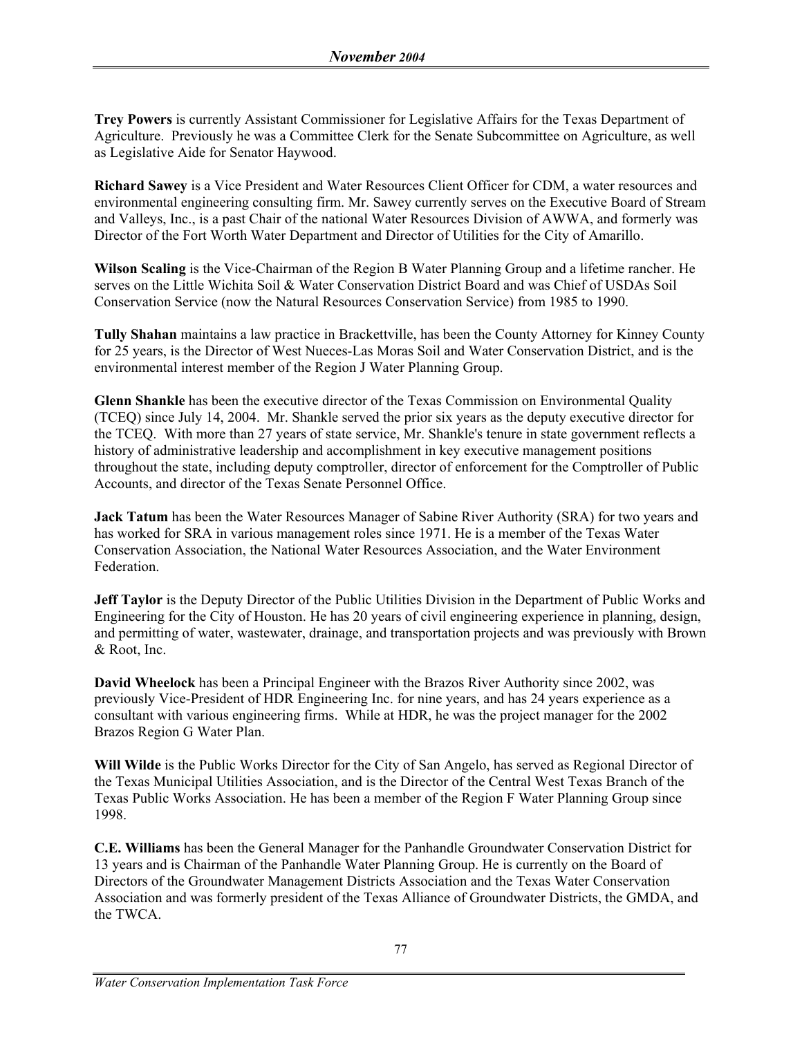**Trey Powers** is currently Assistant Commissioner for Legislative Affairs for the Texas Department of Agriculture. Previously he was a Committee Clerk for the Senate Subcommittee on Agriculture, as well as Legislative Aide for Senator Haywood.

**Richard Sawey** is a Vice President and Water Resources Client Officer for CDM, a water resources and environmental engineering consulting firm. Mr. Sawey currently serves on the Executive Board of Stream and Valleys, Inc., is a past Chair of the national Water Resources Division of AWWA, and formerly was Director of the Fort Worth Water Department and Director of Utilities for the City of Amarillo.

**Wilson Scaling** is the Vice-Chairman of the Region B Water Planning Group and a lifetime rancher. He serves on the Little Wichita Soil & Water Conservation District Board and was Chief of USDAs Soil Conservation Service (now the Natural Resources Conservation Service) from 1985 to 1990.

**Tully Shahan** maintains a law practice in Brackettville, has been the County Attorney for Kinney County for 25 years, is the Director of West Nueces-Las Moras Soil and Water Conservation District, and is the environmental interest member of the Region J Water Planning Group.

**Glenn Shankle** has been the executive director of the Texas Commission on Environmental Quality (TCEQ) since July 14, 2004. Mr. Shankle served the prior six years as the deputy executive director for the TCEQ. With more than 27 years of state service, Mr. Shankle's tenure in state government reflects a history of administrative leadership and accomplishment in key executive management positions throughout the state, including deputy comptroller, director of enforcement for the Comptroller of Public Accounts, and director of the Texas Senate Personnel Office.

**Jack Tatum** has been the Water Resources Manager of Sabine River Authority (SRA) for two years and has worked for SRA in various management roles since 1971. He is a member of the Texas Water Conservation Association, the National Water Resources Association, and the Water Environment Federation.

**Jeff Taylor** is the Deputy Director of the Public Utilities Division in the Department of Public Works and Engineering for the City of Houston. He has 20 years of civil engineering experience in planning, design, and permitting of water, wastewater, drainage, and transportation projects and was previously with Brown & Root, Inc.

**David Wheelock** has been a Principal Engineer with the Brazos River Authority since 2002, was previously Vice-President of HDR Engineering Inc. for nine years, and has 24 years experience as a consultant with various engineering firms. While at HDR, he was the project manager for the 2002 Brazos Region G Water Plan.

**Will Wilde** is the Public Works Director for the City of San Angelo, has served as Regional Director of the Texas Municipal Utilities Association, and is the Director of the Central West Texas Branch of the Texas Public Works Association. He has been a member of the Region F Water Planning Group since 1998.

**C.E. Williams** has been the General Manager for the Panhandle Groundwater Conservation District for 13 years and is Chairman of the Panhandle Water Planning Group. He is currently on the Board of Directors of the Groundwater Management Districts Association and the Texas Water Conservation Association and was formerly president of the Texas Alliance of Groundwater Districts, the GMDA, and the TWCA.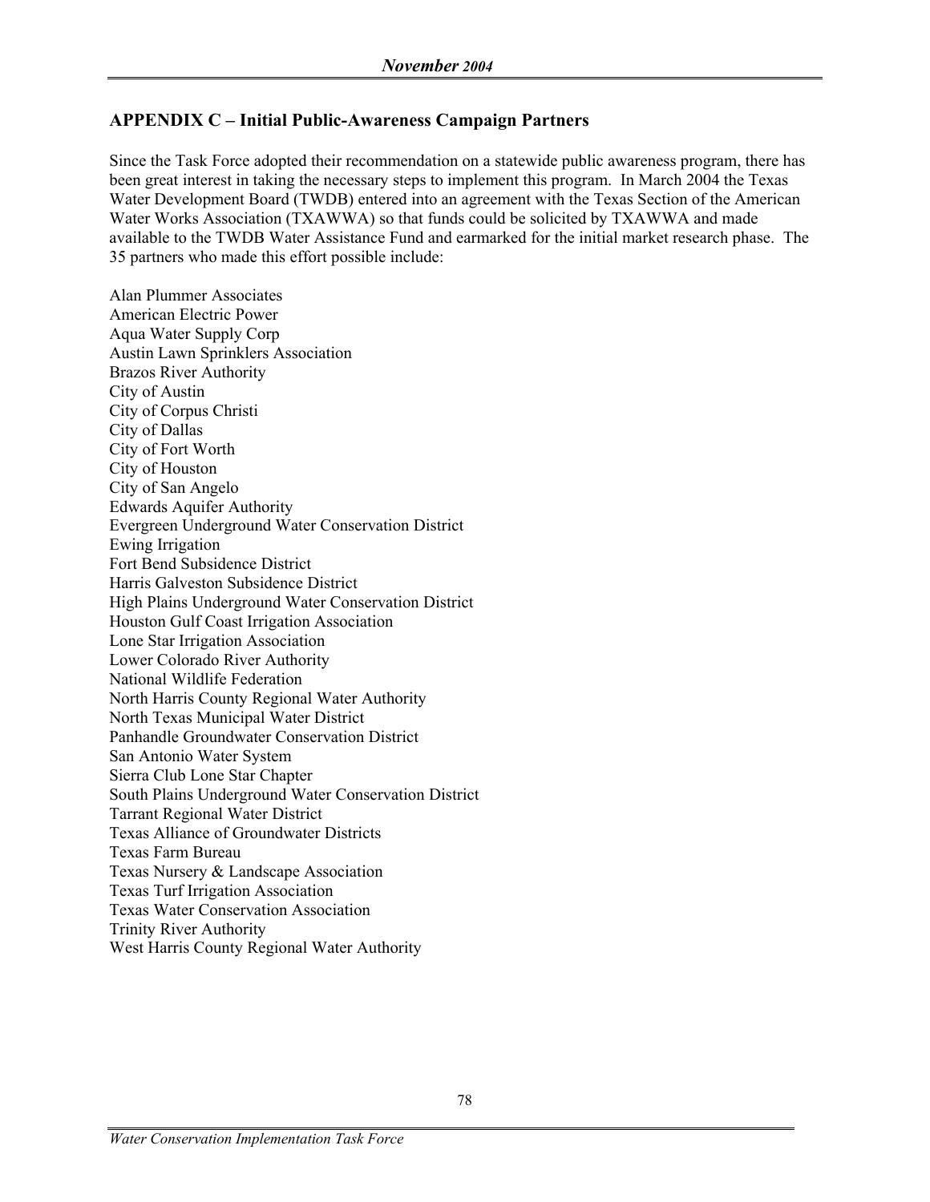## APPENDIX C – Initial Public-Awareness Campaign Partners

Since the Task Force adopted their recommendation on a statewide public awareness program, there has been great interest in taking the necessary steps to implement this program. In March 2004 the Texas Water Development Board (TWDB) entered into an agreement with the Texas Section of the American Water Works Association (TXAWWA) so that funds could be solicited by TXAWWA and made available to the TWDB Water Assistance Fund and earmarked for the initial market research phase. The 35 partners who made this effort possible include:

Alan Plummer Associates
American Electric Power
Aqua Water Supply Corp
Austin Lawn Sprinklers Association
Brazos River Authority
City of Austin
City of Corpus Christi
City of Dallas
City of Fort Worth
City of Houston
City of San Angelo
Edwards Aquifer Authority
Evergreen Underground Water Conservation District
Ewing Irrigation
Fort Bend Subsidence District
Harris Galveston Subsidence District
High Plains Underground Water Conservation District
Houston Gulf Coast Irrigation Association
Lone Star Irrigation Association
Lower Colorado River Authority
National Wildlife Federation
North Harris County Regional Water Authority
North Texas Municipal Water District
Panhandle Groundwater Conservation District
San Antonio Water System
Sierra Club Lone Star Chapter
South Plains Underground Water Conservation District
Tarrant Regional Water District
Texas Alliance of Groundwater Districts
Texas Farm Bureau
Texas Nursery & Landscape Association
Texas Turf Irrigation Association
Texas Water Conservation Association
Trinity River Authority
West Harris County Regional Water Authority